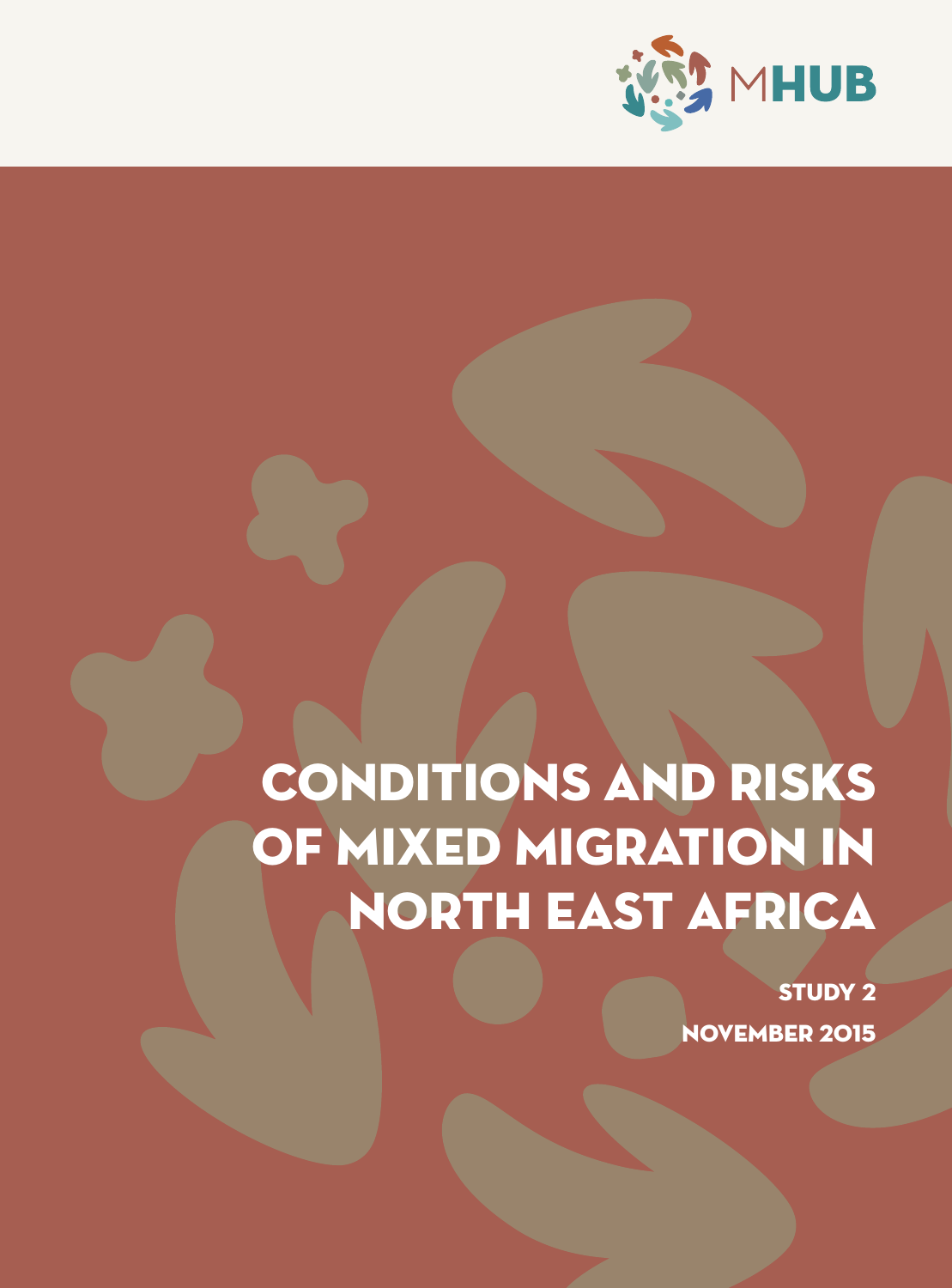MHUB

# CONDITIONS AND RISKS OF MIXED MIGRATION IN NORTH EAST AFRICA

STUDY 2

NOVEMBER 2015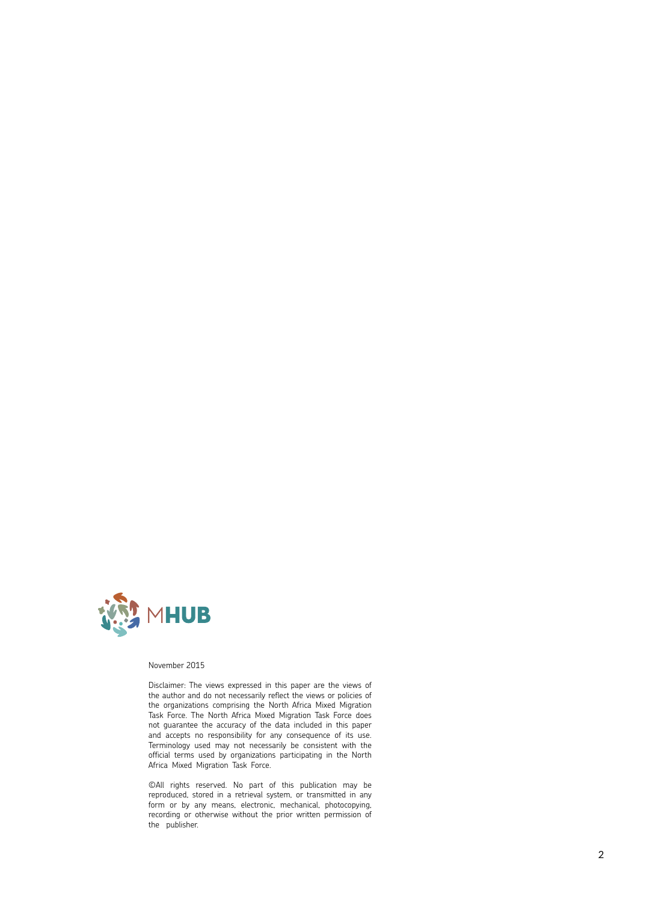MHUB

November 2015

Disclaimer: The views expressed in this paper are the views of the author and do not necessarily reflect the views or policies of the organizations comprising the North Africa Mixed Migration Task Force. The North Africa Mixed Migration Task Force does not guarantee the accuracy of the data included in this paper and accepts no responsibility for any consequence of its use. Terminology used may not necessarily be consistent with the official terms used by organizations participating in the North Africa Mixed Migration Task Force.

©All rights reserved. No part of this publication may be reproduced, stored in a retrieval system, or transmitted in any form or by any means, electronic, mechanical, photocopying, recording or otherwise without the prior written permission of the publisher.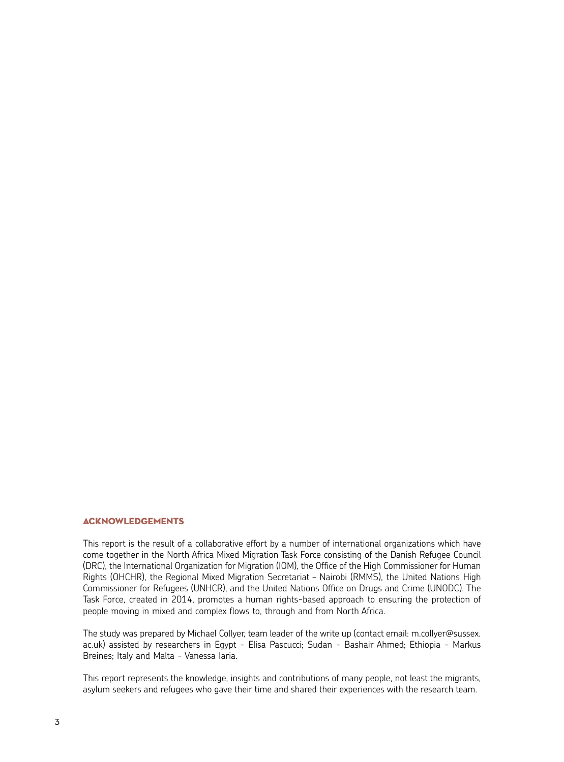## ACKNOWLEDGEMENTS

This report is the result of a collaborative effort by a number of international organizations which have come together in the North Africa Mixed Migration Task Force consisting of the Danish Refugee Council (DRC), the International Organization for Migration (IOM), the Office of the High Commissioner for Human Rights (OHCHR), the Regional Mixed Migration Secretariat – Nairobi (RMMS), the United Nations High Commissioner for Refugees (UNHCR), and the United Nations Office on Drugs and Crime (UNODC). The Task Force, created in 2014, promotes a human rights-based approach to ensuring the protection of people moving in mixed and complex flows to, through and from North Africa.

The study was prepared by Michael Collyer, team leader of the write up (contact email: m.collyer@sussex.ac.uk) assisted by researchers in Egypt - Elisa Pascucci; Sudan - Bashair Ahmed; Ethiopia - Markus Breines; Italy and Malta - Vanessa Iaria.

This report represents the knowledge, insights and contributions of many people, not least the migrants, asylum seekers and refugees who gave their time and shared their experiences with the research team.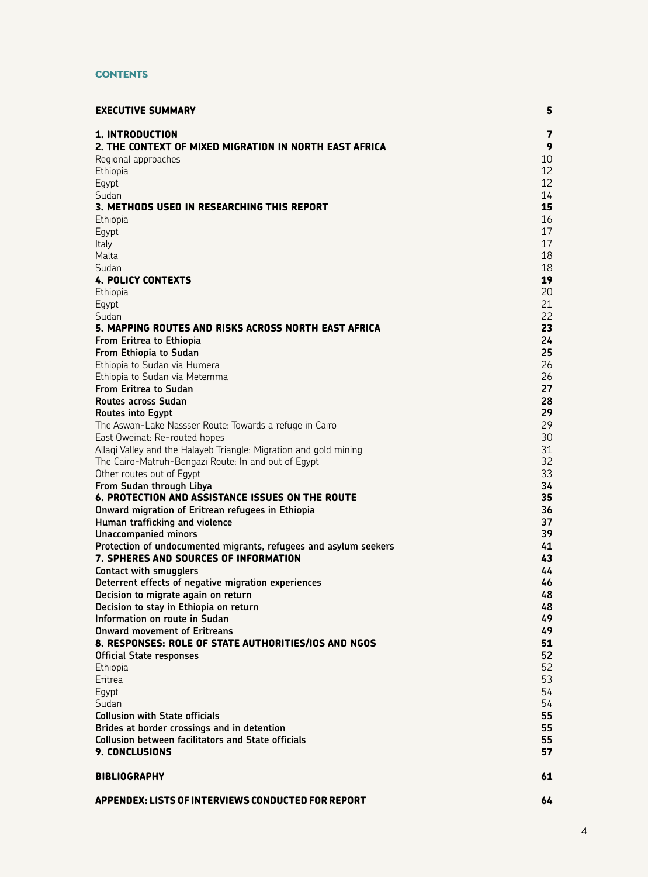## CONTENTS

| | |
|---|---|
| **EXECUTIVE SUMMARY** | **5** |
| **1. INTRODUCTION** | **7** |
| **2. THE CONTEXT OF MIXED MIGRATION IN NORTH EAST AFRICA** | **9** |
| Regional approaches | 10 |
| Ethiopia | 12 |
| Egypt | 12 |
| Sudan | 14 |
| **3. METHODS USED IN RESEARCHING THIS REPORT** | **15** |
| Ethiopia | 16 |
| Egypt | 17 |
| Italy | 17 |
| Malta | 18 |
| Sudan | 18 |
| **4. POLICY CONTEXTS** | **19** |
| Ethiopia | 20 |
| Egypt | 21 |
| Sudan | 22 |
| **5. MAPPING ROUTES AND RISKS ACROSS NORTH EAST AFRICA** | **23** |
| **From Eritrea to Ethiopia** | **24** |
| **From Ethiopia to Sudan** | **25** |
| Ethiopia to Sudan via Humera | 26 |
| Ethiopia to Sudan via Metemma | 26 |
| **From Eritrea to Sudan** | **27** |
| **Routes across Sudan** | **28** |
| **Routes into Egypt** | **29** |
| The Aswan-Lake Nassser Route: Towards a refuge in Cairo | 29 |
| East Oweinat: Re-routed hopes | 30 |
| Allaqi Valley and the Halayeb Triangle: Migration and gold mining | 31 |
| The Cairo-Matruh-Bengazi Route: In and out of Egypt | 32 |
| Other routes out of Egypt | 33 |
| **From Sudan through Libya** | **34** |
| **6. PROTECTION AND ASSISTANCE ISSUES ON THE ROUTE** | **35** |
| **Onward migration of Eritrean refugees in Ethiopia** | **36** |
| **Human trafficking and violence** | **37** |
| **Unaccompanied minors** | **39** |
| **Protection of undocumented migrants, refugees and asylum seekers** | **41** |
| **7. SPHERES AND SOURCES OF INFORMATION** | **43** |
| **Contact with smugglers** | **44** |
| **Deterrent effects of negative migration experiences** | **46** |
| **Decision to migrate again on return** | **48** |
| **Decision to stay in Ethiopia on return** | **48** |
| **Information on route in Sudan** | **49** |
| **Onward movement of Eritreans** | **49** |
| **8. RESPONSES: ROLE OF STATE AUTHORITIES/IOS AND NGOS** | **51** |
| **Official State responses** | **52** |
| Ethiopia | 52 |
| Eritrea | 53 |
| Egypt | 54 |
| Sudan | 54 |
| **Collusion with State officials** | **55** |
| **Brides at border crossings and in detention** | **55** |
| **Collusion between facilitators and State officials** | **55** |
| **9. CONCLUSIONS** | **57** |
| **BIBLIOGRAPHY** | **61** |
| **APPENDEX: LISTS OF INTERVIEWS CONDUCTED FOR REPORT** | **64** |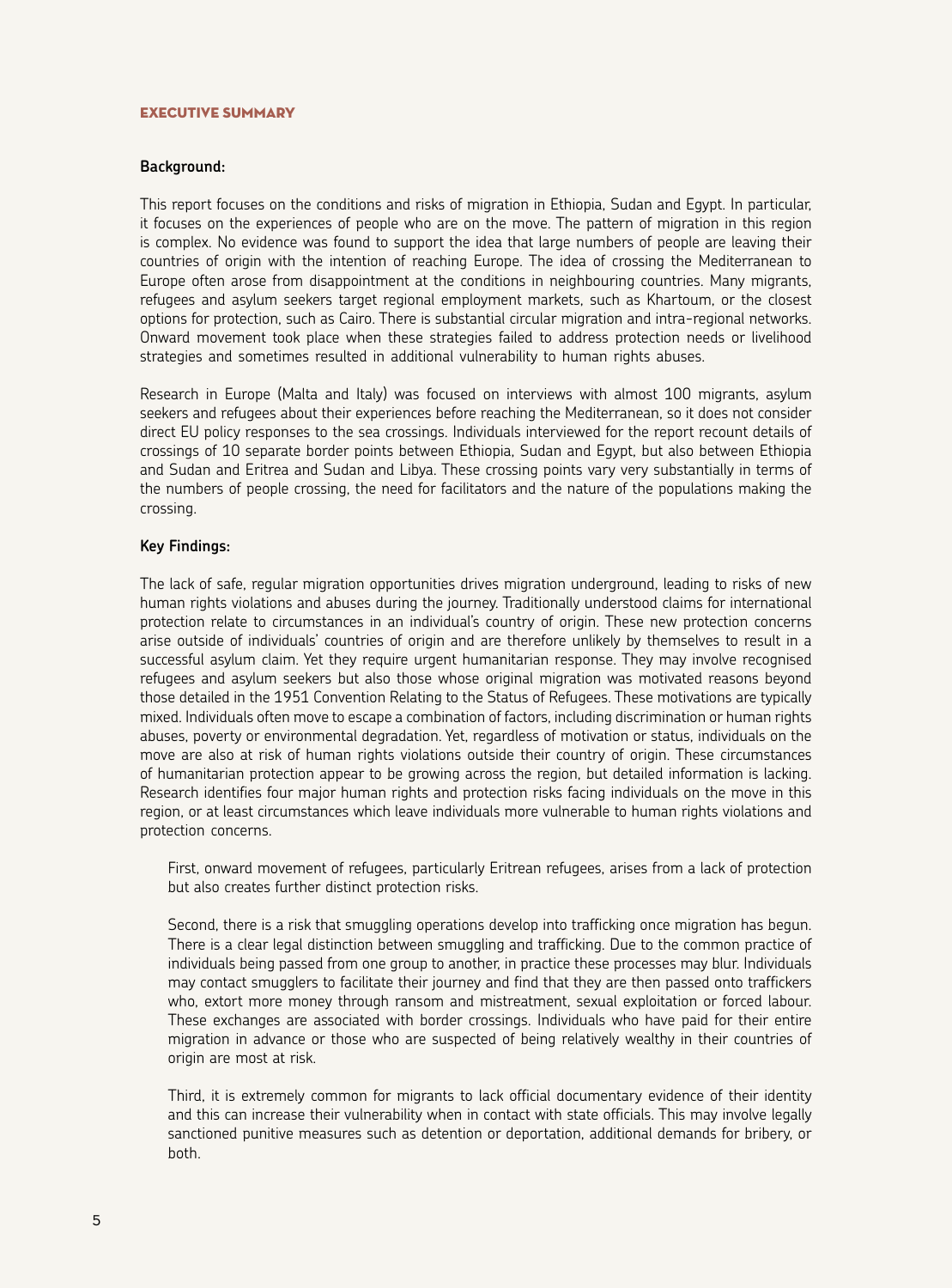## EXECUTIVE SUMMARY

**Background:**

This report focuses on the conditions and risks of migration in Ethiopia, Sudan and Egypt. In particular, it focuses on the experiences of people who are on the move. The pattern of migration in this region is complex. No evidence was found to support the idea that large numbers of people are leaving their countries of origin with the intention of reaching Europe. The idea of crossing the Mediterranean to Europe often arose from disappointment at the conditions in neighbouring countries. Many migrants, refugees and asylum seekers target regional employment markets, such as Khartoum, or the closest options for protection, such as Cairo. There is substantial circular migration and intra-regional networks. Onward movement took place when these strategies failed to address protection needs or livelihood strategies and sometimes resulted in additional vulnerability to human rights abuses.

Research in Europe (Malta and Italy) was focused on interviews with almost 100 migrants, asylum seekers and refugees about their experiences before reaching the Mediterranean, so it does not consider direct EU policy responses to the sea crossings. Individuals interviewed for the report recount details of crossings of 10 separate border points between Ethiopia, Sudan and Egypt, but also between Ethiopia and Sudan and Eritrea and Sudan and Libya. These crossing points vary very substantially in terms of the numbers of people crossing, the need for facilitators and the nature of the populations making the crossing.

**Key Findings:**

The lack of safe, regular migration opportunities drives migration underground, leading to risks of new human rights violations and abuses during the journey. Traditionally understood claims for international protection relate to circumstances in an individual's country of origin. These new protection concerns arise outside of individuals' countries of origin and are therefore unlikely by themselves to result in a successful asylum claim. Yet they require urgent humanitarian response. They may involve recognised refugees and asylum seekers but also those whose original migration was motivated reasons beyond those detailed in the 1951 Convention Relating to the Status of Refugees. These motivations are typically mixed. Individuals often move to escape a combination of factors, including discrimination or human rights abuses, poverty or environmental degradation. Yet, regardless of motivation or status, individuals on the move are also at risk of human rights violations outside their country of origin. These circumstances of humanitarian protection appear to be growing across the region, but detailed information is lacking. Research identifies four major human rights and protection risks facing individuals on the move in this region, or at least circumstances which leave individuals more vulnerable to human rights violations and protection concerns.

First, onward movement of refugees, particularly Eritrean refugees, arises from a lack of protection but also creates further distinct protection risks.

Second, there is a risk that smuggling operations develop into trafficking once migration has begun. There is a clear legal distinction between smuggling and trafficking. Due to the common practice of individuals being passed from one group to another, in practice these processes may blur. Individuals may contact smugglers to facilitate their journey and find that they are then passed onto traffickers who, extort more money through ransom and mistreatment, sexual exploitation or forced labour. These exchanges are associated with border crossings. Individuals who have paid for their entire migration in advance or those who are suspected of being relatively wealthy in their countries of origin are most at risk.

Third, it is extremely common for migrants to lack official documentary evidence of their identity and this can increase their vulnerability when in contact with state officials. This may involve legally sanctioned punitive measures such as detention or deportation, additional demands for bribery, or both.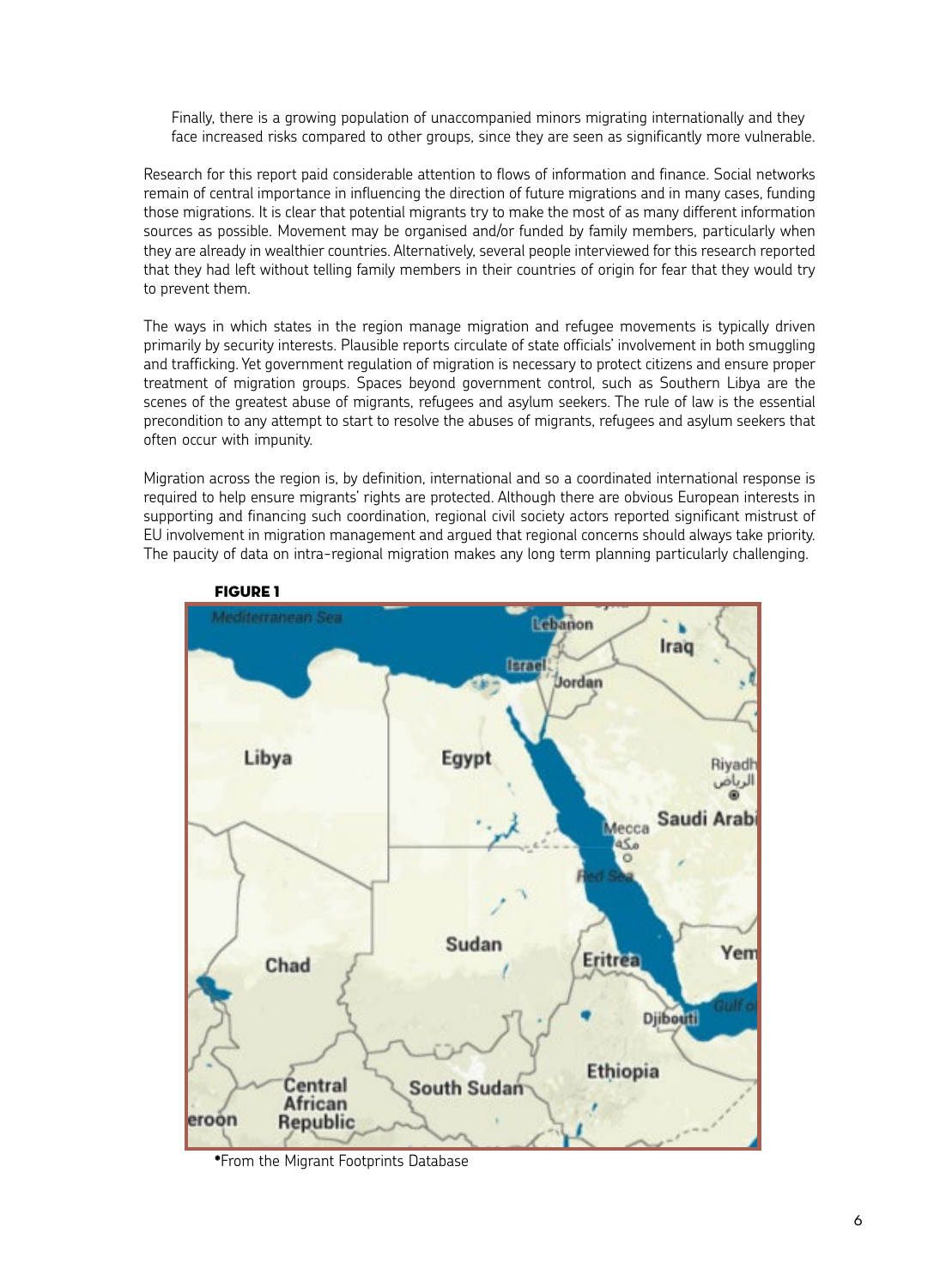Finally, there is a growing population of unaccompanied minors migrating internationally and they face increased risks compared to other groups, since they are seen as significantly more vulnerable.

Research for this report paid considerable attention to flows of information and finance. Social networks remain of central importance in influencing the direction of future migrations and in many cases, funding those migrations. It is clear that potential migrants try to make the most of as many different information sources as possible. Movement may be organised and/or funded by family members, particularly when they are already in wealthier countries. Alternatively, several people interviewed for this research reported that they had left without telling family members in their countries of origin for fear that they would try to prevent them.

The ways in which states in the region manage migration and refugee movements is typically driven primarily by security interests. Plausible reports circulate of state officials' involvement in both smuggling and trafficking. Yet government regulation of migration is necessary to protect citizens and ensure proper treatment of migration groups. Spaces beyond government control, such as Southern Libya are the scenes of the greatest abuse of migrants, refugees and asylum seekers. The rule of law is the essential precondition to any attempt to start to resolve the abuses of migrants, refugees and asylum seekers that often occur with impunity.

Migration across the region is, by definition, international and so a coordinated international response is required to help ensure migrants' rights are protected. Although there are obvious European interests in supporting and financing such coordination, regional civil society actors reported significant mistrust of EU involvement in migration management and argued that regional concerns should always take priority. The paucity of data on intra-regional migration makes any long term planning particularly challenging.

**FIGURE 1**

*From the Migrant Footprints Database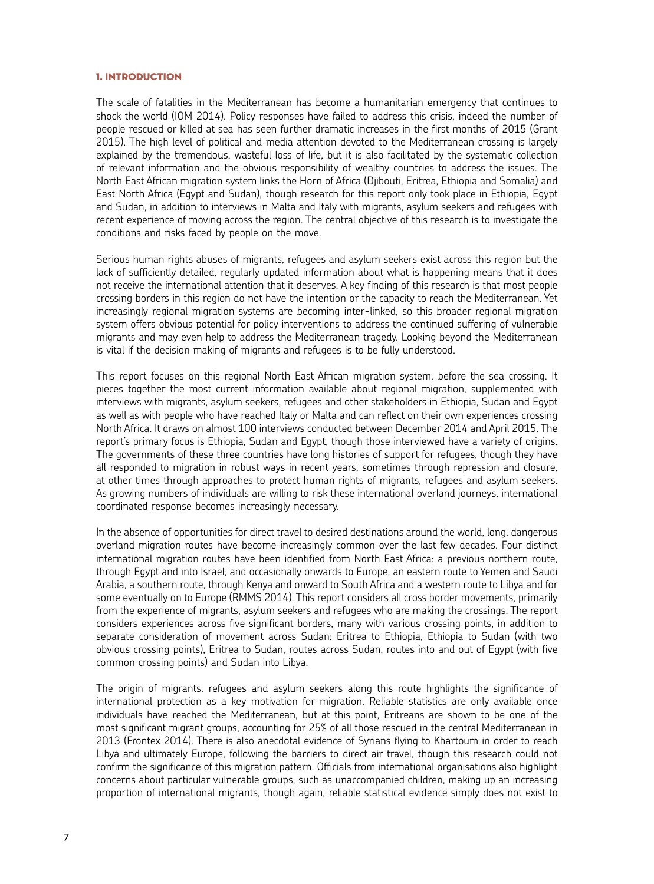## 1. INTRODUCTION

The scale of fatalities in the Mediterranean has become a humanitarian emergency that continues to shock the world (IOM 2014). Policy responses have failed to address this crisis, indeed the number of people rescued or killed at sea has seen further dramatic increases in the first months of 2015 (Grant 2015). The high level of political and media attention devoted to the Mediterranean crossing is largely explained by the tremendous, wasteful loss of life, but it is also facilitated by the systematic collection of relevant information and the obvious responsibility of wealthy countries to address the issues. The North East African migration system links the Horn of Africa (Djibouti, Eritrea, Ethiopia and Somalia) and East North Africa (Egypt and Sudan), though research for this report only took place in Ethiopia, Egypt and Sudan, in addition to interviews in Malta and Italy with migrants, asylum seekers and refugees with recent experience of moving across the region. The central objective of this research is to investigate the conditions and risks faced by people on the move.

Serious human rights abuses of migrants, refugees and asylum seekers exist across this region but the lack of sufficiently detailed, regularly updated information about what is happening means that it does not receive the international attention that it deserves. A key finding of this research is that most people crossing borders in this region do not have the intention or the capacity to reach the Mediterranean. Yet increasingly regional migration systems are becoming inter-linked, so this broader regional migration system offers obvious potential for policy interventions to address the continued suffering of vulnerable migrants and may even help to address the Mediterranean tragedy. Looking beyond the Mediterranean is vital if the decision making of migrants and refugees is to be fully understood.

This report focuses on this regional North East African migration system, before the sea crossing. It pieces together the most current information available about regional migration, supplemented with interviews with migrants, asylum seekers, refugees and other stakeholders in Ethiopia, Sudan and Egypt as well as with people who have reached Italy or Malta and can reflect on their own experiences crossing North Africa. It draws on almost 100 interviews conducted between December 2014 and April 2015. The report's primary focus is Ethiopia, Sudan and Egypt, though those interviewed have a variety of origins. The governments of these three countries have long histories of support for refugees, though they have all responded to migration in robust ways in recent years, sometimes through repression and closure, at other times through approaches to protect human rights of migrants, refugees and asylum seekers. As growing numbers of individuals are willing to risk these international overland journeys, international coordinated response becomes increasingly necessary.

In the absence of opportunities for direct travel to desired destinations around the world, long, dangerous overland migration routes have become increasingly common over the last few decades. Four distinct international migration routes have been identified from North East Africa: a previous northern route, through Egypt and into Israel, and occasionally onwards to Europe, an eastern route to Yemen and Saudi Arabia, a southern route, through Kenya and onward to South Africa and a western route to Libya and for some eventually on to Europe (RMMS 2014). This report considers all cross border movements, primarily from the experience of migrants, asylum seekers and refugees who are making the crossings. The report considers experiences across five significant borders, many with various crossing points, in addition to separate consideration of movement across Sudan: Eritrea to Ethiopia, Ethiopia to Sudan (with two obvious crossing points), Eritrea to Sudan, routes across Sudan, routes into and out of Egypt (with five common crossing points) and Sudan into Libya.

The origin of migrants, refugees and asylum seekers along this route highlights the significance of international protection as a key motivation for migration. Reliable statistics are only available once individuals have reached the Mediterranean, but at this point, Eritreans are shown to be one of the most significant migrant groups, accounting for 25% of all those rescued in the central Mediterranean in 2013 (Frontex 2014). There is also anecdotal evidence of Syrians flying to Khartoum in order to reach Libya and ultimately Europe, following the barriers to direct air travel, though this research could not confirm the significance of this migration pattern. Officials from international organisations also highlight concerns about particular vulnerable groups, such as unaccompanied children, making up an increasing proportion of international migrants, though again, reliable statistical evidence simply does not exist to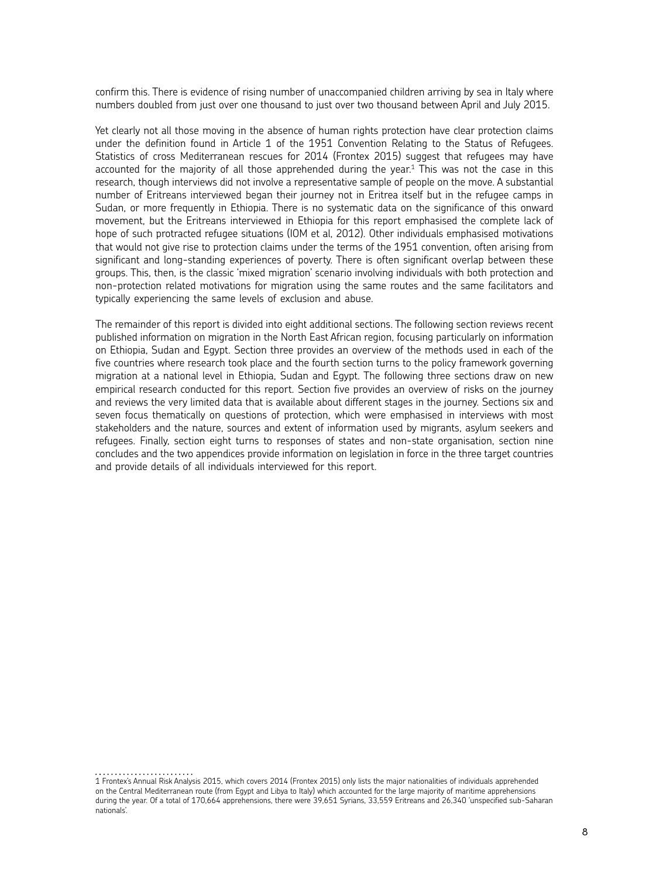confirm this. There is evidence of rising number of unaccompanied children arriving by sea in Italy where numbers doubled from just over one thousand to just over two thousand between April and July 2015.

Yet clearly not all those moving in the absence of human rights protection have clear protection claims under the definition found in Article 1 of the 1951 Convention Relating to the Status of Refugees. Statistics of cross Mediterranean rescues for 2014 (Frontex 2015) suggest that refugees may have accounted for the majority of all those apprehended during the year.[1] This was not the case in this research, though interviews did not involve a representative sample of people on the move. A substantial number of Eritreans interviewed began their journey not in Eritrea itself but in the refugee camps in Sudan, or more frequently in Ethiopia. There is no systematic data on the significance of this onward movement, but the Eritreans interviewed in Ethiopia for this report emphasised the complete lack of hope of such protracted refugee situations (IOM et al, 2012). Other individuals emphasised motivations that would not give rise to protection claims under the terms of the 1951 convention, often arising from significant and long-standing experiences of poverty. There is often significant overlap between these groups. This, then, is the classic 'mixed migration' scenario involving individuals with both protection and non-protection related motivations for migration using the same routes and the same facilitators and typically experiencing the same levels of exclusion and abuse.

The remainder of this report is divided into eight additional sections. The following section reviews recent published information on migration in the North East African region, focusing particularly on information on Ethiopia, Sudan and Egypt. Section three provides an overview of the methods used in each of the five countries where research took place and the fourth section turns to the policy framework governing migration at a national level in Ethiopia, Sudan and Egypt. The following three sections draw on new empirical research conducted for this report. Section five provides an overview of risks on the journey and reviews the very limited data that is available about different stages in the journey. Sections six and seven focus thematically on questions of protection, which were emphasised in interviews with most stakeholders and the nature, sources and extent of information used by migrants, asylum seekers and refugees. Finally, section eight turns to responses of states and non-state organisation, section nine concludes and the two appendices provide information on legislation in force in the three target countries and provide details of all individuals interviewed for this report.

---

1 Frontex's Annual Risk Analysis 2015, which covers 2014 (Frontex 2015) only lists the major nationalities of individuals apprehended on the Central Mediterranean route (from Egypt and Libya to Italy) which accounted for the large majority of maritime apprehensions during the year. Of a total of 170,664 apprehensions, there were 39,651 Syrians, 33,559 Eritreans and 26,340 'unspecified sub-Saharan nationals'.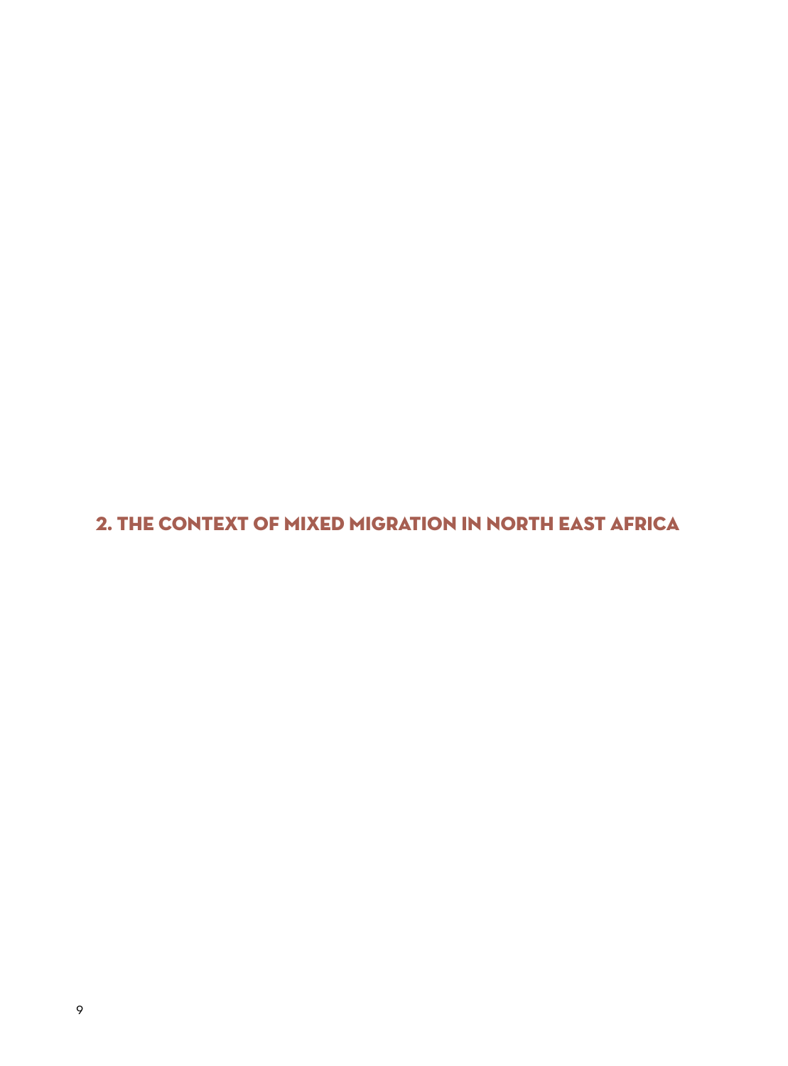# 2. THE CONTEXT OF MIXED MIGRATION IN NORTH EAST AFRICA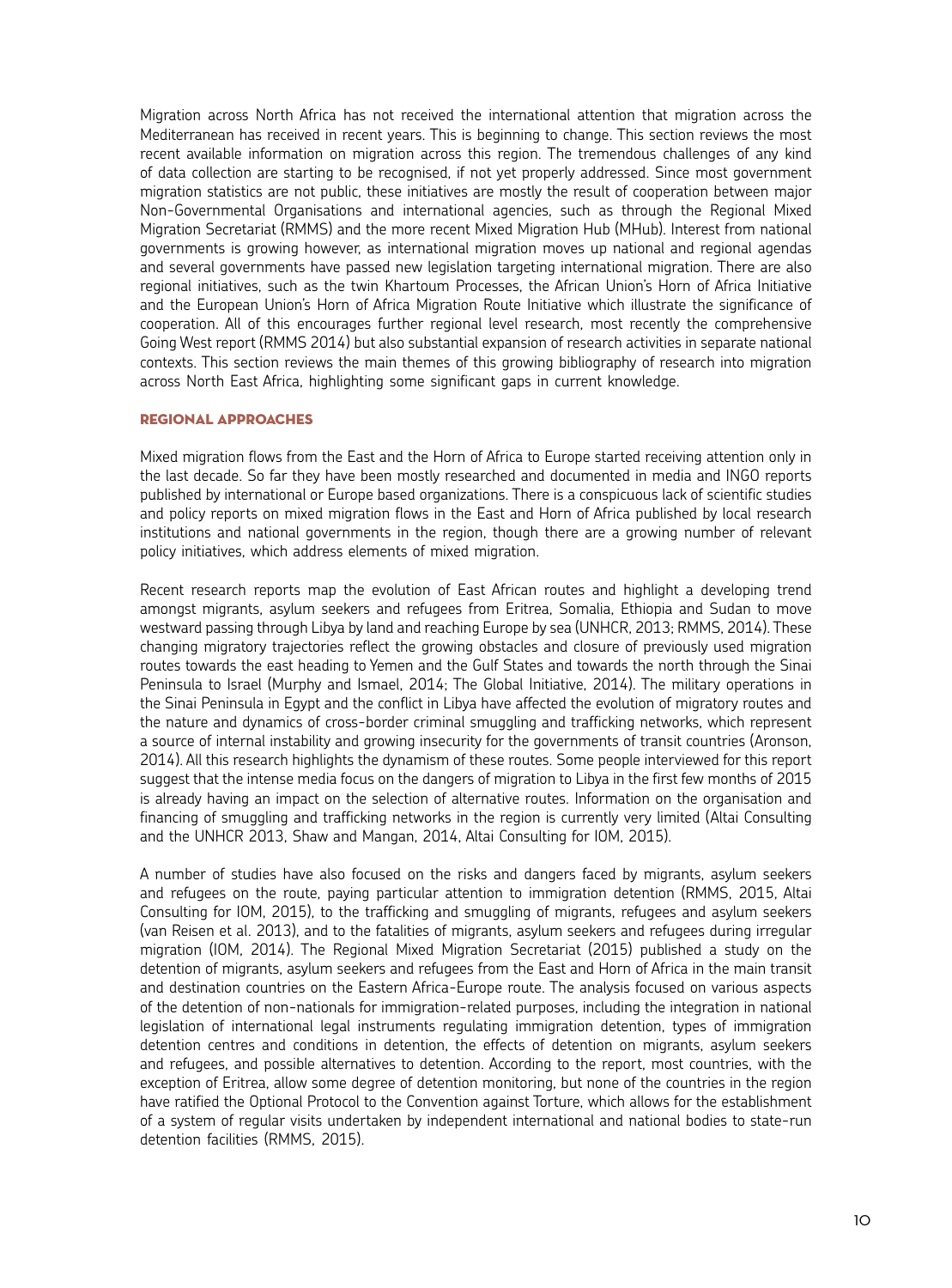Migration across North Africa has not received the international attention that migration across the Mediterranean has received in recent years. This is beginning to change. This section reviews the most recent available information on migration across this region. The tremendous challenges of any kind of data collection are starting to be recognised, if not yet properly addressed. Since most government migration statistics are not public, these initiatives are mostly the result of cooperation between major Non-Governmental Organisations and international agencies, such as through the Regional Mixed Migration Secretariat (RMMS) and the more recent Mixed Migration Hub (MHub). Interest from national governments is growing however, as international migration moves up national and regional agendas and several governments have passed new legislation targeting international migration. There are also regional initiatives, such as the twin Khartoum Processes, the African Union's Horn of Africa Initiative and the European Union's Horn of Africa Migration Route Initiative which illustrate the significance of cooperation. All of this encourages further regional level research, most recently the comprehensive Going West report (RMMS 2014) but also substantial expansion of research activities in separate national contexts. This section reviews the main themes of this growing bibliography of research into migration across North East Africa, highlighting some significant gaps in current knowledge.

## Regional Approaches

Mixed migration flows from the East and the Horn of Africa to Europe started receiving attention only in the last decade. So far they have been mostly researched and documented in media and INGO reports published by international or Europe based organizations. There is a conspicuous lack of scientific studies and policy reports on mixed migration flows in the East and Horn of Africa published by local research institutions and national governments in the region, though there are a growing number of relevant policy initiatives, which address elements of mixed migration.

Recent research reports map the evolution of East African routes and highlight a developing trend amongst migrants, asylum seekers and refugees from Eritrea, Somalia, Ethiopia and Sudan to move westward passing through Libya by land and reaching Europe by sea (UNHCR, 2013; RMMS, 2014). These changing migratory trajectories reflect the growing obstacles and closure of previously used migration routes towards the east heading to Yemen and the Gulf States and towards the north through the Sinai Peninsula to Israel (Murphy and Ismael, 2014; The Global Initiative, 2014). The military operations in the Sinai Peninsula in Egypt and the conflict in Libya have affected the evolution of migratory routes and the nature and dynamics of cross-border criminal smuggling and trafficking networks, which represent a source of internal instability and growing insecurity for the governments of transit countries (Aronson, 2014). All this research highlights the dynamism of these routes. Some people interviewed for this report suggest that the intense media focus on the dangers of migration to Libya in the first few months of 2015 is already having an impact on the selection of alternative routes. Information on the organisation and financing of smuggling and trafficking networks in the region is currently very limited (Altai Consulting and the UNHCR 2013, Shaw and Mangan, 2014, Altai Consulting for IOM, 2015).

A number of studies have also focused on the risks and dangers faced by migrants, asylum seekers and refugees on the route, paying particular attention to immigration detention (RMMS, 2015, Altai Consulting for IOM, 2015), to the trafficking and smuggling of migrants, refugees and asylum seekers (van Reisen et al. 2013), and to the fatalities of migrants, asylum seekers and refugees during irregular migration (IOM, 2014). The Regional Mixed Migration Secretariat (2015) published a study on the detention of migrants, asylum seekers and refugees from the East and Horn of Africa in the main transit and destination countries on the Eastern Africa-Europe route. The analysis focused on various aspects of the detention of non-nationals for immigration-related purposes, including the integration in national legislation of international legal instruments regulating immigration detention, types of immigration detention centres and conditions in detention, the effects of detention on migrants, asylum seekers and refugees, and possible alternatives to detention. According to the report, most countries, with the exception of Eritrea, allow some degree of detention monitoring, but none of the countries in the region have ratified the Optional Protocol to the Convention against Torture, which allows for the establishment of a system of regular visits undertaken by independent international and national bodies to state-run detention facilities (RMMS, 2015).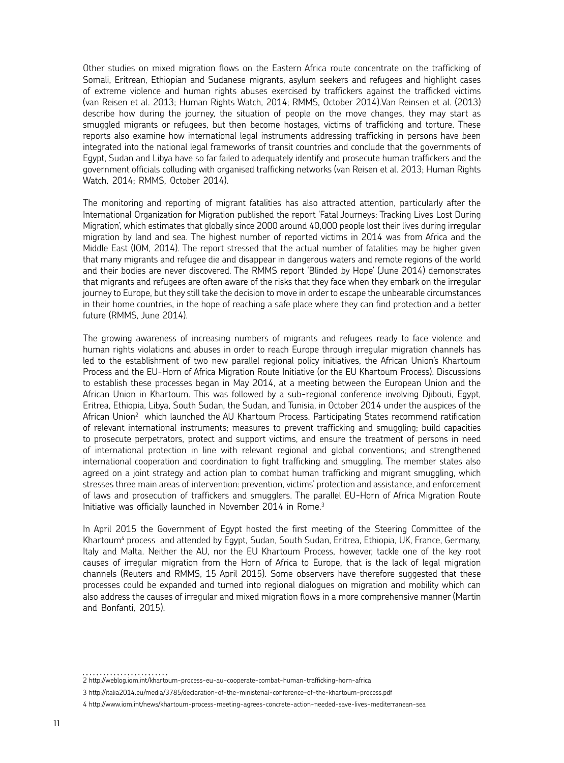Other studies on mixed migration flows on the Eastern Africa route concentrate on the trafficking of Somali, Eritrean, Ethiopian and Sudanese migrants, asylum seekers and refugees and highlight cases of extreme violence and human rights abuses exercised by traffickers against the trafficked victims (van Reisen et al. 2013; Human Rights Watch, 2014; RMMS, October 2014).Van Reinsen et al. (2013) describe how during the journey, the situation of people on the move changes, they may start as smuggled migrants or refugees, but then become hostages, victims of trafficking and torture. These reports also examine how international legal instruments addressing trafficking in persons have been integrated into the national legal frameworks of transit countries and conclude that the governments of Egypt, Sudan and Libya have so far failed to adequately identify and prosecute human traffickers and the government officials colluding with organised trafficking networks (van Reisen et al. 2013; Human Rights Watch, 2014; RMMS, October 2014).

The monitoring and reporting of migrant fatalities has also attracted attention, particularly after the International Organization for Migration published the report 'Fatal Journeys: Tracking Lives Lost During Migration', which estimates that globally since 2000 around 40,000 people lost their lives during irregular migration by land and sea. The highest number of reported victims in 2014 was from Africa and the Middle East (IOM, 2014). The report stressed that the actual number of fatalities may be higher given that many migrants and refugee die and disappear in dangerous waters and remote regions of the world and their bodies are never discovered. The RMMS report 'Blinded by Hope' (June 2014) demonstrates that migrants and refugees are often aware of the risks that they face when they embark on the irregular journey to Europe, but they still take the decision to move in order to escape the unbearable circumstances in their home countries, in the hope of reaching a safe place where they can find protection and a better future (RMMS, June 2014).

The growing awareness of increasing numbers of migrants and refugees ready to face violence and human rights violations and abuses in order to reach Europe through irregular migration channels has led to the establishment of two new parallel regional policy initiatives, the African Union's Khartoum Process and the EU-Horn of Africa Migration Route Initiative (or the EU Khartoum Process). Discussions to establish these processes began in May 2014, at a meeting between the European Union and the African Union in Khartoum. This was followed by a sub-regional conference involving Djibouti, Egypt, Eritrea, Ethiopia, Libya, South Sudan, the Sudan, and Tunisia, in October 2014 under the auspices of the African Union[2] which launched the AU Khartoum Process. Participating States recommend ratification of relevant international instruments; measures to prevent trafficking and smuggling; build capacities to prosecute perpetrators, protect and support victims, and ensure the treatment of persons in need of international protection in line with relevant regional and global conventions; and strengthened international cooperation and coordination to fight trafficking and smuggling. The member states also agreed on a joint strategy and action plan to combat human trafficking and migrant smuggling, which stresses three main areas of intervention: prevention, victims' protection and assistance, and enforcement of laws and prosecution of traffickers and smugglers. The parallel EU-Horn of Africa Migration Route Initiative was officially launched in November 2014 in Rome.[3]

In April 2015 the Government of Egypt hosted the first meeting of the Steering Committee of the Khartoum[4] process and attended by Egypt, Sudan, South Sudan, Eritrea, Ethiopia, UK, France, Germany, Italy and Malta. Neither the AU, nor the EU Khartoum Process, however, tackle one of the key root causes of irregular migration from the Horn of Africa to Europe, that is the lack of legal migration channels (Reuters and RMMS, 15 April 2015). Some observers have therefore suggested that these processes could be expanded and turned into regional dialogues on migration and mobility which can also address the causes of irregular and mixed migration flows in a more comprehensive manner (Martin and Bonfanti, 2015).

---

2 http://weblog.iom.int/khartoum-process-eu-au-cooperate-combat-human-trafficking-horn-africa

3 http://italia2014.eu/media/3785/declaration-of-the-ministerial-conference-of-the-khartoum-process.pdf

4 http://www.iom.int/news/khartoum-process-meeting-agrees-concrete-action-needed-save-lives-mediterranean-sea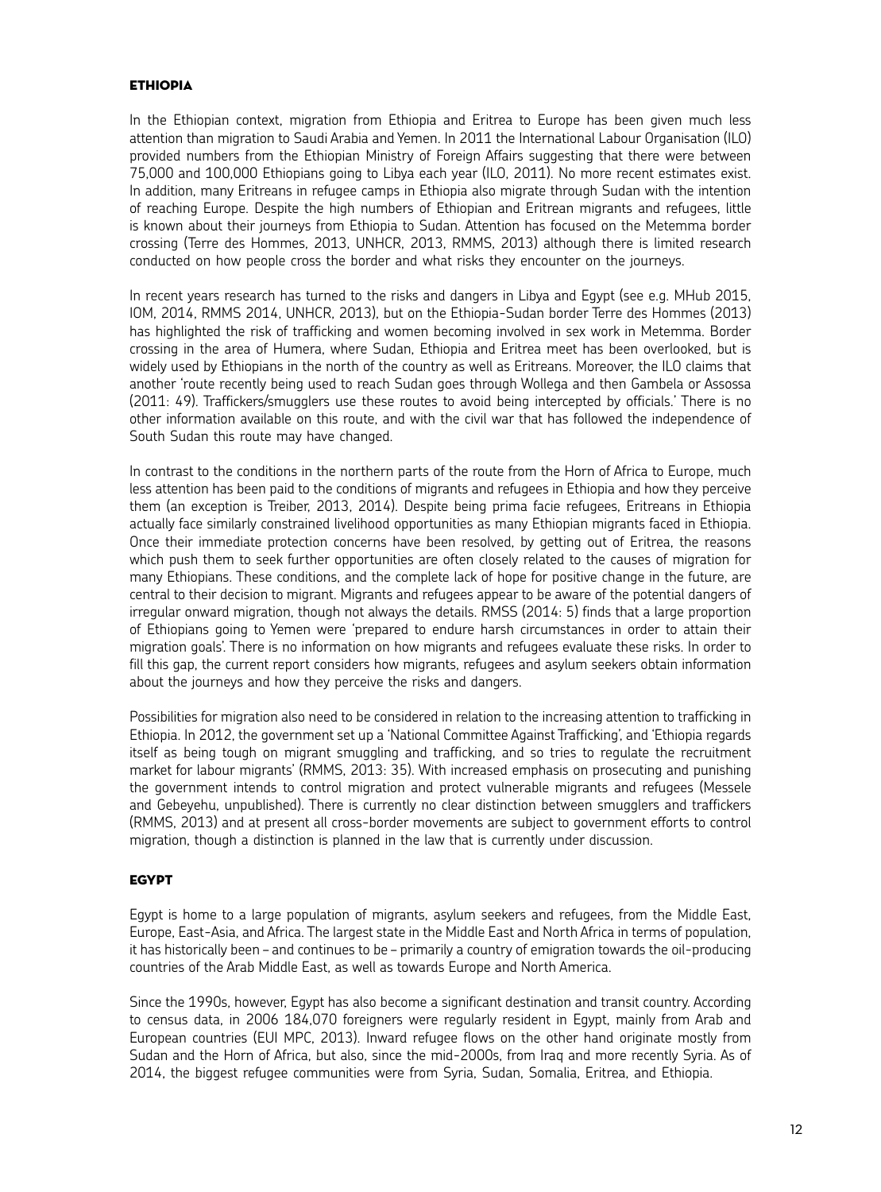## ETHIOPIA

In the Ethiopian context, migration from Ethiopia and Eritrea to Europe has been given much less attention than migration to Saudi Arabia and Yemen. In 2011 the International Labour Organisation (ILO) provided numbers from the Ethiopian Ministry of Foreign Affairs suggesting that there were between 75,000 and 100,000 Ethiopians going to Libya each year (ILO, 2011). No more recent estimates exist. In addition, many Eritreans in refugee camps in Ethiopia also migrate through Sudan with the intention of reaching Europe. Despite the high numbers of Ethiopian and Eritrean migrants and refugees, little is known about their journeys from Ethiopia to Sudan. Attention has focused on the Metemma border crossing (Terre des Hommes, 2013, UNHCR, 2013, RMMS, 2013) although there is limited research conducted on how people cross the border and what risks they encounter on the journeys.

In recent years research has turned to the risks and dangers in Libya and Egypt (see e.g. MHub 2015, IOM, 2014, RMMS 2014, UNHCR, 2013), but on the Ethiopia-Sudan border Terre des Hommes (2013) has highlighted the risk of trafficking and women becoming involved in sex work in Metemma. Border crossing in the area of Humera, where Sudan, Ethiopia and Eritrea meet has been overlooked, but is widely used by Ethiopians in the north of the country as well as Eritreans. Moreover, the ILO claims that another 'route recently being used to reach Sudan goes through Wollega and then Gambela or Assossa (2011: 49). Traffickers/smugglers use these routes to avoid being intercepted by officials.' There is no other information available on this route, and with the civil war that has followed the independence of South Sudan this route may have changed.

In contrast to the conditions in the northern parts of the route from the Horn of Africa to Europe, much less attention has been paid to the conditions of migrants and refugees in Ethiopia and how they perceive them (an exception is Treiber, 2013, 2014). Despite being prima facie refugees, Eritreans in Ethiopia actually face similarly constrained livelihood opportunities as many Ethiopian migrants faced in Ethiopia. Once their immediate protection concerns have been resolved, by getting out of Eritrea, the reasons which push them to seek further opportunities are often closely related to the causes of migration for many Ethiopians. These conditions, and the complete lack of hope for positive change in the future, are central to their decision to migrant. Migrants and refugees appear to be aware of the potential dangers of irregular onward migration, though not always the details. RMSS (2014: 5) finds that a large proportion of Ethiopians going to Yemen were 'prepared to endure harsh circumstances in order to attain their migration goals'. There is no information on how migrants and refugees evaluate these risks. In order to fill this gap, the current report considers how migrants, refugees and asylum seekers obtain information about the journeys and how they perceive the risks and dangers.

Possibilities for migration also need to be considered in relation to the increasing attention to trafficking in Ethiopia. In 2012, the government set up a 'National Committee Against Trafficking', and 'Ethiopia regards itself as being tough on migrant smuggling and trafficking, and so tries to regulate the recruitment market for labour migrants' (RMMS, 2013: 35). With increased emphasis on prosecuting and punishing the government intends to control migration and protect vulnerable migrants and refugees (Messele and Gebeyehu, unpublished). There is currently no clear distinction between smugglers and traffickers (RMMS, 2013) and at present all cross-border movements are subject to government efforts to control migration, though a distinction is planned in the law that is currently under discussion.

## EGYPT

Egypt is home to a large population of migrants, asylum seekers and refugees, from the Middle East, Europe, East-Asia, and Africa. The largest state in the Middle East and North Africa in terms of population, it has historically been – and continues to be – primarily a country of emigration towards the oil-producing countries of the Arab Middle East, as well as towards Europe and North America.

Since the 1990s, however, Egypt has also become a significant destination and transit country. According to census data, in 2006 184,070 foreigners were regularly resident in Egypt, mainly from Arab and European countries (EUI MPC, 2013). Inward refugee flows on the other hand originate mostly from Sudan and the Horn of Africa, but also, since the mid-2000s, from Iraq and more recently Syria. As of 2014, the biggest refugee communities were from Syria, Sudan, Somalia, Eritrea, and Ethiopia.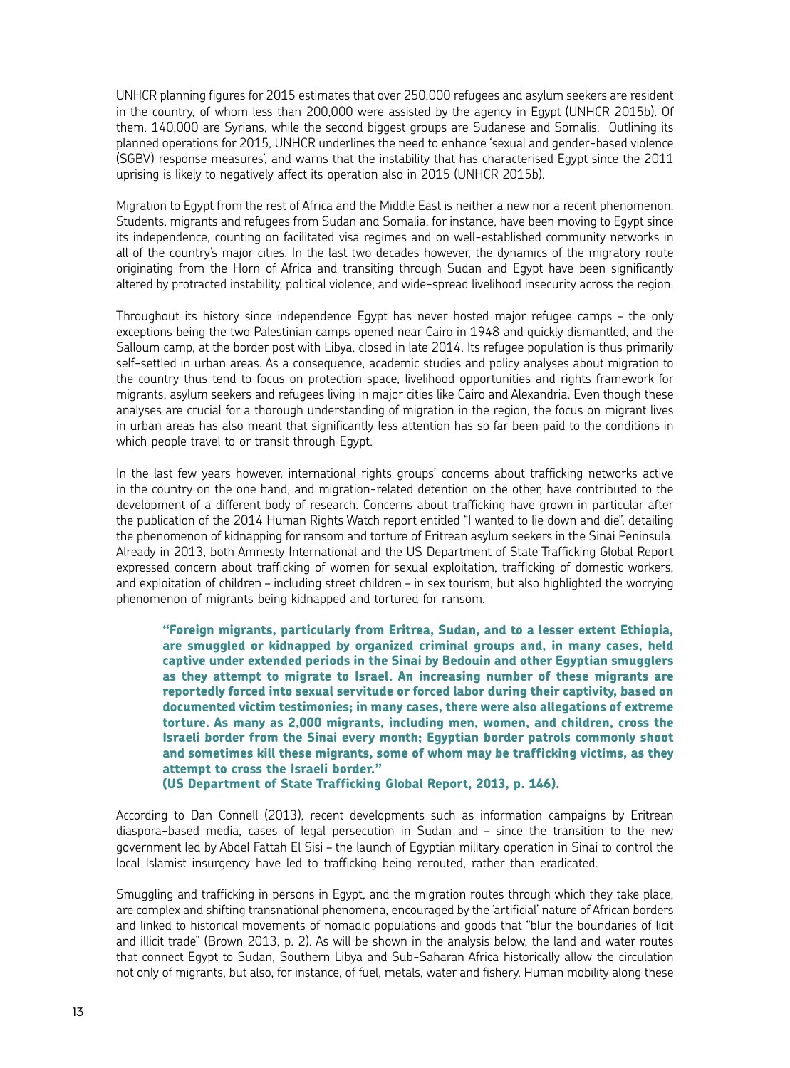UNHCR planning figures for 2015 estimates that over 250,000 refugees and asylum seekers are resident in the country, of whom less than 200,000 were assisted by the agency in Egypt (UNHCR 2015b). Of them, 140,000 are Syrians, while the second biggest groups are Sudanese and Somalis. Outlining its planned operations for 2015, UNHCR underlines the need to enhance 'sexual and gender-based violence (SGBV) response measures', and warns that the instability that has characterised Egypt since the 2011 uprising is likely to negatively affect its operation also in 2015 (UNHCR 2015b).

Migration to Egypt from the rest of Africa and the Middle East is neither a new nor a recent phenomenon. Students, migrants and refugees from Sudan and Somalia, for instance, have been moving to Egypt since its independence, counting on facilitated visa regimes and on well-established community networks in all of the country's major cities. In the last two decades however, the dynamics of the migratory route originating from the Horn of Africa and transiting through Sudan and Egypt have been significantly altered by protracted instability, political violence, and wide-spread livelihood insecurity across the region.

Throughout its history since independence Egypt has never hosted major refugee camps – the only exceptions being the two Palestinian camps opened near Cairo in 1948 and quickly dismantled, and the Salloum camp, at the border post with Libya, closed in late 2014. Its refugee population is thus primarily self-settled in urban areas. As a consequence, academic studies and policy analyses about migration to the country thus tend to focus on protection space, livelihood opportunities and rights framework for migrants, asylum seekers and refugees living in major cities like Cairo and Alexandria. Even though these analyses are crucial for a thorough understanding of migration in the region, the focus on migrant lives in urban areas has also meant that significantly less attention has so far been paid to the conditions in which people travel to or transit through Egypt.

In the last few years however, international rights groups' concerns about trafficking networks active in the country on the one hand, and migration-related detention on the other, have contributed to the development of a different body of research. Concerns about trafficking have grown in particular after the publication of the 2014 Human Rights Watch report entitled "I wanted to lie down and die", detailing the phenomenon of kidnapping for ransom and torture of Eritrean asylum seekers in the Sinai Peninsula. Already in 2013, both Amnesty International and the US Department of State Trafficking Global Report expressed concern about trafficking of women for sexual exploitation, trafficking of domestic workers, and exploitation of children – including street children – in sex tourism, but also highlighted the worrying phenomenon of migrants being kidnapped and tortured for ransom.

> **"Foreign migrants, particularly from Eritrea, Sudan, and to a lesser extent Ethiopia, are smuggled or kidnapped by organized criminal groups and, in many cases, held captive under extended periods in the Sinai by Bedouin and other Egyptian smugglers as they attempt to migrate to Israel. An increasing number of these migrants are reportedly forced into sexual servitude or forced labor during their captivity, based on documented victim testimonies; in many cases, there were also allegations of extreme torture. As many as 2,000 migrants, including men, women, and children, cross the Israeli border from the Sinai every month; Egyptian border patrols commonly shoot and sometimes kill these migrants, some of whom may be trafficking victims, as they attempt to cross the Israeli border."**
> **(US Department of State Trafficking Global Report, 2013, p. 146).**

According to Dan Connell (2013), recent developments such as information campaigns by Eritrean diaspora-based media, cases of legal persecution in Sudan and – since the transition to the new government led by Abdel Fattah El Sisi – the launch of Egyptian military operation in Sinai to control the local Islamist insurgency have led to trafficking being rerouted, rather than eradicated.

Smuggling and trafficking in persons in Egypt, and the migration routes through which they take place, are complex and shifting transnational phenomena, encouraged by the 'artificial' nature of African borders and linked to historical movements of nomadic populations and goods that "blur the boundaries of licit and illicit trade" (Brown 2013, p. 2). As will be shown in the analysis below, the land and water routes that connect Egypt to Sudan, Southern Libya and Sub-Saharan Africa historically allow the circulation not only of migrants, but also, for instance, of fuel, metals, water and fishery. Human mobility along these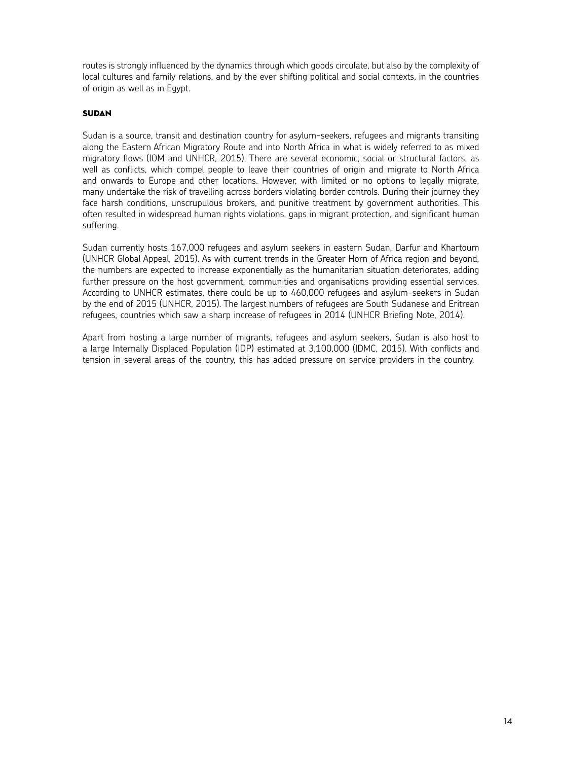routes is strongly influenced by the dynamics through which goods circulate, but also by the complexity of local cultures and family relations, and by the ever shifting political and social contexts, in the countries of origin as well as in Egypt.

### SUDAN

Sudan is a source, transit and destination country for asylum-seekers, refugees and migrants transiting along the Eastern African Migratory Route and into North Africa in what is widely referred to as mixed migratory flows (IOM and UNHCR, 2015). There are several economic, social or structural factors, as well as conflicts, which compel people to leave their countries of origin and migrate to North Africa and onwards to Europe and other locations. However, with limited or no options to legally migrate, many undertake the risk of travelling across borders violating border controls. During their journey they face harsh conditions, unscrupulous brokers, and punitive treatment by government authorities. This often resulted in widespread human rights violations, gaps in migrant protection, and significant human suffering.

Sudan currently hosts 167,000 refugees and asylum seekers in eastern Sudan, Darfur and Khartoum (UNHCR Global Appeal, 2015). As with current trends in the Greater Horn of Africa region and beyond, the numbers are expected to increase exponentially as the humanitarian situation deteriorates, adding further pressure on the host government, communities and organisations providing essential services. According to UNHCR estimates, there could be up to 460,000 refugees and asylum-seekers in Sudan by the end of 2015 (UNHCR, 2015). The largest numbers of refugees are South Sudanese and Eritrean refugees, countries which saw a sharp increase of refugees in 2014 (UNHCR Briefing Note, 2014).

Apart from hosting a large number of migrants, refugees and asylum seekers, Sudan is also host to a large Internally Displaced Population (IDP) estimated at 3,100,000 (IDMC, 2015). With conflicts and tension in several areas of the country, this has added pressure on service providers in the country.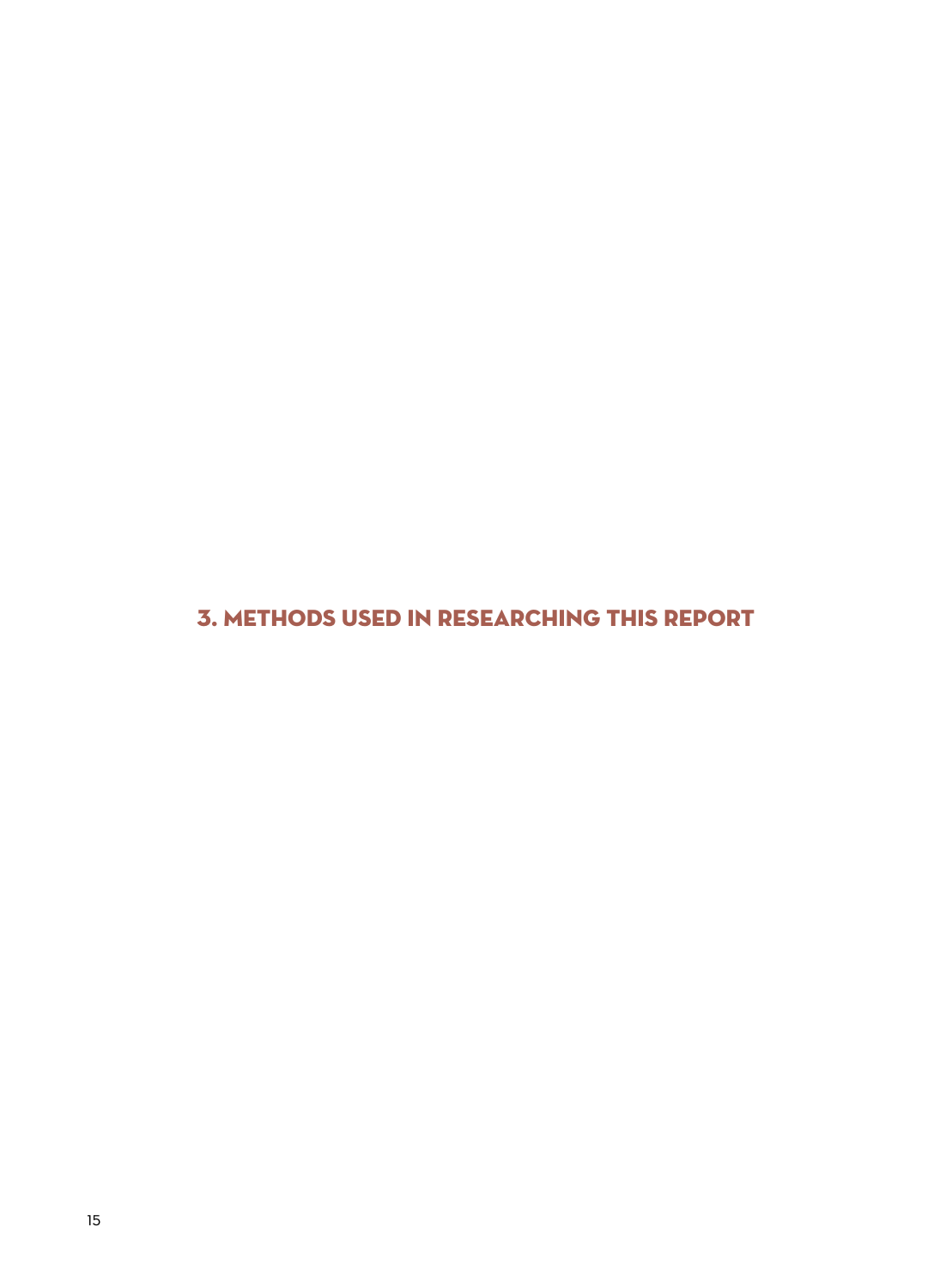# 3. METHODS USED IN RESEARCHING THIS REPORT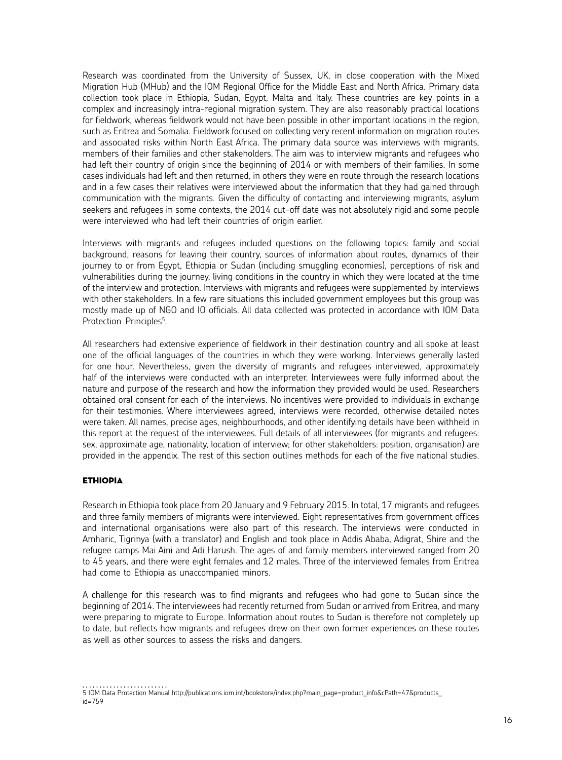Research was coordinated from the University of Sussex, UK, in close cooperation with the Mixed Migration Hub (MHub) and the IOM Regional Office for the Middle East and North Africa. Primary data collection took place in Ethiopia, Sudan, Egypt, Malta and Italy. These countries are key points in a complex and increasingly intra-regional migration system. They are also reasonably practical locations for fieldwork, whereas fieldwork would not have been possible in other important locations in the region, such as Eritrea and Somalia. Fieldwork focused on collecting very recent information on migration routes and associated risks within North East Africa. The primary data source was interviews with migrants, members of their families and other stakeholders. The aim was to interview migrants and refugees who had left their country of origin since the beginning of 2014 or with members of their families. In some cases individuals had left and then returned, in others they were en route through the research locations and in a few cases their relatives were interviewed about the information that they had gained through communication with the migrants. Given the difficulty of contacting and interviewing migrants, asylum seekers and refugees in some contexts, the 2014 cut-off date was not absolutely rigid and some people were interviewed who had left their countries of origin earlier.

Interviews with migrants and refugees included questions on the following topics: family and social background, reasons for leaving their country, sources of information about routes, dynamics of their journey to or from Egypt, Ethiopia or Sudan (including smuggling economies), perceptions of risk and vulnerabilities during the journey, living conditions in the country in which they were located at the time of the interview and protection. Interviews with migrants and refugees were supplemented by interviews with other stakeholders. In a few rare situations this included government employees but this group was mostly made up of NGO and IO officials. All data collected was protected in accordance with IOM Data Protection Principles[5].

All researchers had extensive experience of fieldwork in their destination country and all spoke at least one of the official languages of the countries in which they were working. Interviews generally lasted for one hour. Nevertheless, given the diversity of migrants and refugees interviewed, approximately half of the interviews were conducted with an interpreter. Interviewees were fully informed about the nature and purpose of the research and how the information they provided would be used. Researchers obtained oral consent for each of the interviews. No incentives were provided to individuals in exchange for their testimonies. Where interviewees agreed, interviews were recorded, otherwise detailed notes were taken. All names, precise ages, neighbourhoods, and other identifying details have been withheld in this report at the request of the interviewees. Full details of all interviewees (for migrants and refugees: sex, approximate age, nationality, location of interview; for other stakeholders: position, organisation) are provided in the appendix. The rest of this section outlines methods for each of the five national studies.

## ETHIOPIA

Research in Ethiopia took place from 20 January and 9 February 2015. In total, 17 migrants and refugees and three family members of migrants were interviewed. Eight representatives from government offices and international organisations were also part of this research. The interviews were conducted in Amharic, Tigrinya (with a translator) and English and took place in Addis Ababa, Adigrat, Shire and the refugee camps Mai Aini and Adi Harush. The ages of and family members interviewed ranged from 20 to 45 years, and there were eight females and 12 males. Three of the interviewed females from Eritrea had come to Ethiopia as unaccompanied minors.

A challenge for this research was to find migrants and refugees who had gone to Sudan since the beginning of 2014. The interviewees had recently returned from Sudan or arrived from Eritrea, and many were preparing to migrate to Europe. Information about routes to Sudan is therefore not completely up to date, but reflects how migrants and refugees drew on their own former experiences on these routes as well as other sources to assess the risks and dangers.

5 IOM Data Protection Manual http://publications.iom.int/bookstore/index.php?main_page=product_info&cPath=47&products_id=759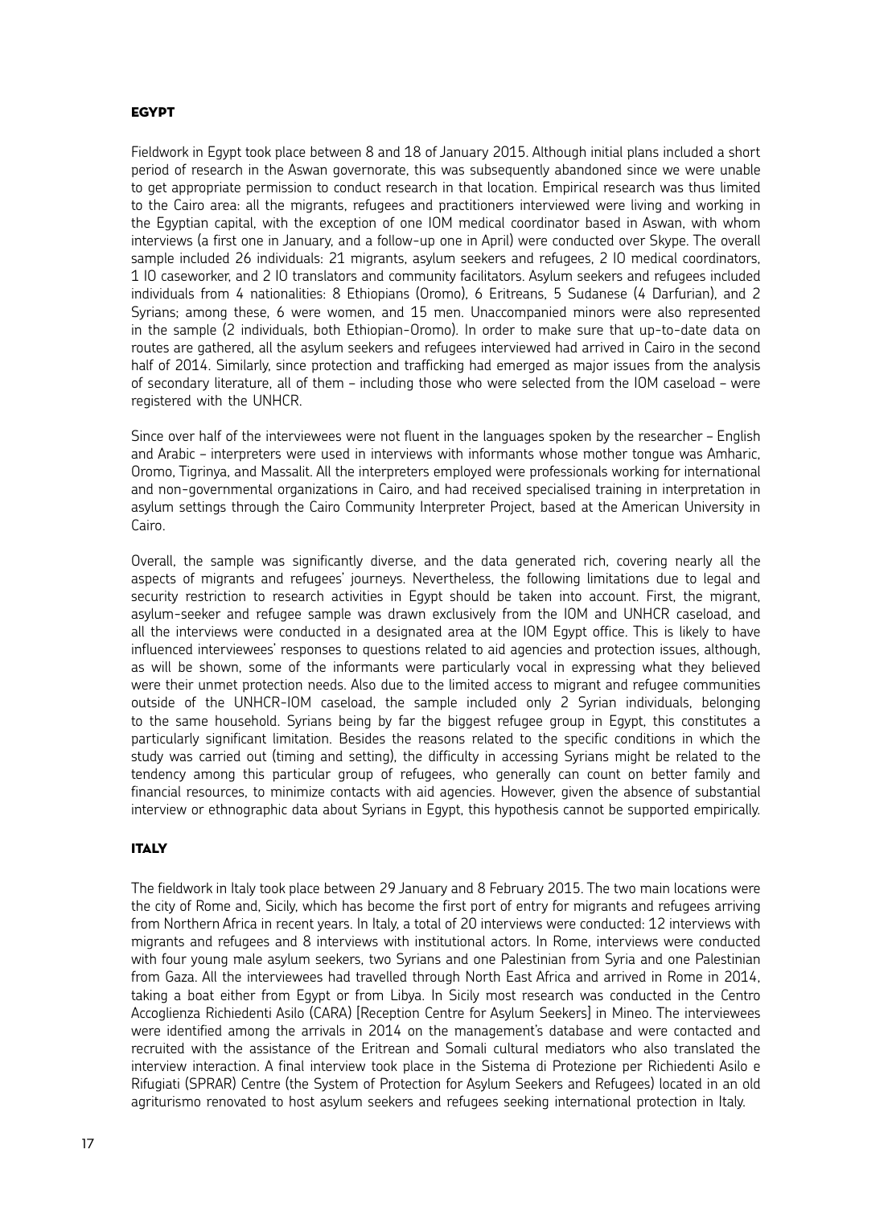### EGYPT

Fieldwork in Egypt took place between 8 and 18 of January 2015. Although initial plans included a short period of research in the Aswan governorate, this was subsequently abandoned since we were unable to get appropriate permission to conduct research in that location. Empirical research was thus limited to the Cairo area: all the migrants, refugees and practitioners interviewed were living and working in the Egyptian capital, with the exception of one IOM medical coordinator based in Aswan, with whom interviews (a first one in January, and a follow-up one in April) were conducted over Skype. The overall sample included 26 individuals: 21 migrants, asylum seekers and refugees, 2 IO medical coordinators, 1 IO caseworker, and 2 IO translators and community facilitators. Asylum seekers and refugees included individuals from 4 nationalities: 8 Ethiopians (Oromo), 6 Eritreans, 5 Sudanese (4 Darfurian), and 2 Syrians; among these, 6 were women, and 15 men. Unaccompanied minors were also represented in the sample (2 individuals, both Ethiopian-Oromo). In order to make sure that up-to-date data on routes are gathered, all the asylum seekers and refugees interviewed had arrived in Cairo in the second half of 2014. Similarly, since protection and trafficking had emerged as major issues from the analysis of secondary literature, all of them – including those who were selected from the IOM caseload – were registered with the UNHCR.

Since over half of the interviewees were not fluent in the languages spoken by the researcher – English and Arabic – interpreters were used in interviews with informants whose mother tongue was Amharic, Oromo, Tigrinya, and Massalit. All the interpreters employed were professionals working for international and non-governmental organizations in Cairo, and had received specialised training in interpretation in asylum settings through the Cairo Community Interpreter Project, based at the American University in Cairo.

Overall, the sample was significantly diverse, and the data generated rich, covering nearly all the aspects of migrants and refugees' journeys. Nevertheless, the following limitations due to legal and security restriction to research activities in Egypt should be taken into account. First, the migrant, asylum-seeker and refugee sample was drawn exclusively from the IOM and UNHCR caseload, and all the interviews were conducted in a designated area at the IOM Egypt office. This is likely to have influenced interviewees' responses to questions related to aid agencies and protection issues, although, as will be shown, some of the informants were particularly vocal in expressing what they believed were their unmet protection needs. Also due to the limited access to migrant and refugee communities outside of the UNHCR-IOM caseload, the sample included only 2 Syrian individuals, belonging to the same household. Syrians being by far the biggest refugee group in Egypt, this constitutes a particularly significant limitation. Besides the reasons related to the specific conditions in which the study was carried out (timing and setting), the difficulty in accessing Syrians might be related to the tendency among this particular group of refugees, who generally can count on better family and financial resources, to minimize contacts with aid agencies. However, given the absence of substantial interview or ethnographic data about Syrians in Egypt, this hypothesis cannot be supported empirically.

### ITALY

The fieldwork in Italy took place between 29 January and 8 February 2015. The two main locations were the city of Rome and, Sicily, which has become the first port of entry for migrants and refugees arriving from Northern Africa in recent years. In Italy, a total of 20 interviews were conducted: 12 interviews with migrants and refugees and 8 interviews with institutional actors. In Rome, interviews were conducted with four young male asylum seekers, two Syrians and one Palestinian from Syria and one Palestinian from Gaza. All the interviewees had travelled through North East Africa and arrived in Rome in 2014, taking a boat either from Egypt or from Libya. In Sicily most research was conducted in the Centro Accoglienza Richiedenti Asilo (CARA) [Reception Centre for Asylum Seekers] in Mineo. The interviewees were identified among the arrivals in 2014 on the management's database and were contacted and recruited with the assistance of the Eritrean and Somali cultural mediators who also translated the interview interaction. A final interview took place in the Sistema di Protezione per Richiedenti Asilo e Rifugiati (SPRAR) Centre (the System of Protection for Asylum Seekers and Refugees) located in an old agriturismo renovated to host asylum seekers and refugees seeking international protection in Italy.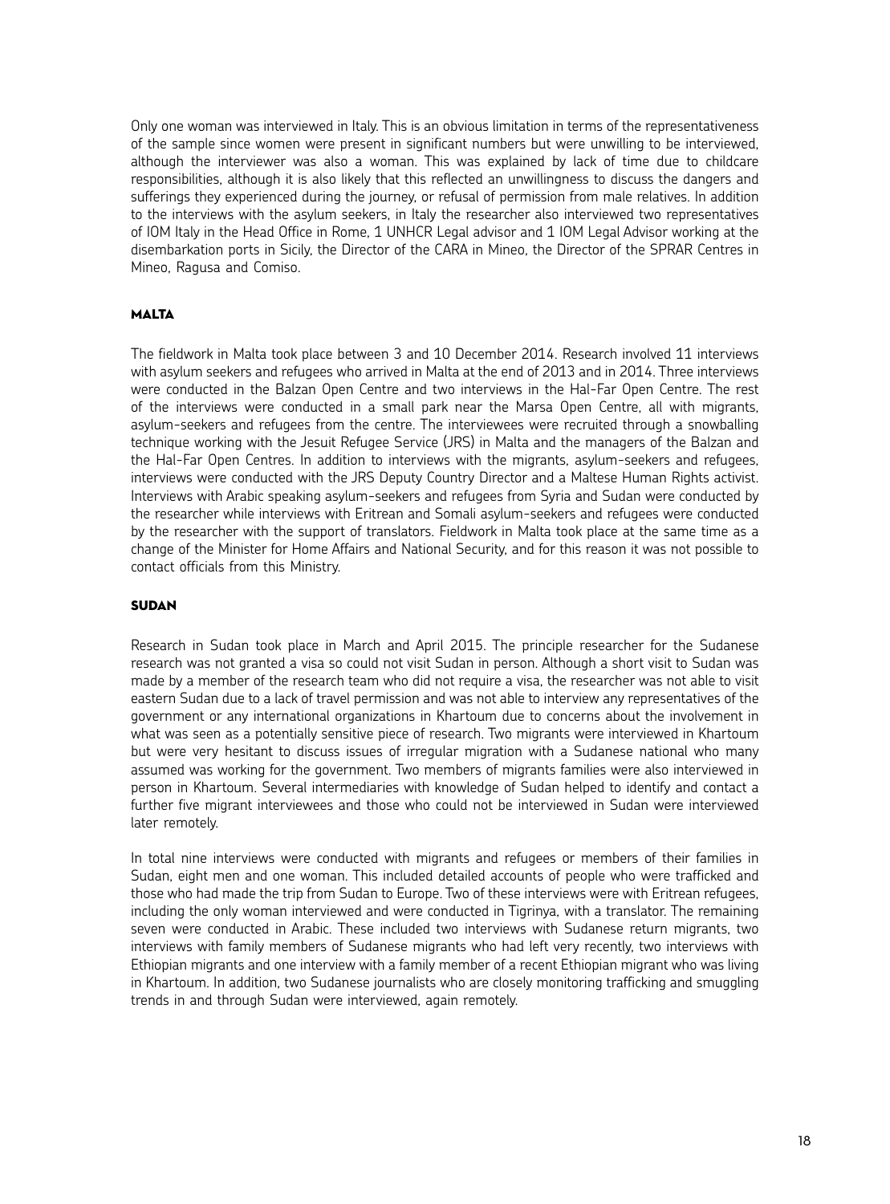Only one woman was interviewed in Italy. This is an obvious limitation in terms of the representativeness of the sample since women were present in significant numbers but were unwilling to be interviewed, although the interviewer was also a woman. This was explained by lack of time due to childcare responsibilities, although it is also likely that this reflected an unwillingness to discuss the dangers and sufferings they experienced during the journey, or refusal of permission from male relatives. In addition to the interviews with the asylum seekers, in Italy the researcher also interviewed two representatives of IOM Italy in the Head Office in Rome, 1 UNHCR Legal advisor and 1 IOM Legal Advisor working at the disembarkation ports in Sicily, the Director of the CARA in Mineo, the Director of the SPRAR Centres in Mineo, Ragusa and Comiso.

### MALTA

The fieldwork in Malta took place between 3 and 10 December 2014. Research involved 11 interviews with asylum seekers and refugees who arrived in Malta at the end of 2013 and in 2014. Three interviews were conducted in the Balzan Open Centre and two interviews in the Hal-Far Open Centre. The rest of the interviews were conducted in a small park near the Marsa Open Centre, all with migrants, asylum-seekers and refugees from the centre. The interviewees were recruited through a snowballing technique working with the Jesuit Refugee Service (JRS) in Malta and the managers of the Balzan and the Hal-Far Open Centres. In addition to interviews with the migrants, asylum-seekers and refugees, interviews were conducted with the JRS Deputy Country Director and a Maltese Human Rights activist. Interviews with Arabic speaking asylum-seekers and refugees from Syria and Sudan were conducted by the researcher while interviews with Eritrean and Somali asylum-seekers and refugees were conducted by the researcher with the support of translators. Fieldwork in Malta took place at the same time as a change of the Minister for Home Affairs and National Security, and for this reason it was not possible to contact officials from this Ministry.

### SUDAN

Research in Sudan took place in March and April 2015. The principle researcher for the Sudanese research was not granted a visa so could not visit Sudan in person. Although a short visit to Sudan was made by a member of the research team who did not require a visa, the researcher was not able to visit eastern Sudan due to a lack of travel permission and was not able to interview any representatives of the government or any international organizations in Khartoum due to concerns about the involvement in what was seen as a potentially sensitive piece of research. Two migrants were interviewed in Khartoum but were very hesitant to discuss issues of irregular migration with a Sudanese national who many assumed was working for the government. Two members of migrants families were also interviewed in person in Khartoum. Several intermediaries with knowledge of Sudan helped to identify and contact a further five migrant interviewees and those who could not be interviewed in Sudan were interviewed later remotely.

In total nine interviews were conducted with migrants and refugees or members of their families in Sudan, eight men and one woman. This included detailed accounts of people who were trafficked and those who had made the trip from Sudan to Europe. Two of these interviews were with Eritrean refugees, including the only woman interviewed and were conducted in Tigrinya, with a translator. The remaining seven were conducted in Arabic. These included two interviews with Sudanese return migrants, two interviews with family members of Sudanese migrants who had left very recently, two interviews with Ethiopian migrants and one interview with a family member of a recent Ethiopian migrant who was living in Khartoum. In addition, two Sudanese journalists who are closely monitoring trafficking and smuggling trends in and through Sudan were interviewed, again remotely.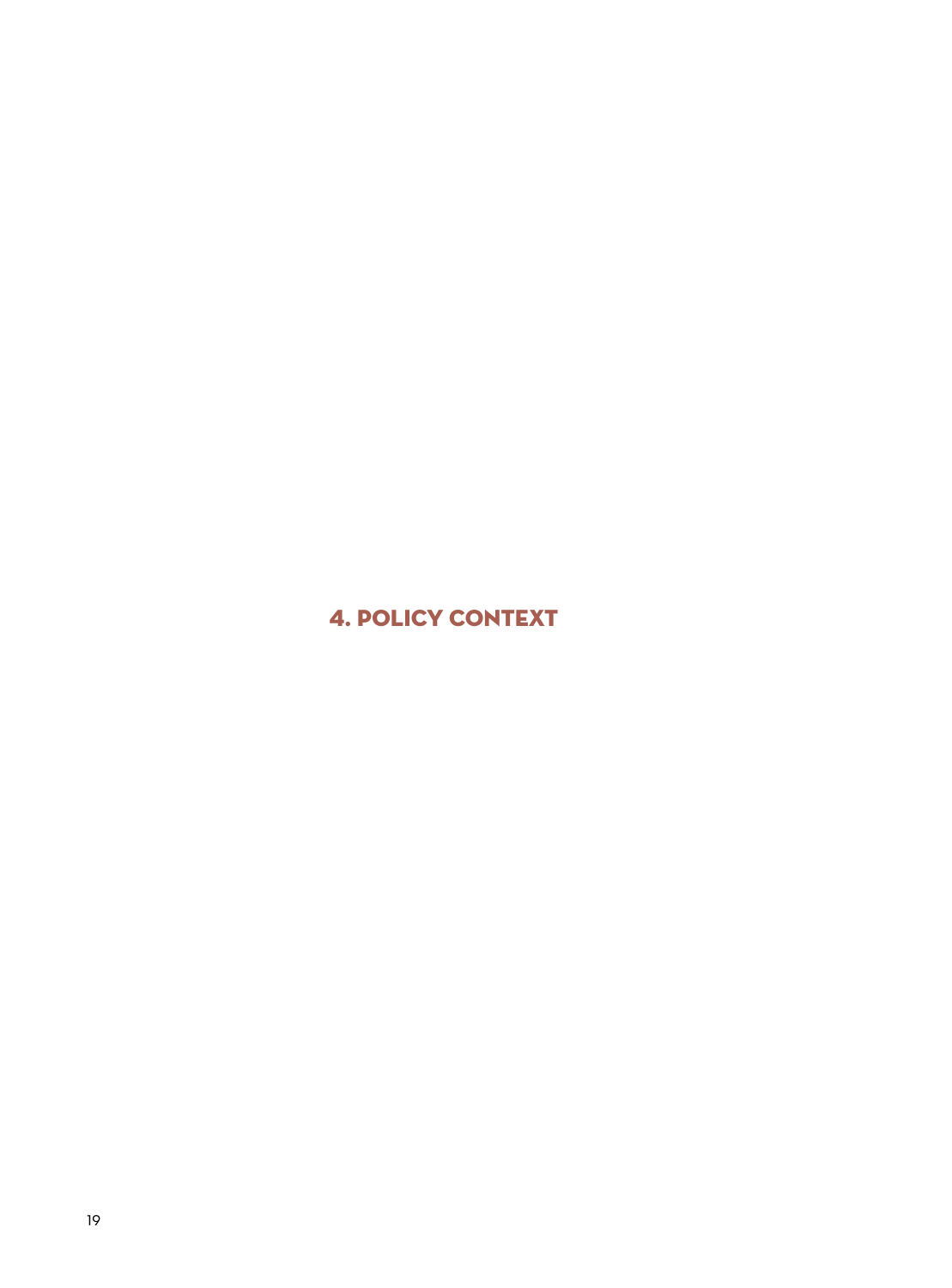# 4. POLICY CONTEXT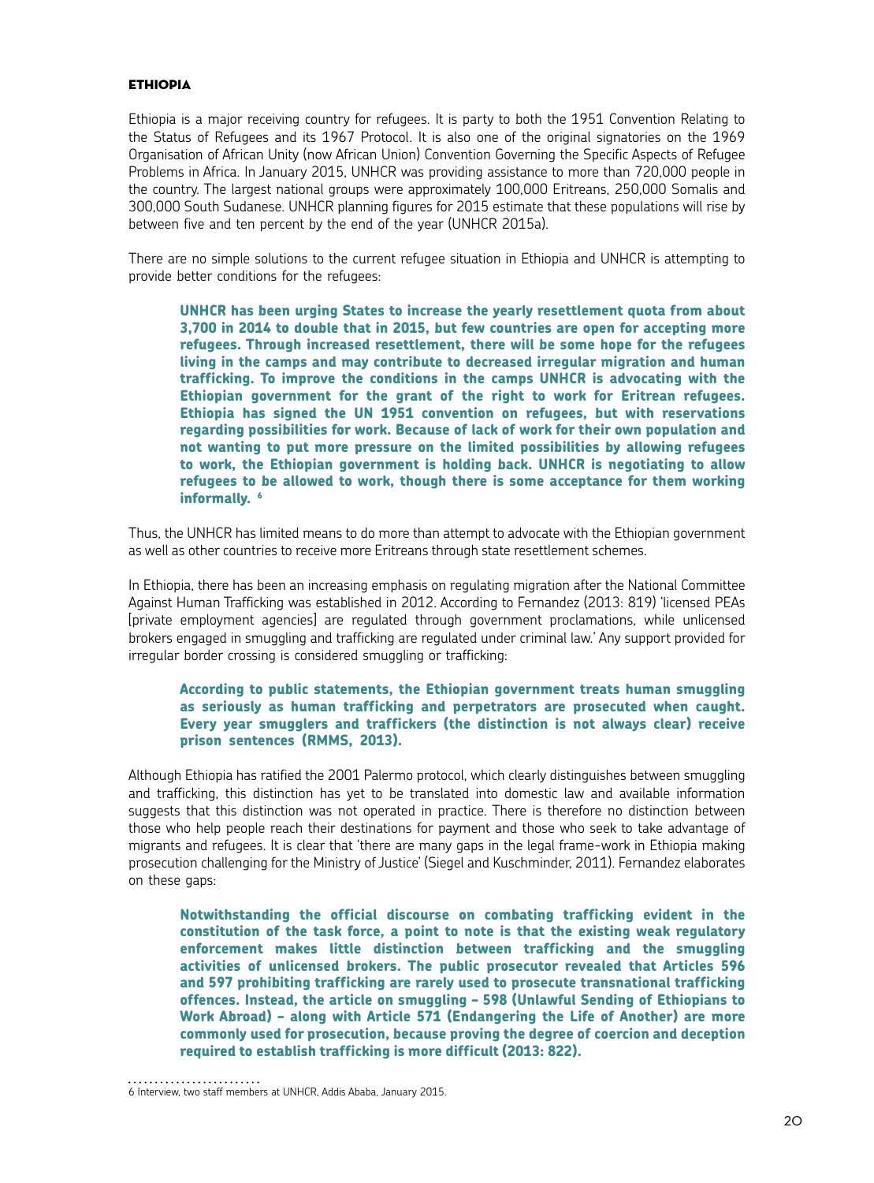### ETHIOPIA

Ethiopia is a major receiving country for refugees. It is party to both the 1951 Convention Relating to the Status of Refugees and its 1967 Protocol. It is also one of the original signatories on the 1969 Organisation of African Unity (now African Union) Convention Governing the Specific Aspects of Refugee Problems in Africa. In January 2015, UNHCR was providing assistance to more than 720,000 people in the country. The largest national groups were approximately 100,000 Eritreans, 250,000 Somalis and 300,000 South Sudanese. UNHCR planning figures for 2015 estimate that these populations will rise by between five and ten percent by the end of the year (UNHCR 2015a).

There are no simple solutions to the current refugee situation in Ethiopia and UNHCR is attempting to provide better conditions for the refugees:

> **UNHCR has been urging States to increase the yearly resettlement quota from about 3,700 in 2014 to double that in 2015, but few countries are open for accepting more refugees. Through increased resettlement, there will be some hope for the refugees living in the camps and may contribute to decreased irregular migration and human trafficking. To improve the conditions in the camps UNHCR is advocating with the Ethiopian government for the grant of the right to work for Eritrean refugees. Ethiopia has signed the UN 1951 convention on refugees, but with reservations regarding possibilities for work. Because of lack of work for their own population and not wanting to put more pressure on the limited possibilities by allowing refugees to work, the Ethiopian government is holding back. UNHCR is negotiating to allow refugees to be allowed to work, though there is some acceptance for them working informally.** [6]

Thus, the UNHCR has limited means to do more than attempt to advocate with the Ethiopian government as well as other countries to receive more Eritreans through state resettlement schemes.

In Ethiopia, there has been an increasing emphasis on regulating migration after the National Committee Against Human Trafficking was established in 2012. According to Fernandez (2013: 819) 'licensed PEAs [private employment agencies] are regulated through government proclamations, while unlicensed brokers engaged in smuggling and trafficking are regulated under criminal law.' Any support provided for irregular border crossing is considered smuggling or trafficking:

> **According to public statements, the Ethiopian government treats human smuggling as seriously as human trafficking and perpetrators are prosecuted when caught. Every year smugglers and traffickers (the distinction is not always clear) receive prison sentences (RMMS, 2013).**

Although Ethiopia has ratified the 2001 Palermo protocol, which clearly distinguishes between smuggling and trafficking, this distinction has yet to be translated into domestic law and available information suggests that this distinction was not operated in practice. There is therefore no distinction between those who help people reach their destinations for payment and those who seek to take advantage of migrants and refugees. It is clear that 'there are many gaps in the legal frame-work in Ethiopia making prosecution challenging for the Ministry of Justice' (Siegel and Kuschminder, 2011). Fernandez elaborates on these gaps:

> **Notwithstanding the official discourse on combating trafficking evident in the constitution of the task force, a point to note is that the existing weak regulatory enforcement makes little distinction between trafficking and the smuggling activities of unlicensed brokers. The public prosecutor revealed that Articles 596 and 597 prohibiting trafficking are rarely used to prosecute transnational trafficking offences. Instead, the article on smuggling – 598 (Unlawful Sending of Ethiopians to Work Abroad) – along with Article 571 (Endangering the Life of Another) are more commonly used for prosecution, because proving the degree of coercion and deception required to establish trafficking is more difficult (2013: 822).**

---

6 Interview, two staff members at UNHCR, Addis Ababa, January 2015.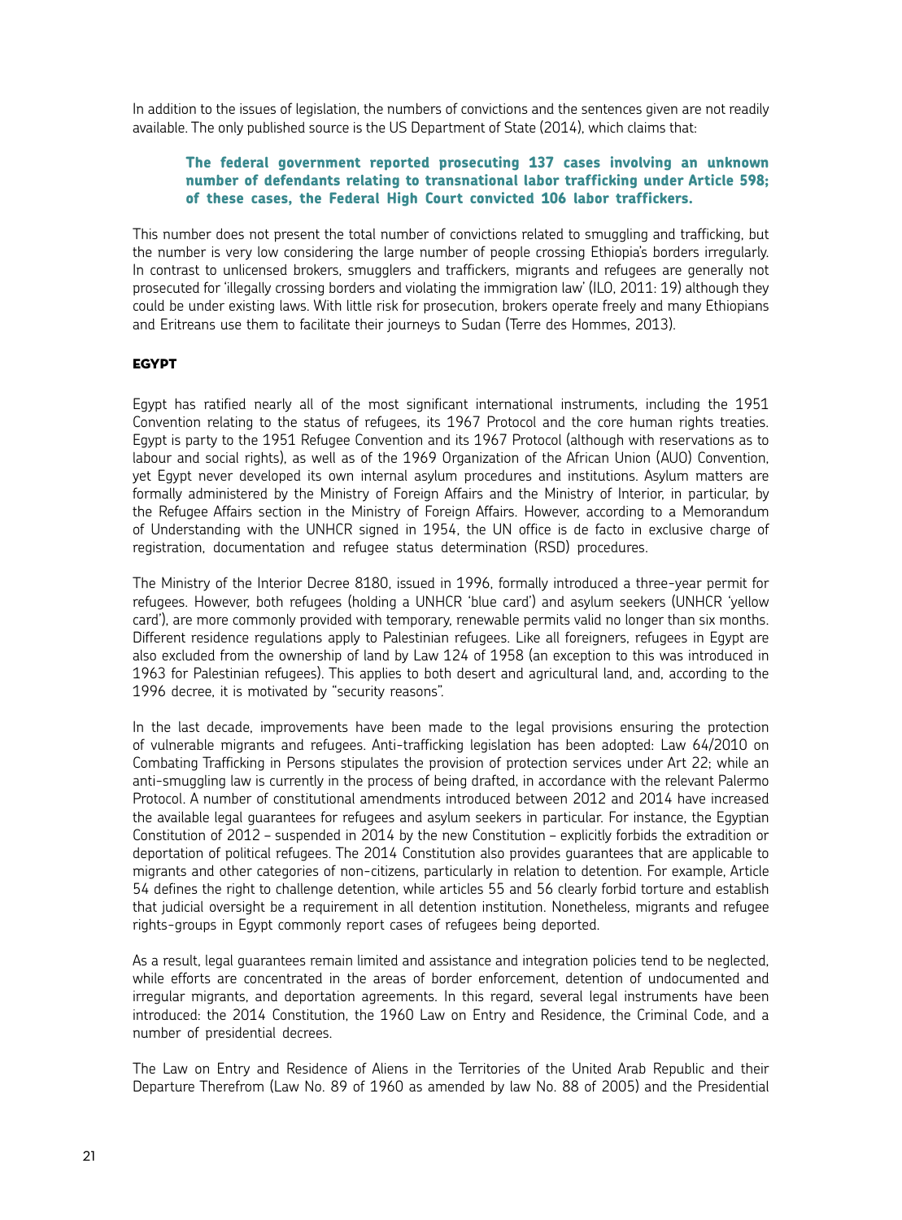In addition to the issues of legislation, the numbers of convictions and the sentences given are not readily available. The only published source is the US Department of State (2014), which claims that:

> **The federal government reported prosecuting 137 cases involving an unknown number of defendants relating to transnational labor trafficking under Article 598; of these cases, the Federal High Court convicted 106 labor traffickers.**

This number does not present the total number of convictions related to smuggling and trafficking, but the number is very low considering the large number of people crossing Ethiopia's borders irregularly. In contrast to unlicensed brokers, smugglers and traffickers, migrants and refugees are generally not prosecuted for 'illegally crossing borders and violating the immigration law' (ILO, 2011: 19) although they could be under existing laws. With little risk for prosecution, brokers operate freely and many Ethiopians and Eritreans use them to facilitate their journeys to Sudan (Terre des Hommes, 2013).

#### EGYPT

Egypt has ratified nearly all of the most significant international instruments, including the 1951 Convention relating to the status of refugees, its 1967 Protocol and the core human rights treaties. Egypt is party to the 1951 Refugee Convention and its 1967 Protocol (although with reservations as to labour and social rights), as well as of the 1969 Organization of the African Union (AUO) Convention, yet Egypt never developed its own internal asylum procedures and institutions. Asylum matters are formally administered by the Ministry of Foreign Affairs and the Ministry of Interior, in particular, by the Refugee Affairs section in the Ministry of Foreign Affairs. However, according to a Memorandum of Understanding with the UNHCR signed in 1954, the UN office is de facto in exclusive charge of registration, documentation and refugee status determination (RSD) procedures.

The Ministry of the Interior Decree 8180, issued in 1996, formally introduced a three-year permit for refugees. However, both refugees (holding a UNHCR 'blue card') and asylum seekers (UNHCR 'yellow card'), are more commonly provided with temporary, renewable permits valid no longer than six months. Different residence regulations apply to Palestinian refugees. Like all foreigners, refugees in Egypt are also excluded from the ownership of land by Law 124 of 1958 (an exception to this was introduced in 1963 for Palestinian refugees). This applies to both desert and agricultural land, and, according to the 1996 decree, it is motivated by "security reasons".

In the last decade, improvements have been made to the legal provisions ensuring the protection of vulnerable migrants and refugees. Anti-trafficking legislation has been adopted: Law 64/2010 on Combating Trafficking in Persons stipulates the provision of protection services under Art 22; while an anti-smuggling law is currently in the process of being drafted, in accordance with the relevant Palermo Protocol. A number of constitutional amendments introduced between 2012 and 2014 have increased the available legal guarantees for refugees and asylum seekers in particular. For instance, the Egyptian Constitution of 2012 – suspended in 2014 by the new Constitution – explicitly forbids the extradition or deportation of political refugees. The 2014 Constitution also provides guarantees that are applicable to migrants and other categories of non-citizens, particularly in relation to detention. For example, Article 54 defines the right to challenge detention, while articles 55 and 56 clearly forbid torture and establish that judicial oversight be a requirement in all detention institution. Nonetheless, migrants and refugee rights-groups in Egypt commonly report cases of refugees being deported.

As a result, legal guarantees remain limited and assistance and integration policies tend to be neglected, while efforts are concentrated in the areas of border enforcement, detention of undocumented and irregular migrants, and deportation agreements. In this regard, several legal instruments have been introduced: the 2014 Constitution, the 1960 Law on Entry and Residence, the Criminal Code, and a number of presidential decrees.

The Law on Entry and Residence of Aliens in the Territories of the United Arab Republic and their Departure Therefrom (Law No. 89 of 1960 as amended by law No. 88 of 2005) and the Presidential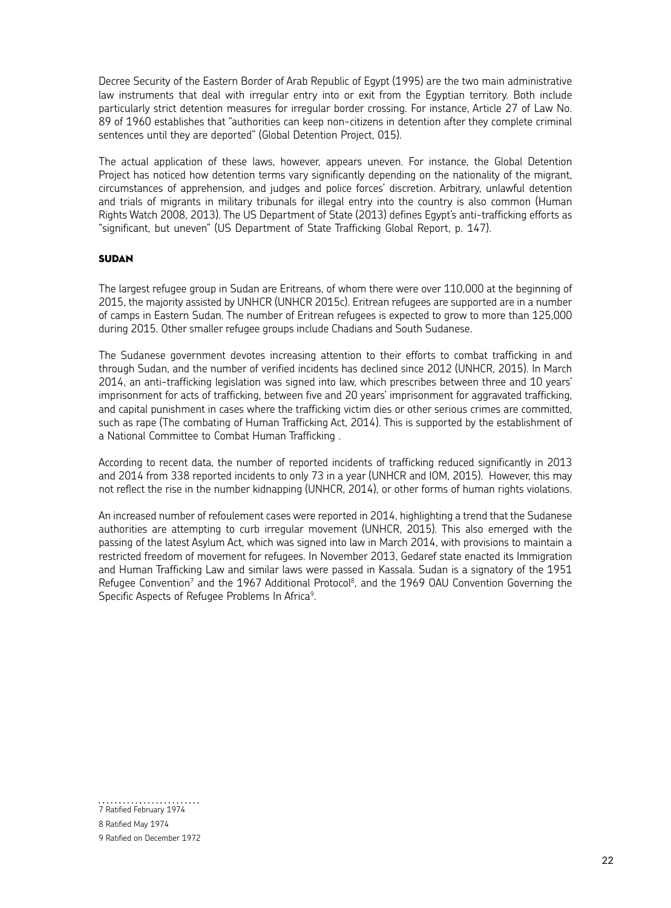Decree Security of the Eastern Border of Arab Republic of Egypt (1995) are the two main administrative law instruments that deal with irregular entry into or exit from the Egyptian territory. Both include particularly strict detention measures for irregular border crossing. For instance, Article 27 of Law No. 89 of 1960 establishes that "authorities can keep non-citizens in detention after they complete criminal sentences until they are deported" (Global Detention Project, 015).

The actual application of these laws, however, appears uneven. For instance, the Global Detention Project has noticed how detention terms vary significantly depending on the nationality of the migrant, circumstances of apprehension, and judges and police forces' discretion. Arbitrary, unlawful detention and trials of migrants in military tribunals for illegal entry into the country is also common (Human Rights Watch 2008, 2013). The US Department of State (2013) defines Egypt's anti-trafficking efforts as "significant, but uneven" (US Department of State Trafficking Global Report, p. 147).

### SUDAN

The largest refugee group in Sudan are Eritreans, of whom there were over 110,000 at the beginning of 2015, the majority assisted by UNHCR (UNHCR 2015c). Eritrean refugees are supported are in a number of camps in Eastern Sudan. The number of Eritrean refugees is expected to grow to more than 125,000 during 2015. Other smaller refugee groups include Chadians and South Sudanese.

The Sudanese government devotes increasing attention to their efforts to combat trafficking in and through Sudan, and the number of verified incidents has declined since 2012 (UNHCR, 2015). In March 2014, an anti-trafficking legislation was signed into law, which prescribes between three and 10 years' imprisonment for acts of trafficking, between five and 20 years' imprisonment for aggravated trafficking, and capital punishment in cases where the trafficking victim dies or other serious crimes are committed, such as rape (The combating of Human Trafficking Act, 2014). This is supported by the establishment of a National Committee to Combat Human Trafficking .

According to recent data, the number of reported incidents of trafficking reduced significantly in 2013 and 2014 from 338 reported incidents to only 73 in a year (UNHCR and IOM, 2015). However, this may not reflect the rise in the number kidnapping (UNHCR, 2014), or other forms of human rights violations.

An increased number of refoulement cases were reported in 2014, highlighting a trend that the Sudanese authorities are attempting to curb irregular movement (UNHCR, 2015). This also emerged with the passing of the latest Asylum Act, which was signed into law in March 2014, with provisions to maintain a restricted freedom of movement for refugees. In November 2013, Gedaref state enacted its Immigration and Human Trafficking Law and similar laws were passed in Kassala. Sudan is a signatory of the 1951 Refugee Convention[7] and the 1967 Additional Protocol[8], and the 1969 OAU Convention Governing the Specific Aspects of Refugee Problems In Africa[9].

7 Ratified February 1974

8 Ratified May 1974

9 Ratified on December 1972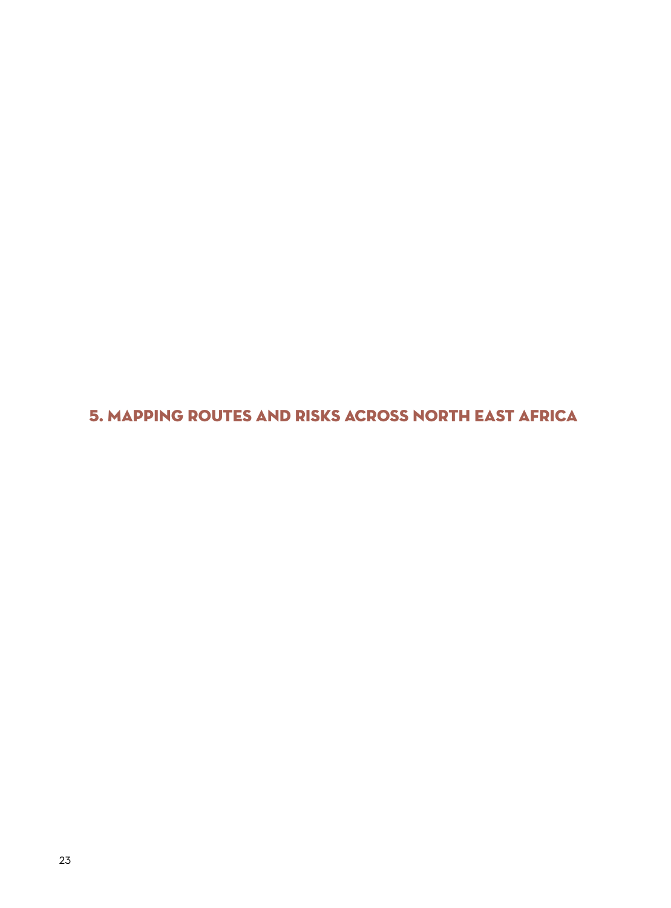# 5. MAPPING ROUTES AND RISKS ACROSS NORTH EAST AFRICA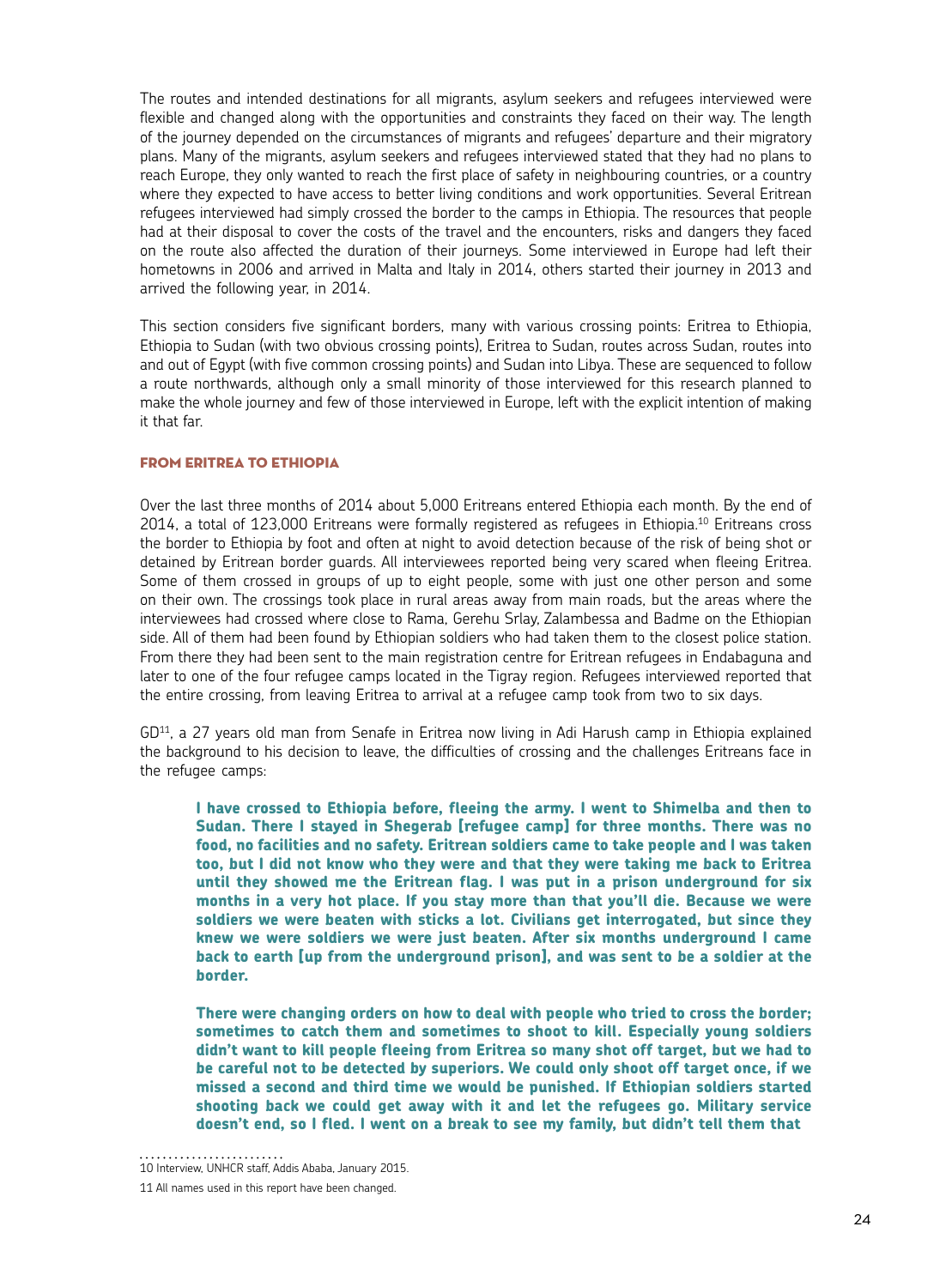The routes and intended destinations for all migrants, asylum seekers and refugees interviewed were flexible and changed along with the opportunities and constraints they faced on their way. The length of the journey depended on the circumstances of migrants and refugees' departure and their migratory plans. Many of the migrants, asylum seekers and refugees interviewed stated that they had no plans to reach Europe, they only wanted to reach the first place of safety in neighbouring countries, or a country where they expected to have access to better living conditions and work opportunities. Several Eritrean refugees interviewed had simply crossed the border to the camps in Ethiopia. The resources that people had at their disposal to cover the costs of the travel and the encounters, risks and dangers they faced on the route also affected the duration of their journeys. Some interviewed in Europe had left their hometowns in 2006 and arrived in Malta and Italy in 2014, others started their journey in 2013 and arrived the following year, in 2014.

This section considers five significant borders, many with various crossing points: Eritrea to Ethiopia, Ethiopia to Sudan (with two obvious crossing points), Eritrea to Sudan, routes across Sudan, routes into and out of Egypt (with five common crossing points) and Sudan into Libya. These are sequenced to follow a route northwards, although only a small minority of those interviewed for this research planned to make the whole journey and few of those interviewed in Europe, left with the explicit intention of making it that far.

### FROM ERITREA TO ETHIOPIA

Over the last three months of 2014 about 5,000 Eritreans entered Ethiopia each month. By the end of 2014, a total of 123,000 Eritreans were formally registered as refugees in Ethiopia.[10] Eritreans cross the border to Ethiopia by foot and often at night to avoid detection because of the risk of being shot or detained by Eritrean border guards. All interviewees reported being very scared when fleeing Eritrea. Some of them crossed in groups of up to eight people, some with just one other person and some on their own. The crossings took place in rural areas away from main roads, but the areas where the interviewees had crossed where close to Rama, Gerehu Srlay, Zalambessa and Badme on the Ethiopian side. All of them had been found by Ethiopian soldiers who had taken them to the closest police station. From there they had been sent to the main registration centre for Eritrean refugees in Endabaguna and later to one of the four refugee camps located in the Tigray region. Refugees interviewed reported that the entire crossing, from leaving Eritrea to arrival at a refugee camp took from two to six days.

GD[11], a 27 years old man from Senafe in Eritrea now living in Adi Harush camp in Ethiopia explained the background to his decision to leave, the difficulties of crossing and the challenges Eritreans face in the refugee camps:

> **I have crossed to Ethiopia before, fleeing the army. I went to Shimelba and then to Sudan. There I stayed in Shegerab [refugee camp] for three months. There was no food, no facilities and no safety. Eritrean soldiers came to take people and I was taken too, but I did not know who they were and that they were taking me back to Eritrea until they showed me the Eritrean flag. I was put in a prison underground for six months in a very hot place. If you stay more than that you'll die. Because we were soldiers we were beaten with sticks a lot. Civilians get interrogated, but since they knew we were soldiers we were just beaten. After six months underground I came back to earth [up from the underground prison], and was sent to be a soldier at the border.**
>
> **There were changing orders on how to deal with people who tried to cross the border; sometimes to catch them and sometimes to shoot to kill. Especially young soldiers didn't want to kill people fleeing from Eritrea so many shot off target, but we had to be careful not to be detected by superiors. We could only shoot off target once, if we missed a second and third time we would be punished. If Ethiopian soldiers started shooting back we could get away with it and let the refugees go. Military service doesn't end, so I fled. I went on a break to see my family, but didn't tell them that**

10 Interview, UNHCR staff, Addis Ababa, January 2015.

11 All names used in this report have been changed.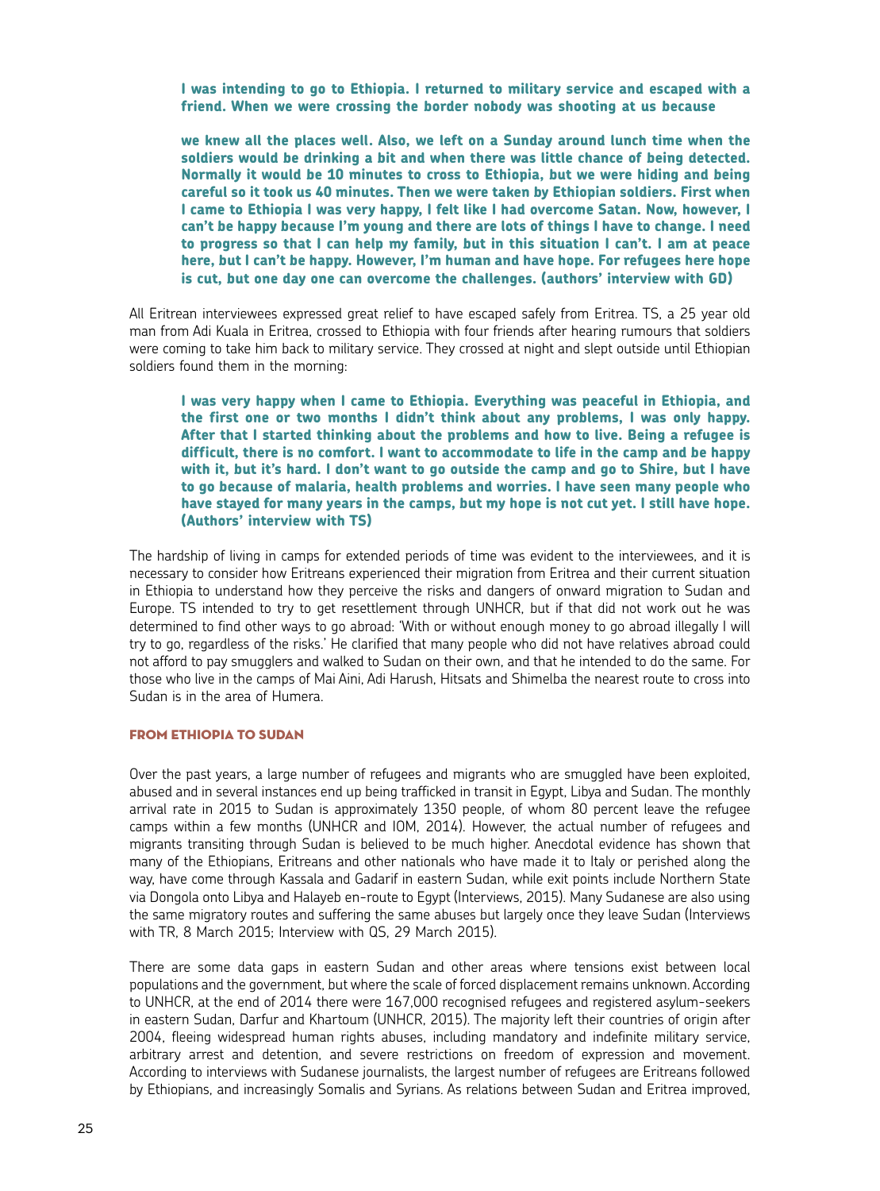**I was intending to go to Ethiopia. I returned to military service and escaped with a friend. When we were crossing the border nobody was shooting at us because**

**we knew all the places well. Also, we left on a Sunday around lunch time when the soldiers would be drinking a bit and when there was little chance of being detected. Normally it would be 10 minutes to cross to Ethiopia, but we were hiding and being careful so it took us 40 minutes. Then we were taken by Ethiopian soldiers. First when I came to Ethiopia I was very happy, I felt like I had overcome Satan. Now, however, I can't be happy because I'm young and there are lots of things I have to change. I need to progress so that I can help my family, but in this situation I can't. I am at peace here, but I can't be happy. However, I'm human and have hope. For refugees here hope is cut, but one day one can overcome the challenges. (authors' interview with GD)**

All Eritrean interviewees expressed great relief to have escaped safely from Eritrea. TS, a 25 year old man from Adi Kuala in Eritrea, crossed to Ethiopia with four friends after hearing rumours that soldiers were coming to take him back to military service. They crossed at night and slept outside until Ethiopian soldiers found them in the morning:

**I was very happy when I came to Ethiopia. Everything was peaceful in Ethiopia, and the first one or two months I didn't think about any problems, I was only happy. After that I started thinking about the problems and how to live. Being a refugee is difficult, there is no comfort. I want to accommodate to life in the camp and be happy with it, but it's hard. I don't want to go outside the camp and go to Shire, but I have to go because of malaria, health problems and worries. I have seen many people who have stayed for many years in the camps, but my hope is not cut yet. I still have hope. (Authors' interview with TS)**

The hardship of living in camps for extended periods of time was evident to the interviewees, and it is necessary to consider how Eritreans experienced their migration from Eritrea and their current situation in Ethiopia to understand how they perceive the risks and dangers of onward migration to Sudan and Europe. TS intended to try to get resettlement through UNHCR, but if that did not work out he was determined to find other ways to go abroad: 'With or without enough money to go abroad illegally I will try to go, regardless of the risks.' He clarified that many people who did not have relatives abroad could not afford to pay smugglers and walked to Sudan on their own, and that he intended to do the same. For those who live in the camps of Mai Aini, Adi Harush, Hitsats and Shimelba the nearest route to cross into Sudan is in the area of Humera.

## FROM ETHIOPIA TO SUDAN

Over the past years, a large number of refugees and migrants who are smuggled have been exploited, abused and in several instances end up being trafficked in transit in Egypt, Libya and Sudan. The monthly arrival rate in 2015 to Sudan is approximately 1350 people, of whom 80 percent leave the refugee camps within a few months (UNHCR and IOM, 2014). However, the actual number of refugees and migrants transiting through Sudan is believed to be much higher. Anecdotal evidence has shown that many of the Ethiopians, Eritreans and other nationals who have made it to Italy or perished along the way, have come through Kassala and Gadarif in eastern Sudan, while exit points include Northern State via Dongola onto Libya and Halayeb en-route to Egypt (Interviews, 2015). Many Sudanese are also using the same migratory routes and suffering the same abuses but largely once they leave Sudan (Interviews with TR, 8 March 2015; Interview with QS, 29 March 2015).

There are some data gaps in eastern Sudan and other areas where tensions exist between local populations and the government, but where the scale of forced displacement remains unknown. According to UNHCR, at the end of 2014 there were 167,000 recognised refugees and registered asylum-seekers in eastern Sudan, Darfur and Khartoum (UNHCR, 2015). The majority left their countries of origin after 2004, fleeing widespread human rights abuses, including mandatory and indefinite military service, arbitrary arrest and detention, and severe restrictions on freedom of expression and movement. According to interviews with Sudanese journalists, the largest number of refugees are Eritreans followed by Ethiopians, and increasingly Somalis and Syrians. As relations between Sudan and Eritrea improved,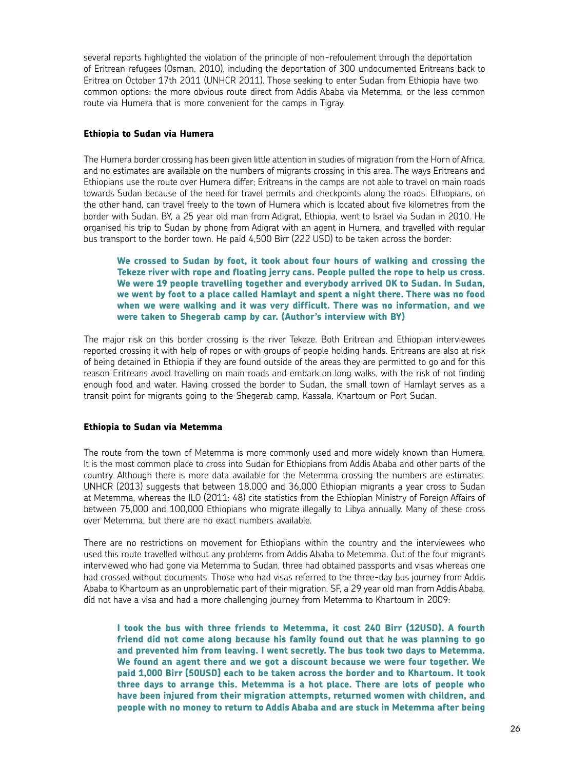several reports highlighted the violation of the principle of non-refoulement through the deportation of Eritrean refugees (Osman, 2010), including the deportation of 300 undocumented Eritreans back to Eritrea on October 17th 2011 (UNHCR 2011). Those seeking to enter Sudan from Ethiopia have two common options: the more obvious route direct from Addis Ababa via Metemma, or the less common route via Humera that is more convenient for the camps in Tigray.

#### Ethiopia to Sudan via Humera

The Humera border crossing has been given little attention in studies of migration from the Horn of Africa, and no estimates are available on the numbers of migrants crossing in this area. The ways Eritreans and Ethiopians use the route over Humera differ; Eritreans in the camps are not able to travel on main roads towards Sudan because of the need for travel permits and checkpoints along the roads. Ethiopians, on the other hand, can travel freely to the town of Humera which is located about five kilometres from the border with Sudan. BY, a 25 year old man from Adigrat, Ethiopia, went to Israel via Sudan in 2010. He organised his trip to Sudan by phone from Adigrat with an agent in Humera, and travelled with regular bus transport to the border town. He paid 4,500 Birr (222 USD) to be taken across the border:

> **We crossed to Sudan by foot, it took about four hours of walking and crossing the Tekeze river with rope and floating jerry cans. People pulled the rope to help us cross. We were 19 people travelling together and everybody arrived OK to Sudan. In Sudan, we went by foot to a place called Hamlayt and spent a night there. There was no food when we were walking and it was very difficult. There was no information, and we were taken to Shegerab camp by car. (Author's interview with BY)**

The major risk on this border crossing is the river Tekeze. Both Eritrean and Ethiopian interviewees reported crossing it with help of ropes or with groups of people holding hands. Eritreans are also at risk of being detained in Ethiopia if they are found outside of the areas they are permitted to go and for this reason Eritreans avoid travelling on main roads and embark on long walks, with the risk of not finding enough food and water. Having crossed the border to Sudan, the small town of Hamlayt serves as a transit point for migrants going to the Shegerab camp, Kassala, Khartoum or Port Sudan.

#### Ethiopia to Sudan via Metemma

The route from the town of Metemma is more commonly used and more widely known than Humera. It is the most common place to cross into Sudan for Ethiopians from Addis Ababa and other parts of the country. Although there is more data available for the Metemma crossing the numbers are estimates. UNHCR (2013) suggests that between 18,000 and 36,000 Ethiopian migrants a year cross to Sudan at Metemma, whereas the ILO (2011: 48) cite statistics from the Ethiopian Ministry of Foreign Affairs of between 75,000 and 100,000 Ethiopians who migrate illegally to Libya annually. Many of these cross over Metemma, but there are no exact numbers available.

There are no restrictions on movement for Ethiopians within the country and the interviewees who used this route travelled without any problems from Addis Ababa to Metemma. Out of the four migrants interviewed who had gone via Metemma to Sudan, three had obtained passports and visas whereas one had crossed without documents. Those who had visas referred to the three-day bus journey from Addis Ababa to Khartoum as an unproblematic part of their migration. SF, a 29 year old man from Addis Ababa, did not have a visa and had a more challenging journey from Metemma to Khartoum in 2009:

> **I took the bus with three friends to Metemma, it cost 240 Birr (12USD). A fourth friend did not come along because his family found out that he was planning to go and prevented him from leaving. I went secretly. The bus took two days to Metemma. We found an agent there and we got a discount because we were four together. We paid 1,000 Birr [50USD] each to be taken across the border and to Khartoum. It took three days to arrange this. Metemma is a hot place. There are lots of people who have been injured from their migration attempts, returned women with children, and people with no money to return to Addis Ababa and are stuck in Metemma after being**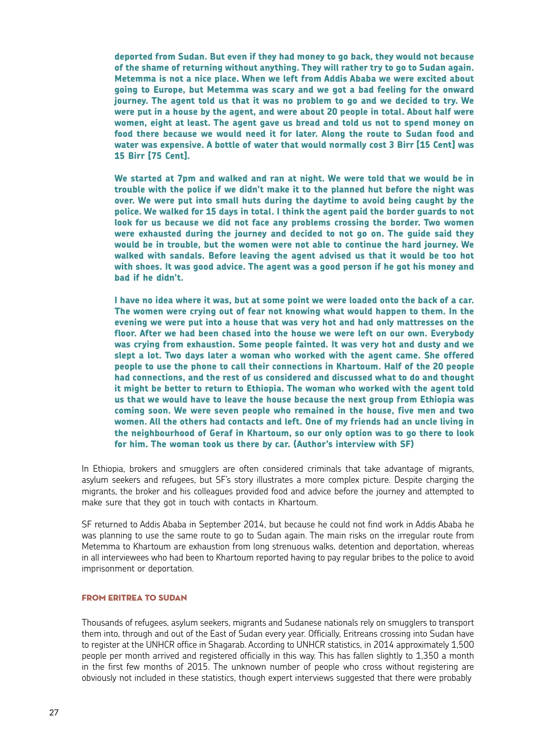**deported from Sudan. But even if they had money to go back, they would not because of the shame of returning without anything. They will rather try to go to Sudan again. Metemma is not a nice place. When we left from Addis Ababa we were excited about going to Europe, but Metemma was scary and we got a bad feeling for the onward journey. The agent told us that it was no problem to go and we decided to try. We were put in a house by the agent, and were about 20 people in total. About half were women, eight at least. The agent gave us bread and told us not to spend money on food there because we would need it for later. Along the route to Sudan food and water was expensive. A bottle of water that would normally cost 3 Birr [15 Cent] was 15 Birr [75 Cent].**

**We started at 7pm and walked and ran at night. We were told that we would be in trouble with the police if we didn't make it to the planned hut before the night was over. We were put into small huts during the daytime to avoid being caught by the police. We walked for 15 days in total. I think the agent paid the border guards to not look for us because we did not face any problems crossing the border. Two women were exhausted during the journey and decided to not go on. The guide said they would be in trouble, but the women were not able to continue the hard journey. We walked with sandals. Before leaving the agent advised us that it would be too hot with shoes. It was good advice. The agent was a good person if he got his money and bad if he didn't.**

**I have no idea where it was, but at some point we were loaded onto the back of a car. The women were crying out of fear not knowing what would happen to them. In the evening we were put into a house that was very hot and had only mattresses on the floor. After we had been chased into the house we were left on our own. Everybody was crying from exhaustion. Some people fainted. It was very hot and dusty and we slept a lot. Two days later a woman who worked with the agent came. She offered people to use the phone to call their connections in Khartoum. Half of the 20 people had connections, and the rest of us considered and discussed what to do and thought it might be better to return to Ethiopia. The woman who worked with the agent told us that we would have to leave the house because the next group from Ethiopia was coming soon. We were seven people who remained in the house, five men and two women. All the others had contacts and left. One of my friends had an uncle living in the neighbourhood of Geraf in Khartoum, so our only option was to go there to look for him. The woman took us there by car. (Author's interview with SF)**

In Ethiopia, brokers and smugglers are often considered criminals that take advantage of migrants, asylum seekers and refugees, but SF's story illustrates a more complex picture. Despite charging the migrants, the broker and his colleagues provided food and advice before the journey and attempted to make sure that they got in touch with contacts in Khartoum.

SF returned to Addis Ababa in September 2014, but because he could not find work in Addis Ababa he was planning to use the same route to go to Sudan again. The main risks on the irregular route from Metemma to Khartoum are exhaustion from long strenuous walks, detention and deportation, whereas in all interviewees who had been to Khartoum reported having to pay regular bribes to the police to avoid imprisonment or deportation.

### FROM ERITREA TO SUDAN

Thousands of refugees, asylum seekers, migrants and Sudanese nationals rely on smugglers to transport them into, through and out of the East of Sudan every year. Officially, Eritreans crossing into Sudan have to register at the UNHCR office in Shagarab. According to UNHCR statistics, in 2014 approximately 1,500 people per month arrived and registered officially in this way. This has fallen slightly to 1,350 a month in the first few months of 2015. The unknown number of people who cross without registering are obviously not included in these statistics, though expert interviews suggested that there were probably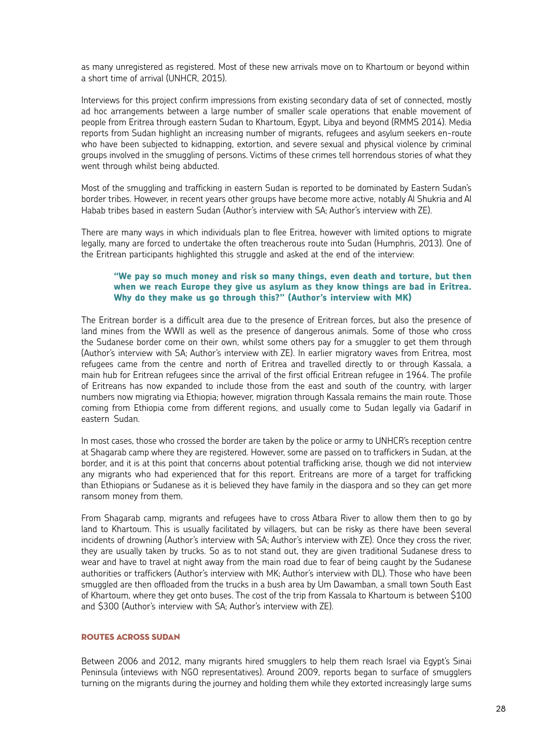as many unregistered as registered. Most of these new arrivals move on to Khartoum or beyond within a short time of arrival (UNHCR, 2015).

Interviews for this project confirm impressions from existing secondary data of set of connected, mostly ad hoc arrangements between a large number of smaller scale operations that enable movement of people from Eritrea through eastern Sudan to Khartoum, Egypt, Libya and beyond (RMMS 2014). Media reports from Sudan highlight an increasing number of migrants, refugees and asylum seekers en-route who have been subjected to kidnapping, extortion, and severe sexual and physical violence by criminal groups involved in the smuggling of persons. Victims of these crimes tell horrendous stories of what they went through whilst being abducted.

Most of the smuggling and trafficking in eastern Sudan is reported to be dominated by Eastern Sudan's border tribes. However, in recent years other groups have become more active, notably Al Shukria and Al Habab tribes based in eastern Sudan (Author's interview with SA; Author's interview with ZE).

There are many ways in which individuals plan to flee Eritrea, however with limited options to migrate legally, many are forced to undertake the often treacherous route into Sudan (Humphris, 2013). One of the Eritrean participants highlighted this struggle and asked at the end of the interview:

> **"We pay so much money and risk so many things, even death and torture, but then when we reach Europe they give us asylum as they know things are bad in Eritrea. Why do they make us go through this?" (Author's interview with MK)**

The Eritrean border is a difficult area due to the presence of Eritrean forces, but also the presence of land mines from the WWII as well as the presence of dangerous animals. Some of those who cross the Sudanese border come on their own, whilst some others pay for a smuggler to get them through (Author's interview with SA; Author's interview with ZE). In earlier migratory waves from Eritrea, most refugees came from the centre and north of Eritrea and travelled directly to or through Kassala, a main hub for Eritrean refugees since the arrival of the first official Eritrean refugee in 1964. The profile of Eritreans has now expanded to include those from the east and south of the country, with larger numbers now migrating via Ethiopia; however, migration through Kassala remains the main route. Those coming from Ethiopia come from different regions, and usually come to Sudan legally via Gadarif in eastern Sudan.

In most cases, those who crossed the border are taken by the police or army to UNHCR's reception centre at Shagarab camp where they are registered. However, some are passed on to traffickers in Sudan, at the border, and it is at this point that concerns about potential trafficking arise, though we did not interview any migrants who had experienced that for this report. Eritreans are more of a target for trafficking than Ethiopians or Sudanese as it is believed they have family in the diaspora and so they can get more ransom money from them.

From Shagarab camp, migrants and refugees have to cross Atbara River to allow them then to go by land to Khartoum. This is usually facilitated by villagers, but can be risky as there have been several incidents of drowning (Author's interview with SA; Author's interview with ZE). Once they cross the river, they are usually taken by trucks. So as to not stand out, they are given traditional Sudanese dress to wear and have to travel at night away from the main road due to fear of being caught by the Sudanese authorities or traffickers (Author's interview with MK; Author's interview with DL). Those who have been smuggled are then offloaded from the trucks in a bush area by Um Dawamban, a small town South East of Khartoum, where they get onto buses. The cost of the trip from Kassala to Khartoum is between $100 and $300 (Author's interview with SA; Author's interview with ZE).

## ROUTES ACROSS SUDAN

Between 2006 and 2012, many migrants hired smugglers to help them reach Israel via Egypt's Sinai Peninsula (inteviews with NGO representatives). Around 2009, reports began to surface of smugglers turning on the migrants during the journey and holding them while they extorted increasingly large sums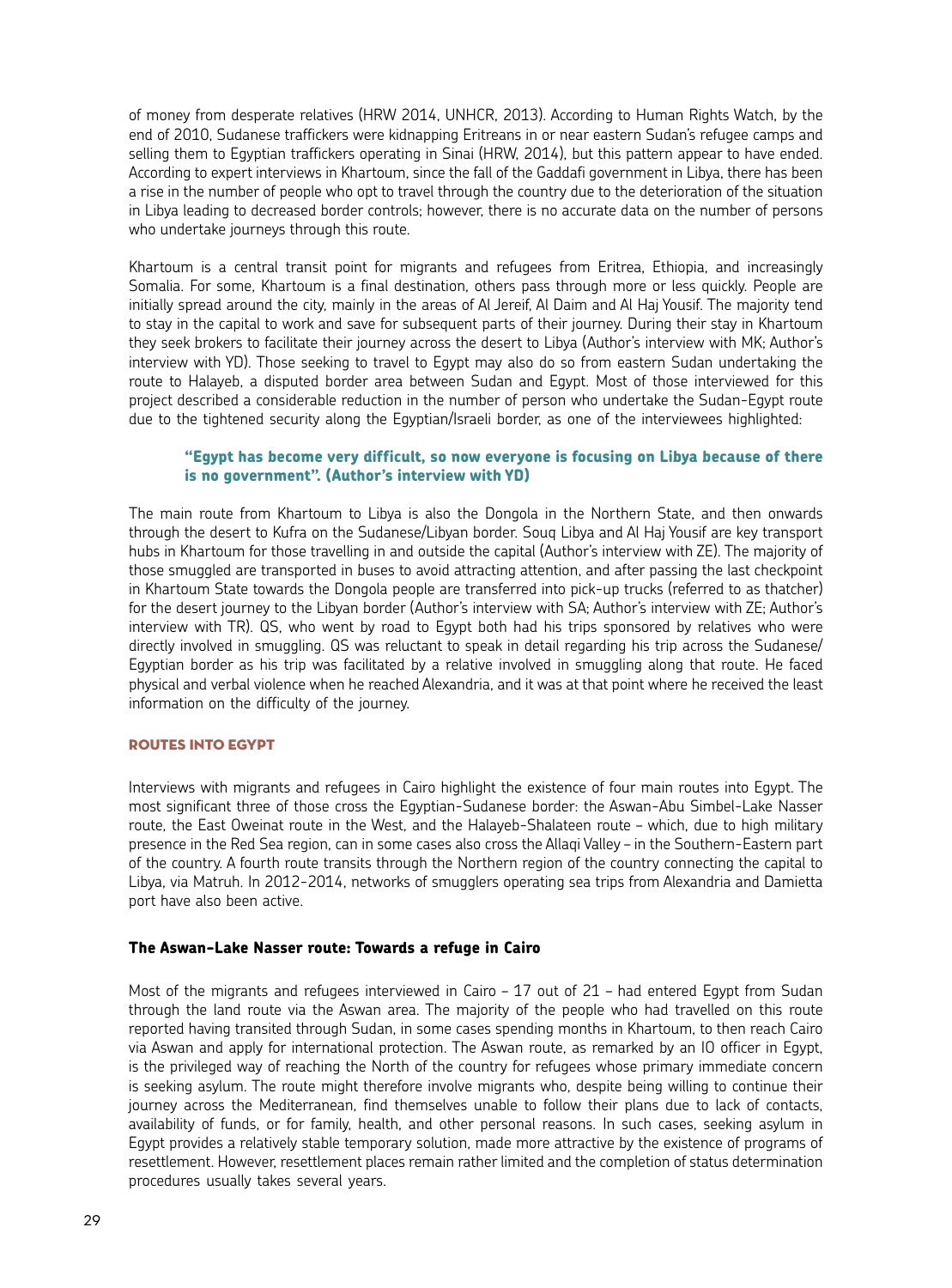of money from desperate relatives (HRW 2014, UNHCR, 2013). According to Human Rights Watch, by the end of 2010, Sudanese traffickers were kidnapping Eritreans in or near eastern Sudan's refugee camps and selling them to Egyptian traffickers operating in Sinai (HRW, 2014), but this pattern appear to have ended. According to expert interviews in Khartoum, since the fall of the Gaddafi government in Libya, there has been a rise in the number of people who opt to travel through the country due to the deterioration of the situation in Libya leading to decreased border controls; however, there is no accurate data on the number of persons who undertake journeys through this route.

Khartoum is a central transit point for migrants and refugees from Eritrea, Ethiopia, and increasingly Somalia. For some, Khartoum is a final destination, others pass through more or less quickly. People are initially spread around the city, mainly in the areas of Al Jereif, Al Daim and Al Haj Yousif. The majority tend to stay in the capital to work and save for subsequent parts of their journey. During their stay in Khartoum they seek brokers to facilitate their journey across the desert to Libya (Author's interview with MK; Author's interview with YD). Those seeking to travel to Egypt may also do so from eastern Sudan undertaking the route to Halayeb, a disputed border area between Sudan and Egypt. Most of those interviewed for this project described a considerable reduction in the number of person who undertake the Sudan-Egypt route due to the tightened security along the Egyptian/Israeli border, as one of the interviewees highlighted:

> **"Egypt has become very difficult, so now everyone is focusing on Libya because of there is no government". (Author's interview with YD)**

The main route from Khartoum to Libya is also the Dongola in the Northern State, and then onwards through the desert to Kufra on the Sudanese/Libyan border. Souq Libya and Al Haj Yousif are key transport hubs in Khartoum for those travelling in and outside the capital (Author's interview with ZE). The majority of those smuggled are transported in buses to avoid attracting attention, and after passing the last checkpoint in Khartoum State towards the Dongola people are transferred into pick-up trucks (referred to as thatcher) for the desert journey to the Libyan border (Author's interview with SA; Author's interview with ZE; Author's interview with TR). QS, who went by road to Egypt both had his trips sponsored by relatives who were directly involved in smuggling. QS was reluctant to speak in detail regarding his trip across the Sudanese/ Egyptian border as his trip was facilitated by a relative involved in smuggling along that route. He faced physical and verbal violence when he reached Alexandria, and it was at that point where he received the least information on the difficulty of the journey.

## ROUTES INTO EGYPT

Interviews with migrants and refugees in Cairo highlight the existence of four main routes into Egypt. The most significant three of those cross the Egyptian-Sudanese border: the Aswan-Abu Simbel-Lake Nasser route, the East Oweinat route in the West, and the Halayeb-Shalateen route – which, due to high military presence in the Red Sea region, can in some cases also cross the Allaqi Valley – in the Southern-Eastern part of the country. A fourth route transits through the Northern region of the country connecting the capital to Libya, via Matruh. In 2012-2014, networks of smugglers operating sea trips from Alexandria and Damietta port have also been active.

### The Aswan-Lake Nasser route: Towards a refuge in Cairo

Most of the migrants and refugees interviewed in Cairo – 17 out of 21 – had entered Egypt from Sudan through the land route via the Aswan area. The majority of the people who had travelled on this route reported having transited through Sudan, in some cases spending months in Khartoum, to then reach Cairo via Aswan and apply for international protection. The Aswan route, as remarked by an IO officer in Egypt, is the privileged way of reaching the North of the country for refugees whose primary immediate concern is seeking asylum. The route might therefore involve migrants who, despite being willing to continue their journey across the Mediterranean, find themselves unable to follow their plans due to lack of contacts, availability of funds, or for family, health, and other personal reasons. In such cases, seeking asylum in Egypt provides a relatively stable temporary solution, made more attractive by the existence of programs of resettlement. However, resettlement places remain rather limited and the completion of status determination procedures usually takes several years.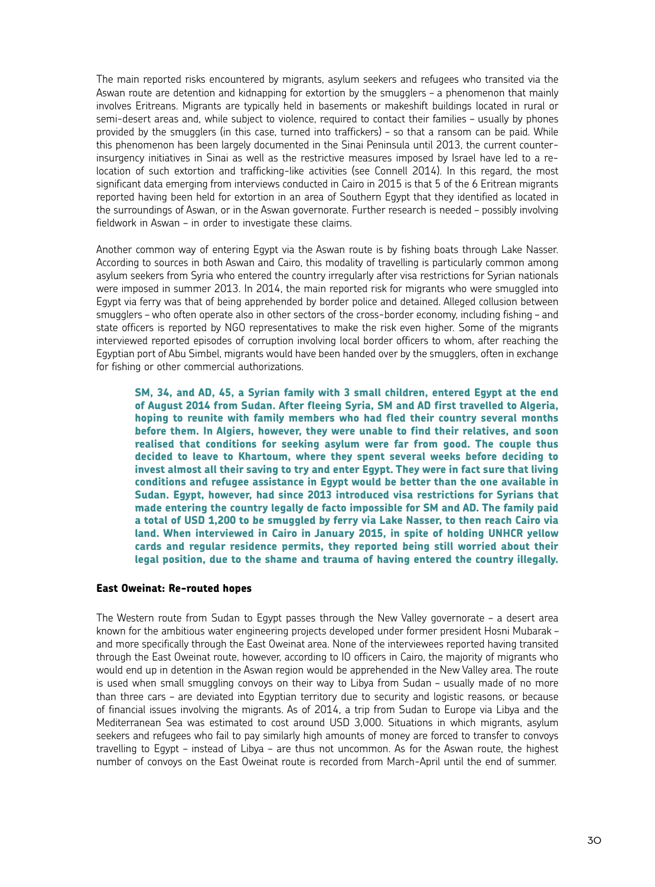The main reported risks encountered by migrants, asylum seekers and refugees who transited via the Aswan route are detention and kidnapping for extortion by the smugglers – a phenomenon that mainly involves Eritreans. Migrants are typically held in basements or makeshift buildings located in rural or semi-desert areas and, while subject to violence, required to contact their families – usually by phones provided by the smugglers (in this case, turned into traffickers) – so that a ransom can be paid. While this phenomenon has been largely documented in the Sinai Peninsula until 2013, the current counter-insurgency initiatives in Sinai as well as the restrictive measures imposed by Israel have led to a re-location of such extortion and trafficking-like activities (see Connell 2014). In this regard, the most significant data emerging from interviews conducted in Cairo in 2015 is that 5 of the 6 Eritrean migrants reported having been held for extortion in an area of Southern Egypt that they identified as located in the surroundings of Aswan, or in the Aswan governorate. Further research is needed – possibly involving fieldwork in Aswan – in order to investigate these claims.

Another common way of entering Egypt via the Aswan route is by fishing boats through Lake Nasser. According to sources in both Aswan and Cairo, this modality of travelling is particularly common among asylum seekers from Syria who entered the country irregularly after visa restrictions for Syrian nationals were imposed in summer 2013. In 2014, the main reported risk for migrants who were smuggled into Egypt via ferry was that of being apprehended by border police and detained. Alleged collusion between smugglers – who often operate also in other sectors of the cross-border economy, including fishing – and state officers is reported by NGO representatives to make the risk even higher. Some of the migrants interviewed reported episodes of corruption involving local border officers to whom, after reaching the Egyptian port of Abu Simbel, migrants would have been handed over by the smugglers, often in exchange for fishing or other commercial authorizations.

**SM, 34, and AD, 45, a Syrian family with 3 small children, entered Egypt at the end of August 2014 from Sudan. After fleeing Syria, SM and AD first travelled to Algeria, hoping to reunite with family members who had fled their country several months before them. In Algiers, however, they were unable to find their relatives, and soon realised that conditions for seeking asylum were far from good. The couple thus decided to leave to Khartoum, where they spent several weeks before deciding to invest almost all their saving to try and enter Egypt. They were in fact sure that living conditions and refugee assistance in Egypt would be better than the one available in Sudan. Egypt, however, had since 2013 introduced visa restrictions for Syrians that made entering the country legally de facto impossible for SM and AD. The family paid a total of USD 1,200 to be smuggled by ferry via Lake Nasser, to then reach Cairo via land. When interviewed in Cairo in January 2015, in spite of holding UNHCR yellow cards and regular residence permits, they reported being still worried about their legal position, due to the shame and trauma of having entered the country illegally.**

### East Oweinat: Re-routed hopes

The Western route from Sudan to Egypt passes through the New Valley governorate – a desert area known for the ambitious water engineering projects developed under former president Hosni Mubarak – and more specifically through the East Oweinat area. None of the interviewees reported having transited through the East Oweinat route, however, according to IO officers in Cairo, the majority of migrants who would end up in detention in the Aswan region would be apprehended in the New Valley area. The route is used when small smuggling convoys on their way to Libya from Sudan – usually made of no more than three cars – are deviated into Egyptian territory due to security and logistic reasons, or because of financial issues involving the migrants. As of 2014, a trip from Sudan to Europe via Libya and the Mediterranean Sea was estimated to cost around USD 3,000. Situations in which migrants, asylum seekers and refugees who fail to pay similarly high amounts of money are forced to transfer to convoys travelling to Egypt – instead of Libya – are thus not uncommon. As for the Aswan route, the highest number of convoys on the East Oweinat route is recorded from March-April until the end of summer.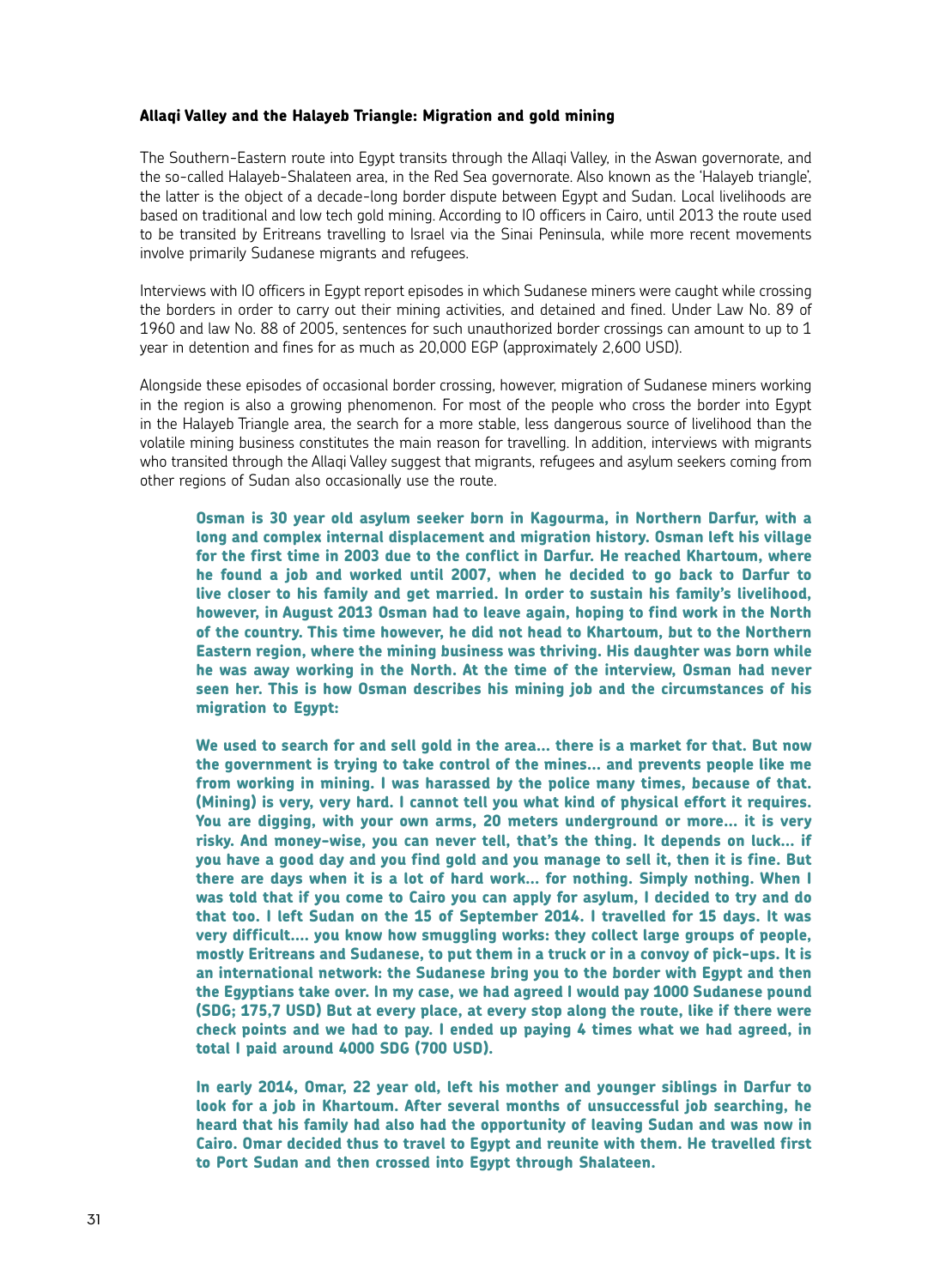### Allaqi Valley and the Halayeb Triangle: Migration and gold mining

The Southern-Eastern route into Egypt transits through the Allaqi Valley, in the Aswan governorate, and the so-called Halayeb-Shalateen area, in the Red Sea governorate. Also known as the 'Halayeb triangle', the latter is the object of a decade-long border dispute between Egypt and Sudan. Local livelihoods are based on traditional and low tech gold mining. According to IO officers in Cairo, until 2013 the route used to be transited by Eritreans travelling to Israel via the Sinai Peninsula, while more recent movements involve primarily Sudanese migrants and refugees.

Interviews with IO officers in Egypt report episodes in which Sudanese miners were caught while crossing the borders in order to carry out their mining activities, and detained and fined. Under Law No. 89 of 1960 and law No. 88 of 2005, sentences for such unauthorized border crossings can amount to up to 1 year in detention and fines for as much as 20,000 EGP (approximately 2,600 USD).

Alongside these episodes of occasional border crossing, however, migration of Sudanese miners working in the region is also a growing phenomenon. For most of the people who cross the border into Egypt in the Halayeb Triangle area, the search for a more stable, less dangerous source of livelihood than the volatile mining business constitutes the main reason for travelling. In addition, interviews with migrants who transited through the Allaqi Valley suggest that migrants, refugees and asylum seekers coming from other regions of Sudan also occasionally use the route.

> **Osman is 30 year old asylum seeker born in Kagourma, in Northern Darfur, with a long and complex internal displacement and migration history. Osman left his village for the first time in 2003 due to the conflict in Darfur. He reached Khartoum, where he found a job and worked until 2007, when he decided to go back to Darfur to live closer to his family and get married. In order to sustain his family's livelihood, however, in August 2013 Osman had to leave again, hoping to find work in the North of the country. This time however, he did not head to Khartoum, but to the Northern Eastern region, where the mining business was thriving. His daughter was born while he was away working in the North. At the time of the interview, Osman had never seen her. This is how Osman describes his mining job and the circumstances of his migration to Egypt:**
>
> **We used to search for and sell gold in the area... there is a market for that. But now the government is trying to take control of the mines... and prevents people like me from working in mining. I was harassed by the police many times, because of that. (Mining) is very, very hard. I cannot tell you what kind of physical effort it requires. You are digging, with your own arms, 20 meters underground or more... it is very risky. And money-wise, you can never tell, that's the thing. It depends on luck... if you have a good day and you find gold and you manage to sell it, then it is fine. But there are days when it is a lot of hard work... for nothing. Simply nothing. When I was told that if you come to Cairo you can apply for asylum, I decided to try and do that too. I left Sudan on the 15 of September 2014. I travelled for 15 days. It was very difficult.... you know how smuggling works: they collect large groups of people, mostly Eritreans and Sudanese, to put them in a truck or in a convoy of pick-ups. It is an international network: the Sudanese bring you to the border with Egypt and then the Egyptians take over. In my case, we had agreed I would pay 1000 Sudanese pound (SDG; 175,7 USD) But at every place, at every stop along the route, like if there were check points and we had to pay. I ended up paying 4 times what we had agreed, in total I paid around 4000 SDG (700 USD).**
>
> **In early 2014, Omar, 22 year old, left his mother and younger siblings in Darfur to look for a job in Khartoum. After several months of unsuccessful job searching, he heard that his family had also had the opportunity of leaving Sudan and was now in Cairo. Omar decided thus to travel to Egypt and reunite with them. He travelled first to Port Sudan and then crossed into Egypt through Shalateen.**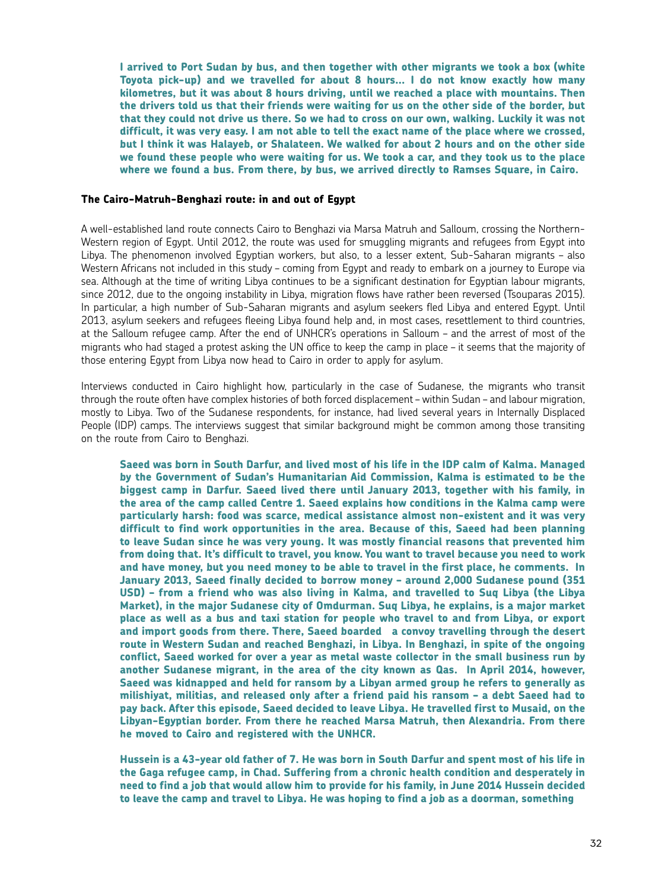**I arrived to Port Sudan by bus, and then together with other migrants we took a box (white Toyota pick-up) and we travelled for about 8 hours... I do not know exactly how many kilometres, but it was about 8 hours driving, until we reached a place with mountains. Then the drivers told us that their friends were waiting for us on the other side of the border, but that they could not drive us there. So we had to cross on our own, walking. Luckily it was not difficult, it was very easy. I am not able to tell the exact name of the place where we crossed, but I think it was Halayeb, or Shalateen. We walked for about 2 hours and on the other side we found these people who were waiting for us. We took a car, and they took us to the place where we found a bus. From there, by bus, we arrived directly to Ramses Square, in Cairo.**

#### The Cairo-Matruh-Benghazi route: in and out of Egypt

A well-established land route connects Cairo to Benghazi via Marsa Matruh and Salloum, crossing the Northern-Western region of Egypt. Until 2012, the route was used for smuggling migrants and refugees from Egypt into Libya. The phenomenon involved Egyptian workers, but also, to a lesser extent, Sub-Saharan migrants – also Western Africans not included in this study – coming from Egypt and ready to embark on a journey to Europe via sea. Although at the time of writing Libya continues to be a significant destination for Egyptian labour migrants, since 2012, due to the ongoing instability in Libya, migration flows have rather been reversed (Tsouparas 2015). In particular, a high number of Sub-Saharan migrants and asylum seekers fled Libya and entered Egypt. Until 2013, asylum seekers and refugees fleeing Libya found help and, in most cases, resettlement to third countries, at the Salloum refugee camp. After the end of UNHCR's operations in Salloum – and the arrest of most of the migrants who had staged a protest asking the UN office to keep the camp in place – it seems that the majority of those entering Egypt from Libya now head to Cairo in order to apply for asylum.

Interviews conducted in Cairo highlight how, particularly in the case of Sudanese, the migrants who transit through the route often have complex histories of both forced displacement – within Sudan – and labour migration, mostly to Libya. Two of the Sudanese respondents, for instance, had lived several years in Internally Displaced People (IDP) camps. The interviews suggest that similar background might be common among those transiting on the route from Cairo to Benghazi.

**Saeed was born in South Darfur, and lived most of his life in the IDP calm of Kalma. Managed by the Government of Sudan's Humanitarian Aid Commission, Kalma is estimated to be the biggest camp in Darfur. Saeed lived there until January 2013, together with his family, in the area of the camp called Centre 1. Saeed explains how conditions in the Kalma camp were particularly harsh: food was scarce, medical assistance almost non-existent and it was very difficult to find work opportunities in the area. Because of this, Saeed had been planning to leave Sudan since he was very young. It was mostly financial reasons that prevented him from doing that. It's difficult to travel, you know. You want to travel because you need to work and have money, but you need money to be able to travel in the first place, he comments. In January 2013, Saeed finally decided to borrow money – around 2,000 Sudanese pound (351 USD) – from a friend who was also living in Kalma, and travelled to Suq Libya (the Libya Market), in the major Sudanese city of Omdurman. Suq Libya, he explains, is a major market place as well as a bus and taxi station for people who travel to and from Libya, or export and import goods from there. There, Saeed boarded a convoy travelling through the desert route in Western Sudan and reached Benghazi, in Libya. In Benghazi, in spite of the ongoing conflict, Saeed worked for over a year as metal waste collector in the small business run by another Sudanese migrant, in the area of the city known as Qas. In April 2014, however, Saeed was kidnapped and held for ransom by a Libyan armed group he refers to generally as milishiyat, militias, and released only after a friend paid his ransom – a debt Saeed had to pay back. After this episode, Saeed decided to leave Libya. He travelled first to Musaid, on the Libyan-Egyptian border. From there he reached Marsa Matruh, then Alexandria. From there he moved to Cairo and registered with the UNHCR.**

**Hussein is a 43-year old father of 7. He was born in South Darfur and spent most of his life in the Gaga refugee camp, in Chad. Suffering from a chronic health condition and desperately in need to find a job that would allow him to provide for his family, in June 2014 Hussein decided to leave the camp and travel to Libya. He was hoping to find a job as a doorman, something**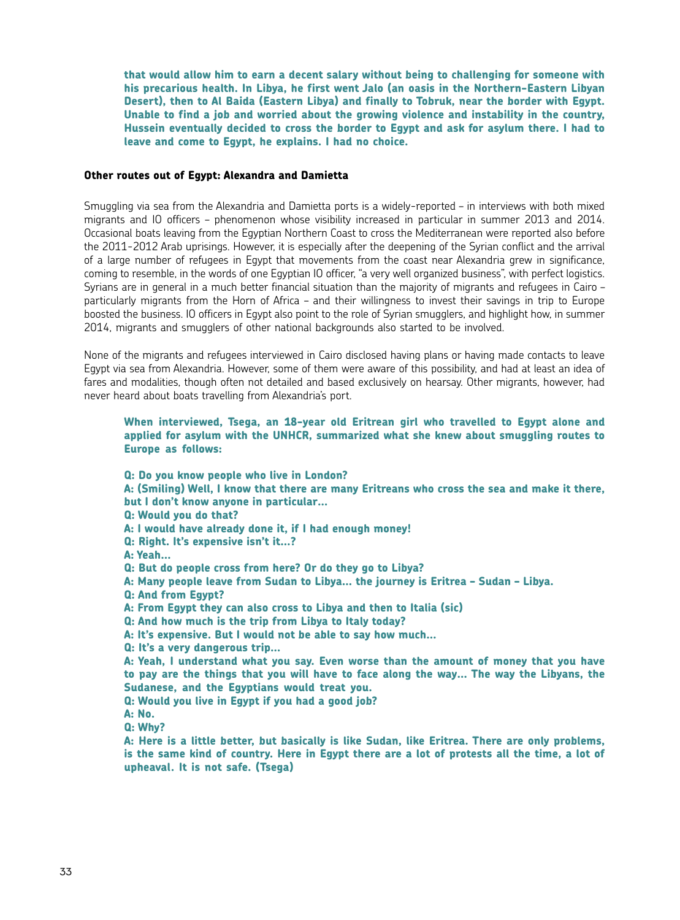**that would allow him to earn a decent salary without being to challenging for someone with his precarious health. In Libya, he first went Jalo (an oasis in the Northern-Eastern Libyan Desert), then to Al Baida (Eastern Libya) and finally to Tobruk, near the border with Egypt. Unable to find a job and worried about the growing violence and instability in the country, Hussein eventually decided to cross the border to Egypt and ask for asylum there. I had to leave and come to Egypt, he explains. I had no choice.**

### Other routes out of Egypt: Alexandra and Damietta

Smuggling via sea from the Alexandria and Damietta ports is a widely-reported – in interviews with both mixed migrants and IO officers – phenomenon whose visibility increased in particular in summer 2013 and 2014. Occasional boats leaving from the Egyptian Northern Coast to cross the Mediterranean were reported also before the 2011-2012 Arab uprisings. However, it is especially after the deepening of the Syrian conflict and the arrival of a large number of refugees in Egypt that movements from the coast near Alexandria grew in significance, coming to resemble, in the words of one Egyptian IO officer, "a very well organized business", with perfect logistics. Syrians are in general in a much better financial situation than the majority of migrants and refugees in Cairo – particularly migrants from the Horn of Africa – and their willingness to invest their savings in trip to Europe boosted the business. IO officers in Egypt also point to the role of Syrian smugglers, and highlight how, in summer 2014, migrants and smugglers of other national backgrounds also started to be involved.

None of the migrants and refugees interviewed in Cairo disclosed having plans or having made contacts to leave Egypt via sea from Alexandria. However, some of them were aware of this possibility, and had at least an idea of fares and modalities, though often not detailed and based exclusively on hearsay. Other migrants, however, had never heard about boats travelling from Alexandria's port.

**When interviewed, Tsega, an 18-year old Eritrean girl who travelled to Egypt alone and applied for asylum with the UNHCR, summarized what she knew about smuggling routes to Europe as follows:**

**Q: Do you know people who live in London?**
**A: (Smiling) Well, I know that there are many Eritreans who cross the sea and make it there, but I don't know anyone in particular…**
**Q: Would you do that?**
**A: I would have already done it, if I had enough money!**
**Q: Right. It's expensive isn't it…?**
**A: Yeah…**
**Q: But do people cross from here? Or do they go to Libya?**
**A: Many people leave from Sudan to Libya… the journey is Eritrea – Sudan – Libya.**
**Q: And from Egypt?**
**A: From Egypt they can also cross to Libya and then to Italia (sic)**
**Q: And how much is the trip from Libya to Italy today?**
**A: It's expensive. But I would not be able to say how much…**
**Q: It's a very dangerous trip…**
**A: Yeah, I understand what you say. Even worse than the amount of money that you have to pay are the things that you will have to face along the way… The way the Libyans, the Sudanese, and the Egyptians would treat you.**
**Q: Would you live in Egypt if you had a good job?**
**A: No.**
**Q: Why?**
**A: Here is a little better, but basically is like Sudan, like Eritrea. There are only problems, is the same kind of country. Here in Egypt there are a lot of protests all the time, a lot of upheaval. It is not safe. (Tsega)**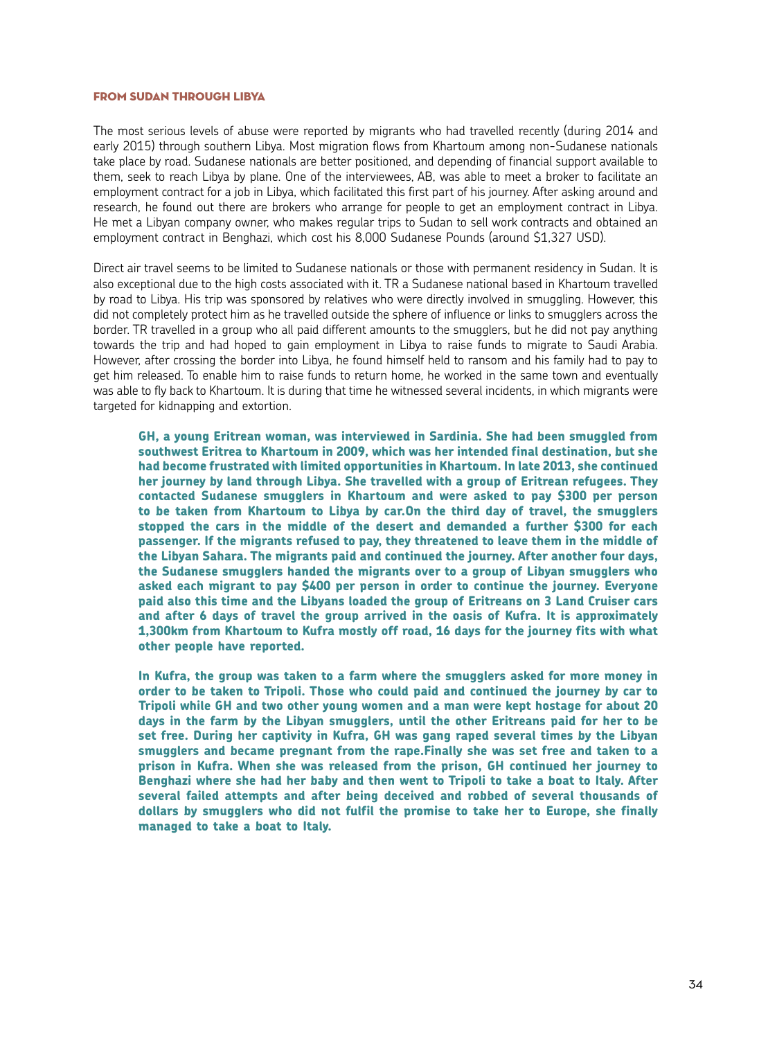### FROM SUDAN THROUGH LIBYA

The most serious levels of abuse were reported by migrants who had travelled recently (during 2014 and early 2015) through southern Libya. Most migration flows from Khartoum among non-Sudanese nationals take place by road. Sudanese nationals are better positioned, and depending of financial support available to them, seek to reach Libya by plane. One of the interviewees, AB, was able to meet a broker to facilitate an employment contract for a job in Libya, which facilitated this first part of his journey. After asking around and research, he found out there are brokers who arrange for people to get an employment contract in Libya. He met a Libyan company owner, who makes regular trips to Sudan to sell work contracts and obtained an employment contract in Benghazi, which cost his 8,000 Sudanese Pounds (around $1,327 USD).

Direct air travel seems to be limited to Sudanese nationals or those with permanent residency in Sudan. It is also exceptional due to the high costs associated with it. TR a Sudanese national based in Khartoum travelled by road to Libya. His trip was sponsored by relatives who were directly involved in smuggling. However, this did not completely protect him as he travelled outside the sphere of influence or links to smugglers across the border. TR travelled in a group who all paid different amounts to the smugglers, but he did not pay anything towards the trip and had hoped to gain employment in Libya to raise funds to migrate to Saudi Arabia. However, after crossing the border into Libya, he found himself held to ransom and his family had to pay to get him released. To enable him to raise funds to return home, he worked in the same town and eventually was able to fly back to Khartoum. It is during that time he witnessed several incidents, in which migrants were targeted for kidnapping and extortion.

**GH, a young Eritrean woman, was interviewed in Sardinia. She had been smuggled from southwest Eritrea to Khartoum in 2009, which was her intended final destination, but she had become frustrated with limited opportunities in Khartoum. In late 2013, she continued her journey by land through Libya. She travelled with a group of Eritrean refugees. They contacted Sudanese smugglers in Khartoum and were asked to pay $300 per person to be taken from Khartoum to Libya by car.On the third day of travel, the smugglers stopped the cars in the middle of the desert and demanded a further $300 for each passenger. If the migrants refused to pay, they threatened to leave them in the middle of the Libyan Sahara. The migrants paid and continued the journey. After another four days, the Sudanese smugglers handed the migrants over to a group of Libyan smugglers who asked each migrant to pay $400 per person in order to continue the journey. Everyone paid also this time and the Libyans loaded the group of Eritreans on 3 Land Cruiser cars and after 6 days of travel the group arrived in the oasis of Kufra. It is approximately 1,300km from Khartoum to Kufra mostly off road, 16 days for the journey fits with what other people have reported.**

**In Kufra, the group was taken to a farm where the smugglers asked for more money in order to be taken to Tripoli. Those who could paid and continued the journey by car to Tripoli while GH and two other young women and a man were kept hostage for about 20 days in the farm by the Libyan smugglers, until the other Eritreans paid for her to be set free. During her captivity in Kufra, GH was gang raped several times by the Libyan smugglers and became pregnant from the rape.Finally she was set free and taken to a prison in Kufra. When she was released from the prison, GH continued her journey to Benghazi where she had her baby and then went to Tripoli to take a boat to Italy. After several failed attempts and after being deceived and robbed of several thousands of dollars by smugglers who did not fulfil the promise to take her to Europe, she finally managed to take a boat to Italy.**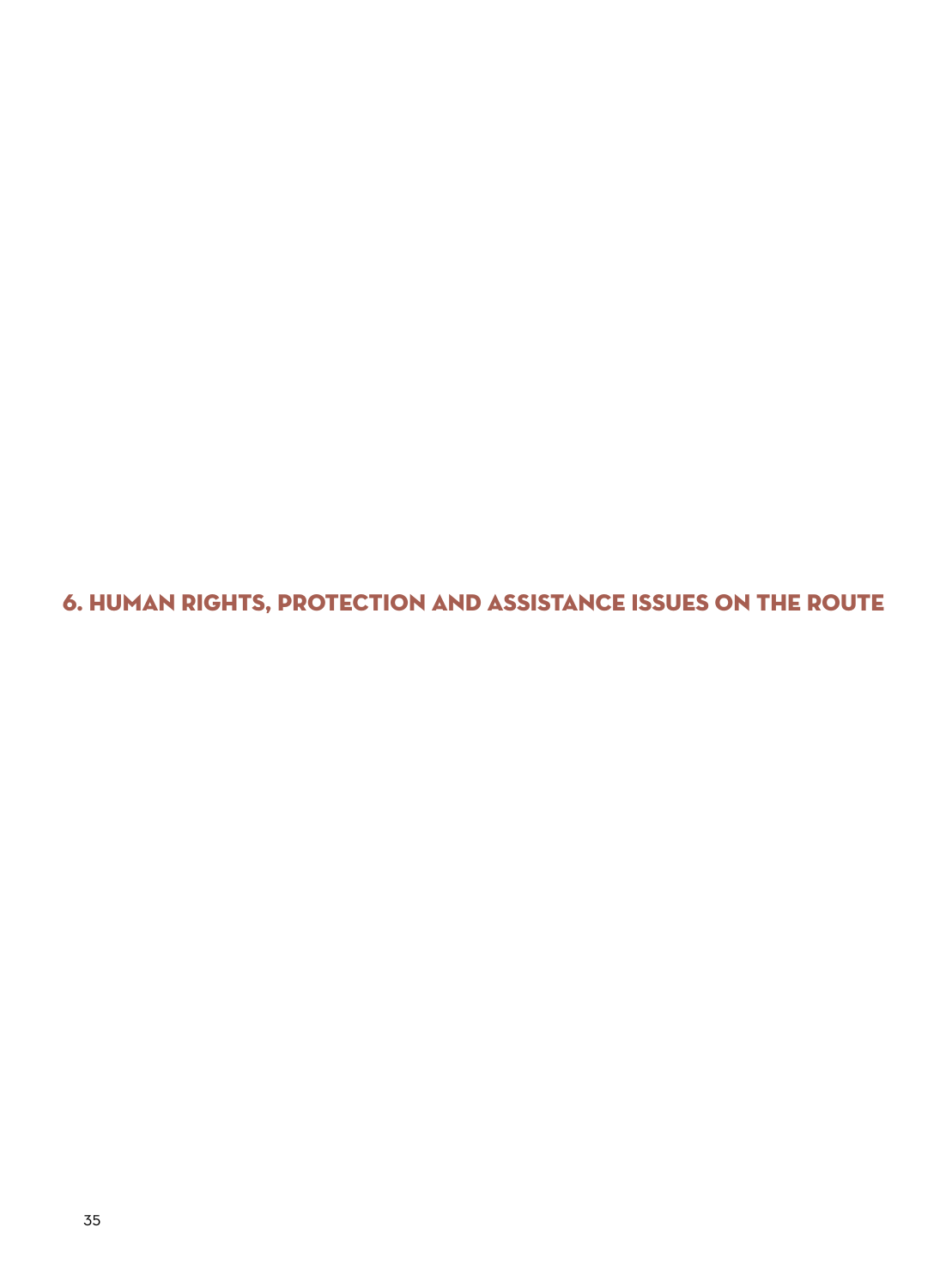# 6. HUMAN RIGHTS, PROTECTION AND ASSISTANCE ISSUES ON THE ROUTE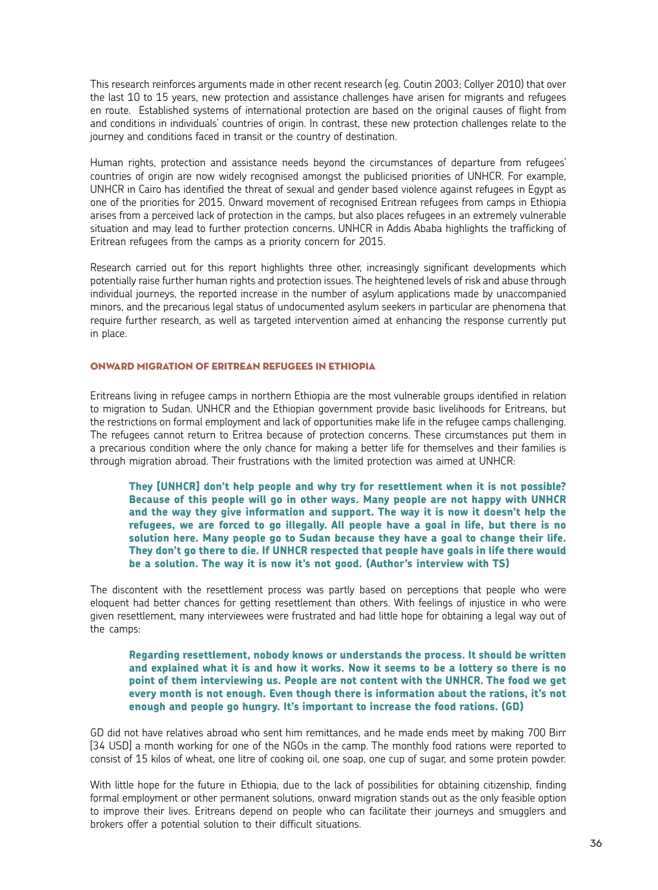This research reinforces arguments made in other recent research (eg. Coutin 2003; Collyer 2010) that over the last 10 to 15 years, new protection and assistance challenges have arisen for migrants and refugees en route. Established systems of international protection are based on the original causes of flight from and conditions in individuals' countries of origin. In contrast, these new protection challenges relate to the journey and conditions faced in transit or the country of destination.

Human rights, protection and assistance needs beyond the circumstances of departure from refugees' countries of origin are now widely recognised amongst the publicised priorities of UNHCR. For example, UNHCR in Cairo has identified the threat of sexual and gender based violence against refugees in Egypt as one of the priorities for 2015. Onward movement of recognised Eritrean refugees from camps in Ethiopia arises from a perceived lack of protection in the camps, but also places refugees in an extremely vulnerable situation and may lead to further protection concerns. UNHCR in Addis Ababa highlights the trafficking of Eritrean refugees from the camps as a priority concern for 2015.

Research carried out for this report highlights three other, increasingly significant developments which potentially raise further human rights and protection issues. The heightened levels of risk and abuse through individual journeys, the reported increase in the number of asylum applications made by unaccompanied minors, and the precarious legal status of undocumented asylum seekers in particular are phenomena that require further research, as well as targeted intervention aimed at enhancing the response currently put in place.

### ONWARD MIGRATION OF ERITREAN REFUGEES IN ETHIOPIA

Eritreans living in refugee camps in northern Ethiopia are the most vulnerable groups identified in relation to migration to Sudan. UNHCR and the Ethiopian government provide basic livelihoods for Eritreans, but the restrictions on formal employment and lack of opportunities make life in the refugee camps challenging. The refugees cannot return to Eritrea because of protection concerns. These circumstances put them in a precarious condition where the only chance for making a better life for themselves and their families is through migration abroad. Their frustrations with the limited protection was aimed at UNHCR:

> **They [UNHCR] don't help people and why try for resettlement when it is not possible? Because of this people will go in other ways. Many people are not happy with UNHCR and the way they give information and support. The way it is now it doesn't help the refugees, we are forced to go illegally. All people have a goal in life, but there is no solution here. Many people go to Sudan because they have a goal to change their life. They don't go there to die. If UNHCR respected that people have goals in life there would be a solution. The way it is now it's not good. (Author's interview with TS)**

The discontent with the resettlement process was partly based on perceptions that people who were eloquent had better chances for getting resettlement than others. With feelings of injustice in who were given resettlement, many interviewees were frustrated and had little hope for obtaining a legal way out of the camps:

> **Regarding resettlement, nobody knows or understands the process. It should be written and explained what it is and how it works. Now it seems to be a lottery so there is no point of them interviewing us. People are not content with the UNHCR. The food we get every month is not enough. Even though there is information about the rations, it's not enough and people go hungry. It's important to increase the food rations. (GD)**

GD did not have relatives abroad who sent him remittances, and he made ends meet by making 700 Birr [34 USD] a month working for one of the NGOs in the camp. The monthly food rations were reported to consist of 15 kilos of wheat, one litre of cooking oil, one soap, one cup of sugar, and some protein powder.

With little hope for the future in Ethiopia, due to the lack of possibilities for obtaining citizenship, finding formal employment or other permanent solutions, onward migration stands out as the only feasible option to improve their lives. Eritreans depend on people who can facilitate their journeys and smugglers and brokers offer a potential solution to their difficult situations.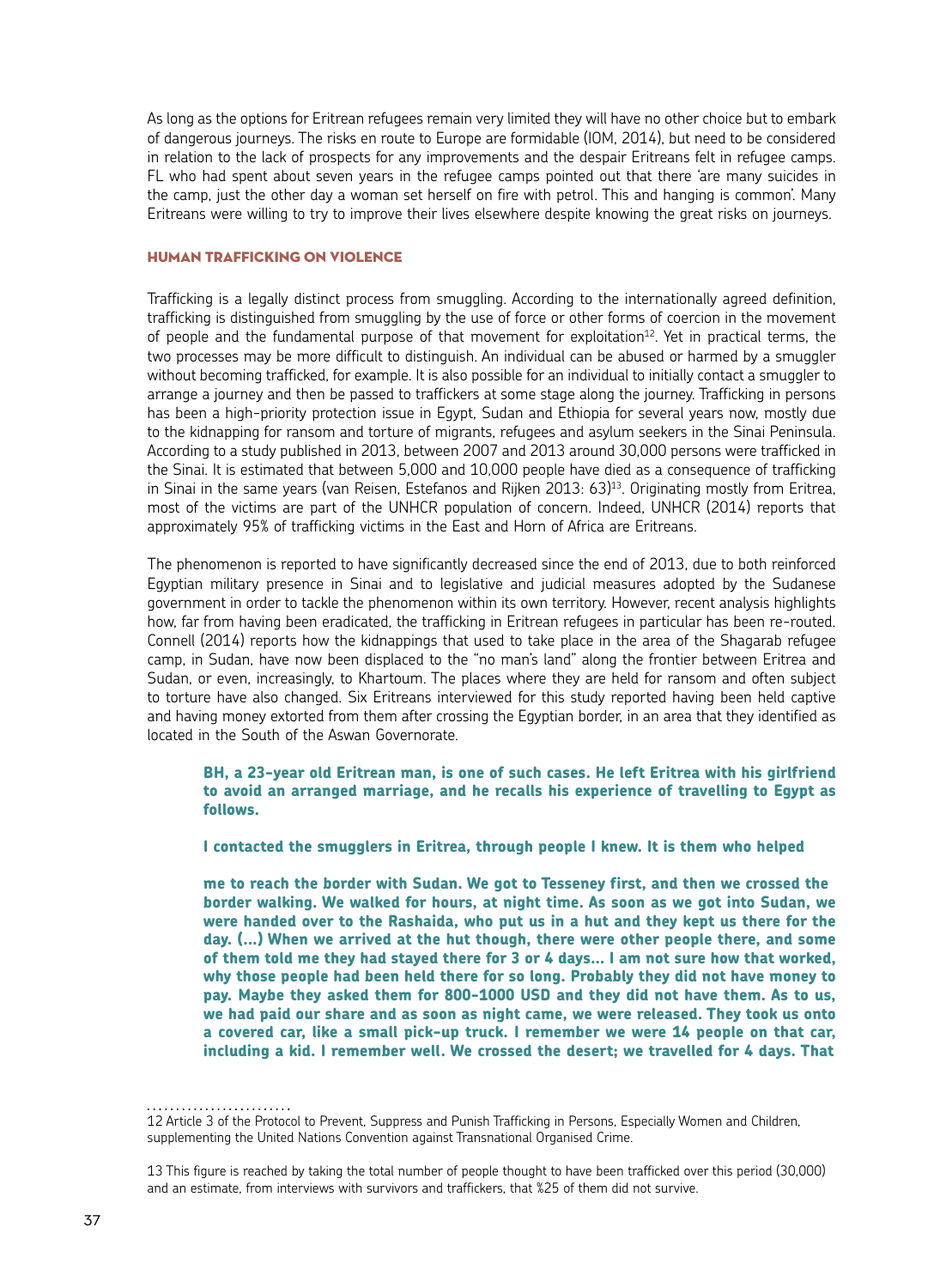As long as the options for Eritrean refugees remain very limited they will have no other choice but to embark of dangerous journeys. The risks en route to Europe are formidable (IOM, 2014), but need to be considered in relation to the lack of prospects for any improvements and the despair Eritreans felt in refugee camps. FL who had spent about seven years in the refugee camps pointed out that there 'are many suicides in the camp, just the other day a woman set herself on fire with petrol. This and hanging is common'. Many Eritreans were willing to try to improve their lives elsewhere despite knowing the great risks on journeys.

## HUMAN TRAFFICKING ON VIOLENCE

Trafficking is a legally distinct process from smuggling. According to the internationally agreed definition, trafficking is distinguished from smuggling by the use of force or other forms of coercion in the movement of people and the fundamental purpose of that movement for exploitation[12]. Yet in practical terms, the two processes may be more difficult to distinguish. An individual can be abused or harmed by a smuggler without becoming trafficked, for example. It is also possible for an individual to initially contact a smuggler to arrange a journey and then be passed to traffickers at some stage along the journey. Trafficking in persons has been a high-priority protection issue in Egypt, Sudan and Ethiopia for several years now, mostly due to the kidnapping for ransom and torture of migrants, refugees and asylum seekers in the Sinai Peninsula. According to a study published in 2013, between 2007 and 2013 around 30,000 persons were trafficked in the Sinai. It is estimated that between 5,000 and 10,000 people have died as a consequence of trafficking in Sinai in the same years (van Reisen, Estefanos and Rijken 2013: 63)[13]. Originating mostly from Eritrea, most of the victims are part of the UNHCR population of concern. Indeed, UNHCR (2014) reports that approximately 95% of trafficking victims in the East and Horn of Africa are Eritreans.

The phenomenon is reported to have significantly decreased since the end of 2013, due to both reinforced Egyptian military presence in Sinai and to legislative and judicial measures adopted by the Sudanese government in order to tackle the phenomenon within its own territory. However, recent analysis highlights how, far from having been eradicated, the trafficking in Eritrean refugees in particular has been re-routed. Connell (2014) reports how the kidnappings that used to take place in the area of the Shagarab refugee camp, in Sudan, have now been displaced to the "no man's land" along the frontier between Eritrea and Sudan, or even, increasingly, to Khartoum. The places where they are held for ransom and often subject to torture have also changed. Six Eritreans interviewed for this study reported having been held captive and having money extorted from them after crossing the Egyptian border, in an area that they identified as located in the South of the Aswan Governorate.

> **BH, a 23-year old Eritrean man, is one of such cases. He left Eritrea with his girlfriend to avoid an arranged marriage, and he recalls his experience of travelling to Egypt as follows.**
>
> **I contacted the smugglers in Eritrea, through people I knew. It is them who helped me to reach the border with Sudan. We got to Tesseney first, and then we crossed the border walking. We walked for hours, at night time. As soon as we got into Sudan, we were handed over to the Rashaida, who put us in a hut and they kept us there for the day. (...) When we arrived at the hut though, there were other people there, and some of them told me they had stayed there for 3 or 4 days... I am not sure how that worked, why those people had been held there for so long. Probably they did not have money to pay. Maybe they asked them for 800-1000 USD and they did not have them. As to us, we had paid our share and as soon as night came, we were released. They took us onto a covered car, like a small pick-up truck. I remember we were 14 people on that car, including a kid. I remember well. We crossed the desert; we travelled for 4 days. That**

---

12 Article 3 of the Protocol to Prevent, Suppress and Punish Trafficking in Persons, Especially Women and Children, supplementing the United Nations Convention against Transnational Organised Crime.

13 This figure is reached by taking the total number of people thought to have been trafficked over this period (30,000) and an estimate, from interviews with survivors and traffickers, that %25 of them did not survive.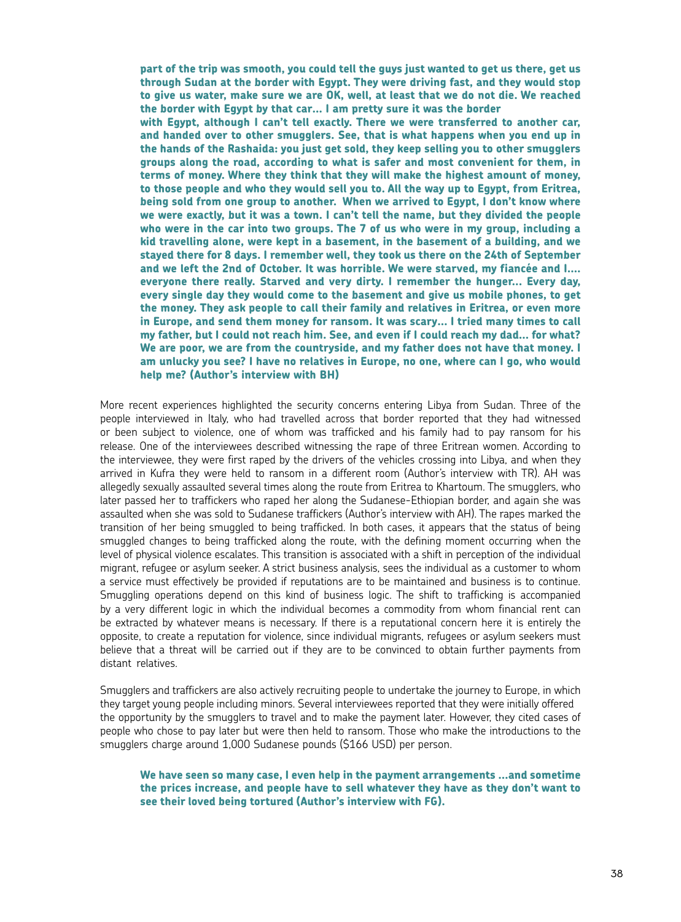**part of the trip was smooth, you could tell the guys just wanted to get us there, get us through Sudan at the border with Egypt. They were driving fast, and they would stop to give us water, make sure we are OK, well, at least that we do not die. We reached the border with Egypt by that car… I am pretty sure it was the border with Egypt, although I can't tell exactly. There we were transferred to another car, and handed over to other smugglers. See, that is what happens when you end up in the hands of the Rashaida: you just get sold, they keep selling you to other smugglers groups along the road, according to what is safer and most convenient for them, in terms of money. Where they think that they will make the highest amount of money, to those people and who they would sell you to. All the way up to Egypt, from Eritrea, being sold from one group to another. When we arrived to Egypt, I don't know where we were exactly, but it was a town. I can't tell the name, but they divided the people who were in the car into two groups. The 7 of us who were in my group, including a kid travelling alone, were kept in a basement, in the basement of a building, and we stayed there for 8 days. I remember well, they took us there on the 24th of September and we left the 2nd of October. It was horrible. We were starved, my fiancée and I…. everyone there really. Starved and very dirty. I remember the hunger… Every day, every single day they would come to the basement and give us mobile phones, to get the money. They ask people to call their family and relatives in Eritrea, or even more in Europe, and send them money for ransom. It was scary… I tried many times to call my father, but I could not reach him. See, and even if I could reach my dad… for what? We are poor, we are from the countryside, and my father does not have that money. I am unlucky you see? I have no relatives in Europe, no one, where can I go, who would help me? (Author's interview with BH)**

More recent experiences highlighted the security concerns entering Libya from Sudan. Three of the people interviewed in Italy, who had travelled across that border reported that they had witnessed or been subject to violence, one of whom was trafficked and his family had to pay ransom for his release. One of the interviewees described witnessing the rape of three Eritrean women. According to the interviewee, they were first raped by the drivers of the vehicles crossing into Libya, and when they arrived in Kufra they were held to ransom in a different room (Author's interview with TR). AH was allegedly sexually assaulted several times along the route from Eritrea to Khartoum. The smugglers, who later passed her to traffickers who raped her along the Sudanese-Ethiopian border, and again she was assaulted when she was sold to Sudanese traffickers (Author's interview with AH). The rapes marked the transition of her being smuggled to being trafficked. In both cases, it appears that the status of being smuggled changes to being trafficked along the route, with the defining moment occurring when the level of physical violence escalates. This transition is associated with a shift in perception of the individual migrant, refugee or asylum seeker. A strict business analysis, sees the individual as a customer to whom a service must effectively be provided if reputations are to be maintained and business is to continue. Smuggling operations depend on this kind of business logic. The shift to trafficking is accompanied by a very different logic in which the individual becomes a commodity from whom financial rent can be extracted by whatever means is necessary. If there is a reputational concern here it is entirely the opposite, to create a reputation for violence, since individual migrants, refugees or asylum seekers must believe that a threat will be carried out if they are to be convinced to obtain further payments from distant relatives.

Smugglers and traffickers are also actively recruiting people to undertake the journey to Europe, in which they target young people including minors. Several interviewees reported that they were initially offered the opportunity by the smugglers to travel and to make the payment later. However, they cited cases of people who chose to pay later but were then held to ransom. Those who make the introductions to the smugglers charge around 1,000 Sudanese pounds ($166 USD) per person.

**We have seen so many case, I even help in the payment arrangements …and sometime the prices increase, and people have to sell whatever they have as they don't want to see their loved being tortured (Author's interview with FG).**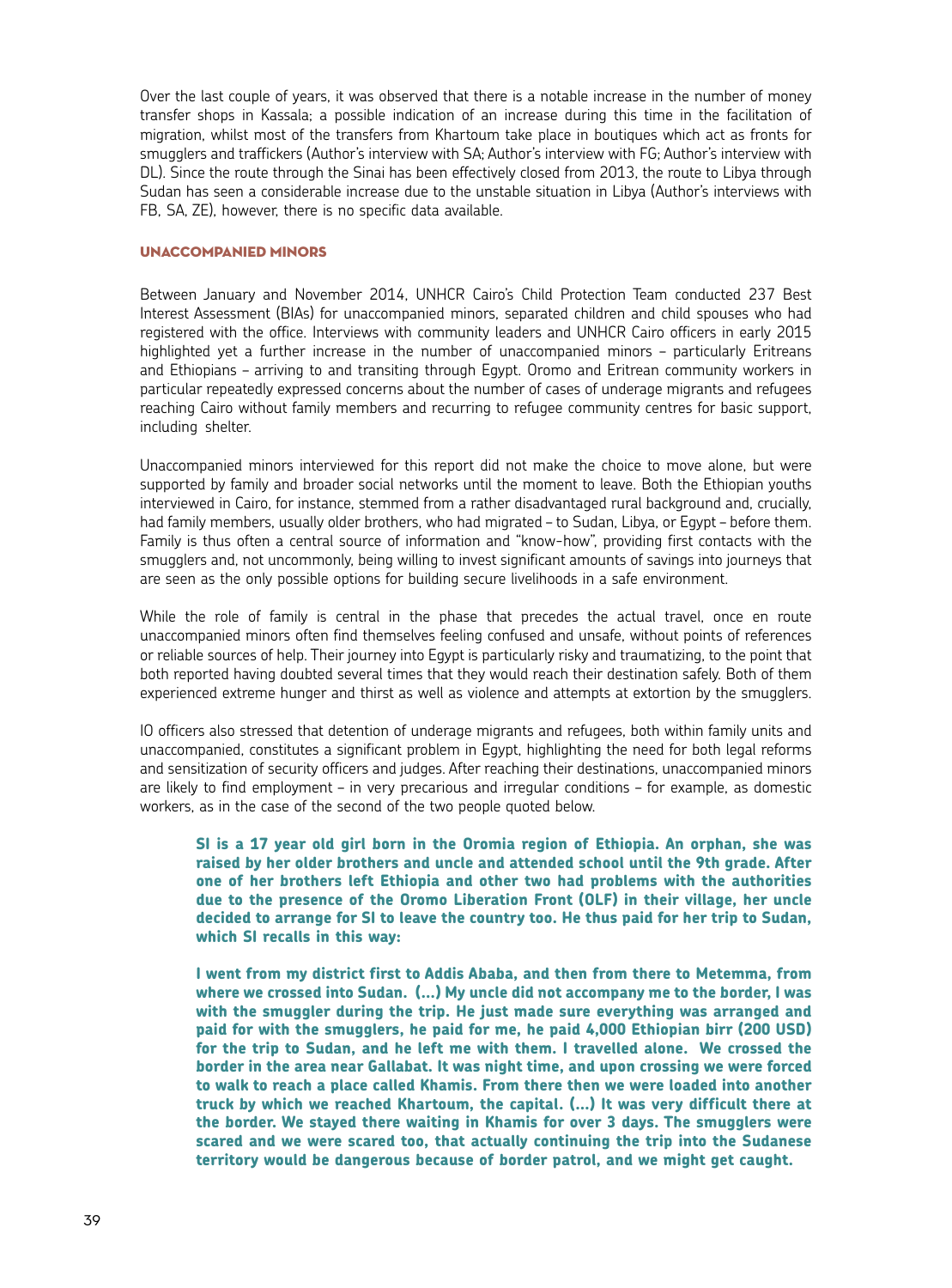Over the last couple of years, it was observed that there is a notable increase in the number of money transfer shops in Kassala; a possible indication of an increase during this time in the facilitation of migration, whilst most of the transfers from Khartoum take place in boutiques which act as fronts for smugglers and traffickers (Author's interview with SA; Author's interview with FG; Author's interview with DL). Since the route through the Sinai has been effectively closed from 2013, the route to Libya through Sudan has seen a considerable increase due to the unstable situation in Libya (Author's interviews with FB, SA, ZE), however, there is no specific data available.

## UNACCOMPANIED MINORS

Between January and November 2014, UNHCR Cairo's Child Protection Team conducted 237 Best Interest Assessment (BIAs) for unaccompanied minors, separated children and child spouses who had registered with the office. Interviews with community leaders and UNHCR Cairo officers in early 2015 highlighted yet a further increase in the number of unaccompanied minors – particularly Eritreans and Ethiopians – arriving to and transiting through Egypt. Oromo and Eritrean community workers in particular repeatedly expressed concerns about the number of cases of underage migrants and refugees reaching Cairo without family members and recurring to refugee community centres for basic support, including shelter.

Unaccompanied minors interviewed for this report did not make the choice to move alone, but were supported by family and broader social networks until the moment to leave. Both the Ethiopian youths interviewed in Cairo, for instance, stemmed from a rather disadvantaged rural background and, crucially, had family members, usually older brothers, who had migrated – to Sudan, Libya, or Egypt – before them. Family is thus often a central source of information and "know-how", providing first contacts with the smugglers and, not uncommonly, being willing to invest significant amounts of savings into journeys that are seen as the only possible options for building secure livelihoods in a safe environment.

While the role of family is central in the phase that precedes the actual travel, once en route unaccompanied minors often find themselves feeling confused and unsafe, without points of references or reliable sources of help. Their journey into Egypt is particularly risky and traumatizing, to the point that both reported having doubted several times that they would reach their destination safely. Both of them experienced extreme hunger and thirst as well as violence and attempts at extortion by the smugglers.

IO officers also stressed that detention of underage migrants and refugees, both within family units and unaccompanied, constitutes a significant problem in Egypt, highlighting the need for both legal reforms and sensitization of security officers and judges. After reaching their destinations, unaccompanied minors are likely to find employment – in very precarious and irregular conditions – for example, as domestic workers, as in the case of the second of the two people quoted below.

> **SI is a 17 year old girl born in the Oromia region of Ethiopia. An orphan, she was raised by her older brothers and uncle and attended school until the 9th grade. After one of her brothers left Ethiopia and other two had problems with the authorities due to the presence of the Oromo Liberation Front (OLF) in their village, her uncle decided to arrange for SI to leave the country too. He thus paid for her trip to Sudan, which SI recalls in this way:**
>
> **I went from my district first to Addis Ababa, and then from there to Metemma, from where we crossed into Sudan. (...) My uncle did not accompany me to the border, I was with the smuggler during the trip. He just made sure everything was arranged and paid for with the smugglers, he paid for me, he paid 4,000 Ethiopian birr (200 USD) for the trip to Sudan, and he left me with them. I travelled alone. We crossed the border in the area near Gallabat. It was night time, and upon crossing we were forced to walk to reach a place called Khamis. From there then we were loaded into another truck by which we reached Khartoum, the capital. (...) It was very difficult there at the border. We stayed there waiting in Khamis for over 3 days. The smugglers were scared and we were scared too, that actually continuing the trip into the Sudanese territory would be dangerous because of border patrol, and we might get caught.**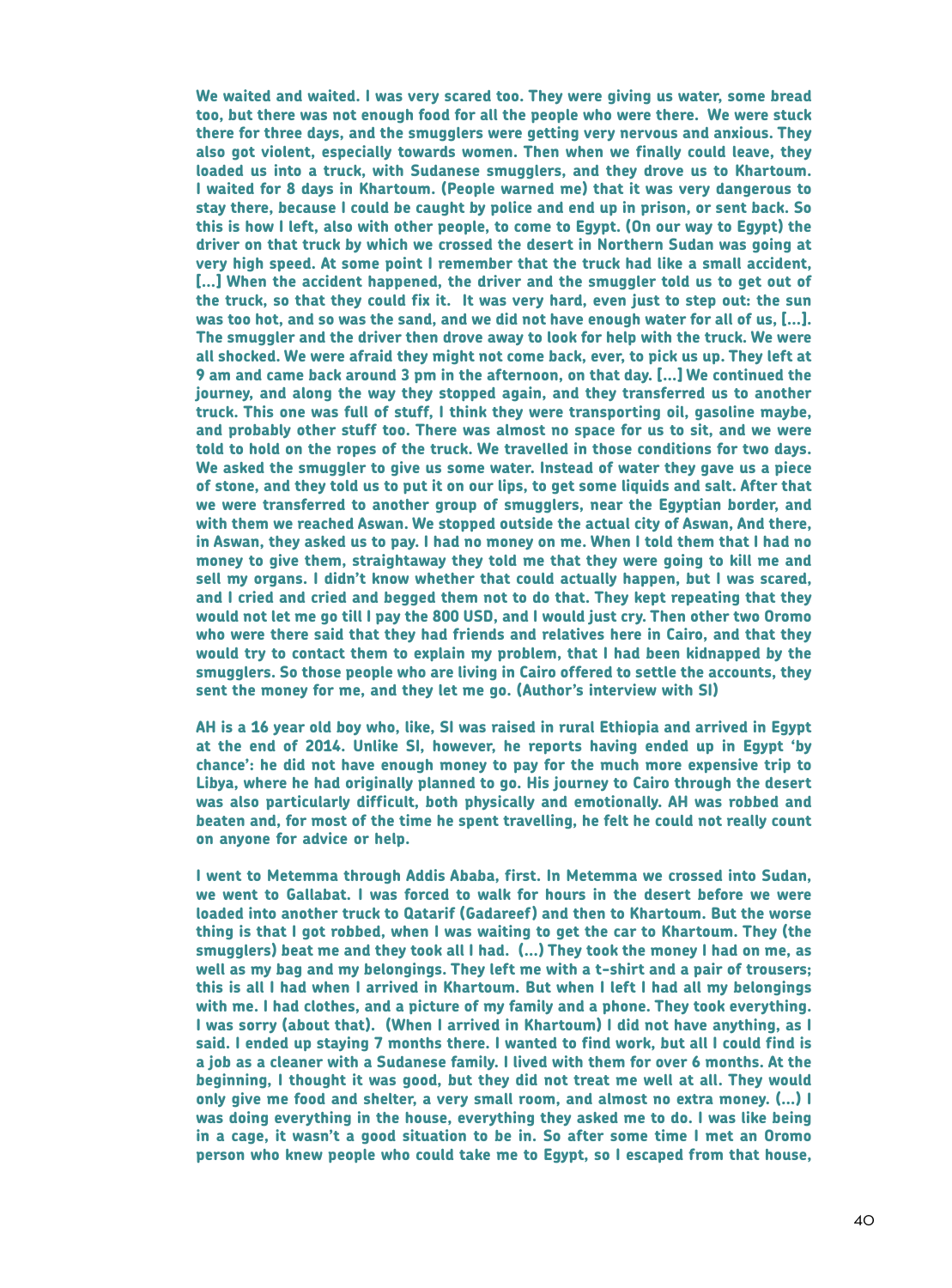We waited and waited. I was very scared too. They were giving us water, some bread too, but there was not enough food for all the people who were there. We were stuck there for three days, and the smugglers were getting very nervous and anxious. They also got violent, especially towards women. Then when we finally could leave, they loaded us into a truck, with Sudanese smugglers, and they drove us to Khartoum. I waited for 8 days in Khartoum. (People warned me) that it was very dangerous to stay there, because I could be caught by police and end up in prison, or sent back. So this is how I left, also with other people, to come to Egypt. (On our way to Egypt) the driver on that truck by which we crossed the desert in Northern Sudan was going at very high speed. At some point I remember that the truck had like a small accident, [...] When the accident happened, the driver and the smuggler told us to get out of the truck, so that they could fix it. It was very hard, even just to step out: the sun was too hot, and so was the sand, and we did not have enough water for all of us, [...]. The smuggler and the driver then drove away to look for help with the truck. We were all shocked. We were afraid they might not come back, ever, to pick us up. They left at 9 am and came back around 3 pm in the afternoon, on that day. [...] We continued the journey, and along the way they stopped again, and they transferred us to another truck. This one was full of stuff, I think they were transporting oil, gasoline maybe, and probably other stuff too. There was almost no space for us to sit, and we were told to hold on the ropes of the truck. We travelled in those conditions for two days. We asked the smuggler to give us some water. Instead of water they gave us a piece of stone, and they told us to put it on our lips, to get some liquids and salt. After that we were transferred to another group of smugglers, near the Egyptian border, and with them we reached Aswan. We stopped outside the actual city of Aswan, And there, in Aswan, they asked us to pay. I had no money on me. When I told them that I had no money to give them, straightaway they told me that they were going to kill me and sell my organs. I didn't know whether that could actually happen, but I was scared, and I cried and cried and begged them not to do that. They kept repeating that they would not let me go till I pay the 800 USD, and I would just cry. Then other two Oromo who were there said that they had friends and relatives here in Cairo, and that they would try to contact them to explain my problem, that I had been kidnapped by the smugglers. So those people who are living in Cairo offered to settle the accounts, they sent the money for me, and they let me go. (Author's interview with SI)

AH is a 16 year old boy who, like, SI was raised in rural Ethiopia and arrived in Egypt at the end of 2014. Unlike SI, however, he reports having ended up in Egypt 'by chance': he did not have enough money to pay for the much more expensive trip to Libya, where he had originally planned to go. His journey to Cairo through the desert was also particularly difficult, both physically and emotionally. AH was robbed and beaten and, for most of the time he spent travelling, he felt he could not really count on anyone for advice or help.

I went to Metemma through Addis Ababa, first. In Metemma we crossed into Sudan, we went to Gallabat. I was forced to walk for hours in the desert before we were loaded into another truck to Qatarif (Gadareef) and then to Khartoum. But the worse thing is that I got robbed, when I was waiting to get the car to Khartoum. They (the smugglers) beat me and they took all I had. (...) They took the money I had on me, as well as my bag and my belongings. They left me with a t-shirt and a pair of trousers; this is all I had when I arrived in Khartoum. But when I left I had all my belongings with me. I had clothes, and a picture of my family and a phone. They took everything. I was sorry (about that). (When I arrived in Khartoum) I did not have anything, as I said. I ended up staying 7 months there. I wanted to find work, but all I could find is a job as a cleaner with a Sudanese family. I lived with them for over 6 months. At the beginning, I thought it was good, but they did not treat me well at all. They would only give me food and shelter, a very small room, and almost no extra money. (...) I was doing everything in the house, everything they asked me to do. I was like being in a cage, it wasn't a good situation to be in. So after some time I met an Oromo person who knew people who could take me to Egypt, so I escaped from that house,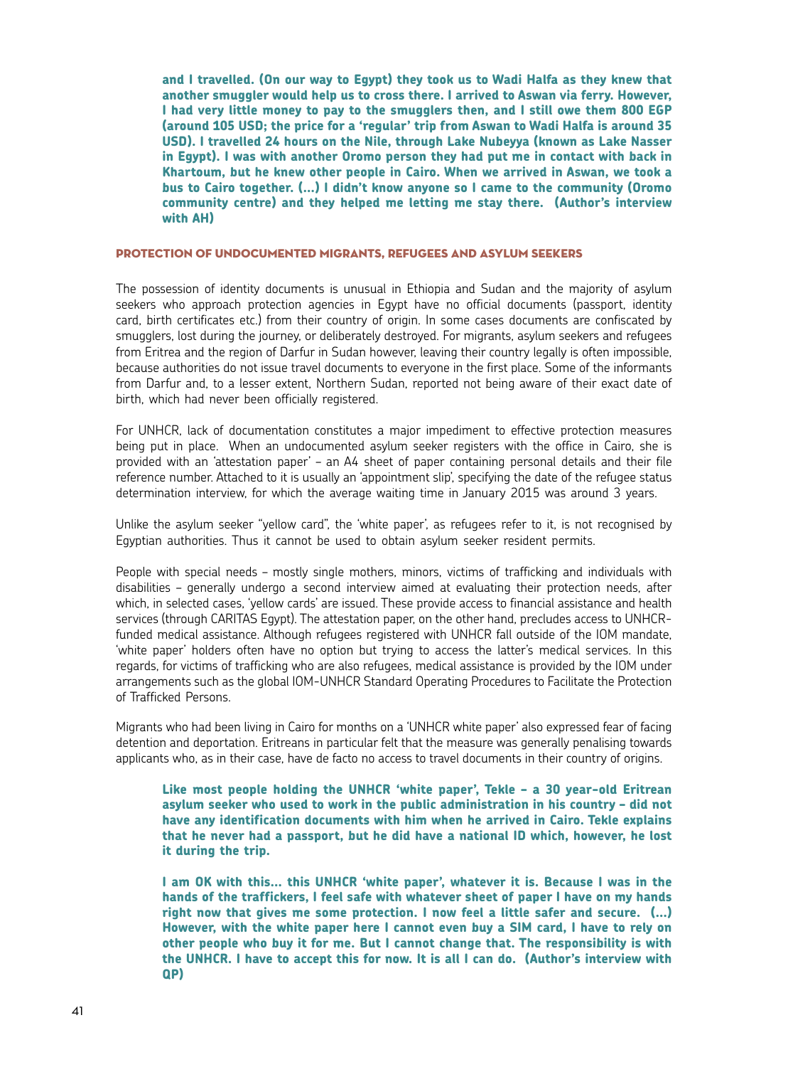**and I travelled. (On our way to Egypt) they took us to Wadi Halfa as they knew that another smuggler would help us to cross there. I arrived to Aswan via ferry. However, I had very little money to pay to the smugglers then, and I still owe them 800 EGP (around 105 USD; the price for a 'regular' trip from Aswan to Wadi Halfa is around 35 USD). I travelled 24 hours on the Nile, through Lake Nubeyya (known as Lake Nasser in Egypt). I was with another Oromo person they had put me in contact with back in Khartoum, but he knew other people in Cairo. When we arrived in Aswan, we took a bus to Cairo together. (...) I didn't know anyone so I came to the community (Oromo community centre) and they helped me letting me stay there. (Author's interview with AH)**

## PROTECTION OF UNDOCUMENTED MIGRANTS, REFUGEES AND ASYLUM SEEKERS

The possession of identity documents is unusual in Ethiopia and Sudan and the majority of asylum seekers who approach protection agencies in Egypt have no official documents (passport, identity card, birth certificates etc.) from their country of origin. In some cases documents are confiscated by smugglers, lost during the journey, or deliberately destroyed. For migrants, asylum seekers and refugees from Eritrea and the region of Darfur in Sudan however, leaving their country legally is often impossible, because authorities do not issue travel documents to everyone in the first place. Some of the informants from Darfur and, to a lesser extent, Northern Sudan, reported not being aware of their exact date of birth, which had never been officially registered.

For UNHCR, lack of documentation constitutes a major impediment to effective protection measures being put in place. When an undocumented asylum seeker registers with the office in Cairo, she is provided with an 'attestation paper' – an A4 sheet of paper containing personal details and their file reference number. Attached to it is usually an 'appointment slip', specifying the date of the refugee status determination interview, for which the average waiting time in January 2015 was around 3 years.

Unlike the asylum seeker "yellow card", the 'white paper', as refugees refer to it, is not recognised by Egyptian authorities. Thus it cannot be used to obtain asylum seeker resident permits.

People with special needs – mostly single mothers, minors, victims of trafficking and individuals with disabilities – generally undergo a second interview aimed at evaluating their protection needs, after which, in selected cases, 'yellow cards' are issued. These provide access to financial assistance and health services (through CARITAS Egypt). The attestation paper, on the other hand, precludes access to UNHCR-funded medical assistance. Although refugees registered with UNHCR fall outside of the IOM mandate, 'white paper' holders often have no option but trying to access the latter's medical services. In this regards, for victims of trafficking who are also refugees, medical assistance is provided by the IOM under arrangements such as the global IOM-UNHCR Standard Operating Procedures to Facilitate the Protection of Trafficked Persons.

Migrants who had been living in Cairo for months on a 'UNHCR white paper' also expressed fear of facing detention and deportation. Eritreans in particular felt that the measure was generally penalising towards applicants who, as in their case, have de facto no access to travel documents in their country of origins.

**Like most people holding the UNHCR 'white paper', Tekle – a 30 year-old Eritrean asylum seeker who used to work in the public administration in his country – did not have any identification documents with him when he arrived in Cairo. Tekle explains that he never had a passport, but he did have a national ID which, however, he lost it during the trip.**

**I am OK with this... this UNHCR 'white paper', whatever it is. Because I was in the hands of the traffickers, I feel safe with whatever sheet of paper I have on my hands right now that gives me some protection. I now feel a little safer and secure. (...) However, with the white paper here I cannot even buy a SIM card, I have to rely on other people who buy it for me. But I cannot change that. The responsibility is with the UNHCR. I have to accept this for now. It is all I can do. (Author's interview with QP)**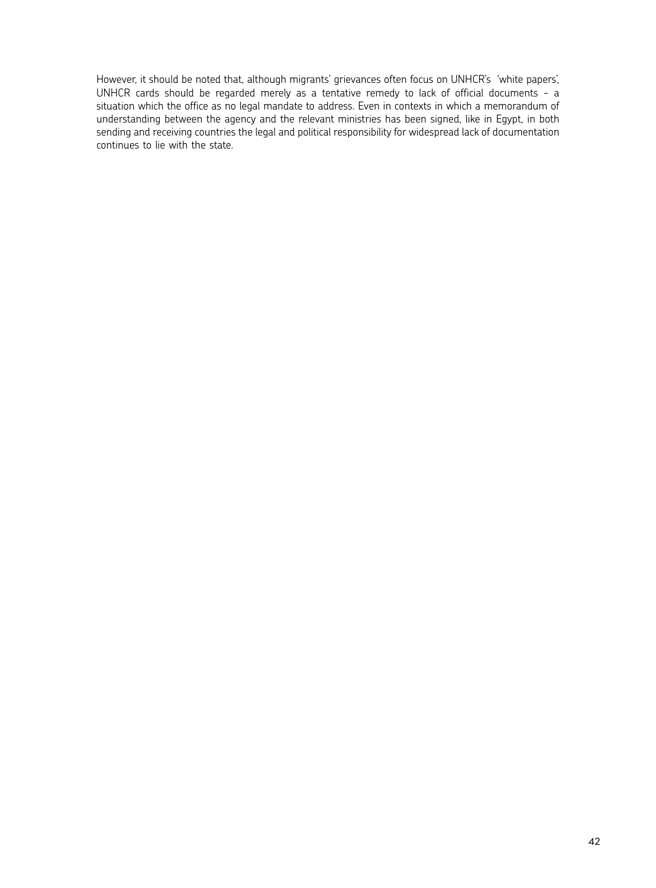However, it should be noted that, although migrants' grievances often focus on UNHCR's 'white papers', UNHCR cards should be regarded merely as a tentative remedy to lack of official documents – a situation which the office as no legal mandate to address. Even in contexts in which a memorandum of understanding between the agency and the relevant ministries has been signed, like in Egypt, in both sending and receiving countries the legal and political responsibility for widespread lack of documentation continues to lie with the state.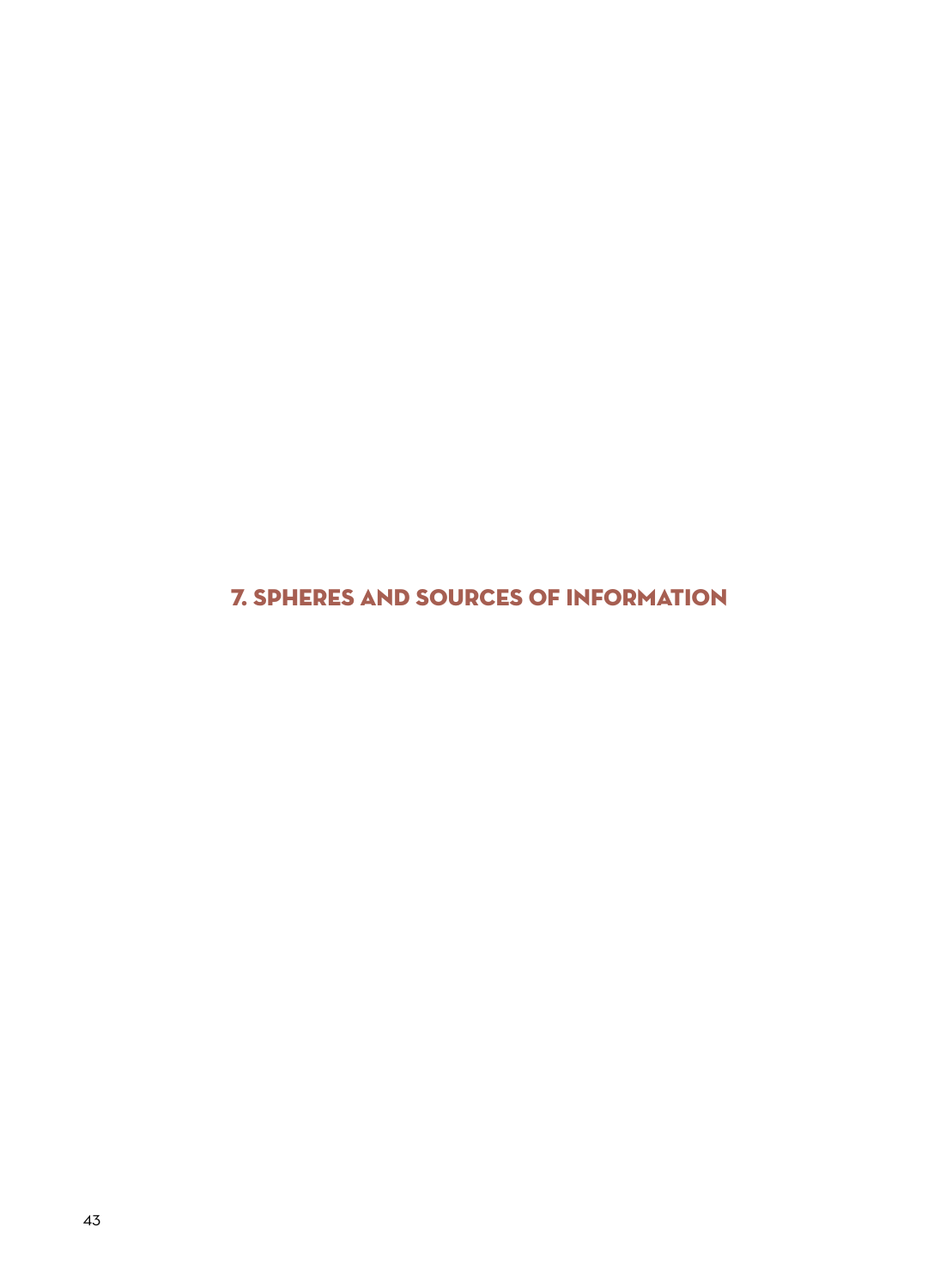# 7. SPHERES AND SOURCES OF INFORMATION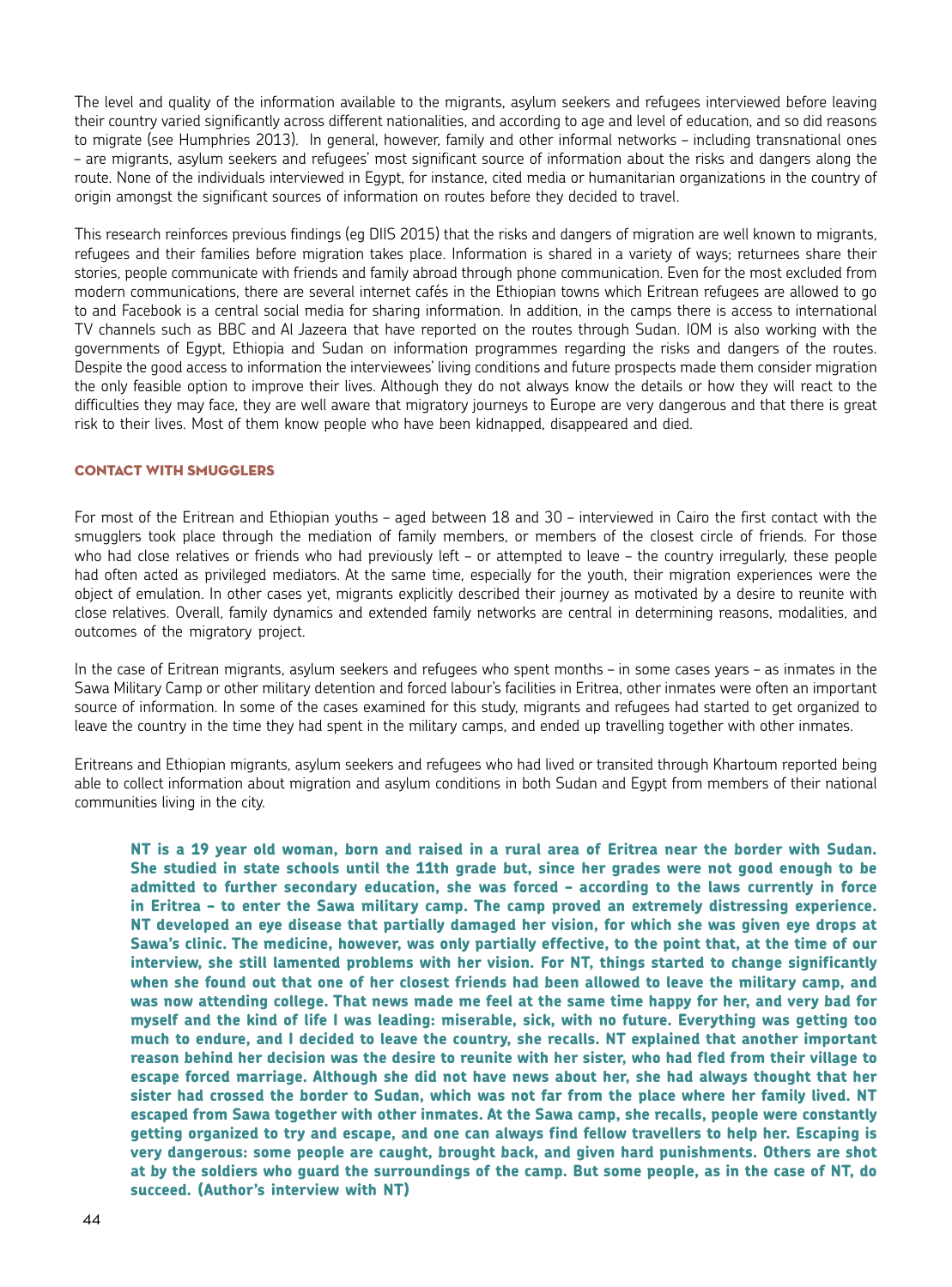The level and quality of the information available to the migrants, asylum seekers and refugees interviewed before leaving their country varied significantly across different nationalities, and according to age and level of education, and so did reasons to migrate (see Humphries 2013). In general, however, family and other informal networks – including transnational ones – are migrants, asylum seekers and refugees' most significant source of information about the risks and dangers along the route. None of the individuals interviewed in Egypt, for instance, cited media or humanitarian organizations in the country of origin amongst the significant sources of information on routes before they decided to travel.

This research reinforces previous findings (eg DIIS 2015) that the risks and dangers of migration are well known to migrants, refugees and their families before migration takes place. Information is shared in a variety of ways; returnees share their stories, people communicate with friends and family abroad through phone communication. Even for the most excluded from modern communications, there are several internet cafés in the Ethiopian towns which Eritrean refugees are allowed to go to and Facebook is a central social media for sharing information. In addition, in the camps there is access to international TV channels such as BBC and Al Jazeera that have reported on the routes through Sudan. IOM is also working with the governments of Egypt, Ethiopia and Sudan on information programmes regarding the risks and dangers of the routes. Despite the good access to information the interviewees' living conditions and future prospects made them consider migration the only feasible option to improve their lives. Although they do not always know the details or how they will react to the difficulties they may face, they are well aware that migratory journeys to Europe are very dangerous and that there is great risk to their lives. Most of them know people who have been kidnapped, disappeared and died.

## CONTACT WITH SMUGGLERS

For most of the Eritrean and Ethiopian youths – aged between 18 and 30 – interviewed in Cairo the first contact with the smugglers took place through the mediation of family members, or members of the closest circle of friends. For those who had close relatives or friends who had previously left – or attempted to leave – the country irregularly, these people had often acted as privileged mediators. At the same time, especially for the youth, their migration experiences were the object of emulation. In other cases yet, migrants explicitly described their journey as motivated by a desire to reunite with close relatives. Overall, family dynamics and extended family networks are central in determining reasons, modalities, and outcomes of the migratory project.

In the case of Eritrean migrants, asylum seekers and refugees who spent months – in some cases years – as inmates in the Sawa Military Camp or other military detention and forced labour's facilities in Eritrea, other inmates were often an important source of information. In some of the cases examined for this study, migrants and refugees had started to get organized to leave the country in the time they had spent in the military camps, and ended up travelling together with other inmates.

Eritreans and Ethiopian migrants, asylum seekers and refugees who had lived or transited through Khartoum reported being able to collect information about migration and asylum conditions in both Sudan and Egypt from members of their national communities living in the city.

> **NT is a 19 year old woman, born and raised in a rural area of Eritrea near the border with Sudan. She studied in state schools until the 11th grade but, since her grades were not good enough to be admitted to further secondary education, she was forced – according to the laws currently in force in Eritrea – to enter the Sawa military camp. The camp proved an extremely distressing experience. NT developed an eye disease that partially damaged her vision, for which she was given eye drops at Sawa's clinic. The medicine, however, was only partially effective, to the point that, at the time of our interview, she still lamented problems with her vision. For NT, things started to change significantly when she found out that one of her closest friends had been allowed to leave the military camp, and was now attending college. That news made me feel at the same time happy for her, and very bad for myself and the kind of life I was leading: miserable, sick, with no future. Everything was getting too much to endure, and I decided to leave the country, she recalls. NT explained that another important reason behind her decision was the desire to reunite with her sister, who had fled from their village to escape forced marriage. Although she did not have news about her, she had always thought that her sister had crossed the border to Sudan, which was not far from the place where her family lived. NT escaped from Sawa together with other inmates. At the Sawa camp, she recalls, people were constantly getting organized to try and escape, and one can always find fellow travellers to help her. Escaping is very dangerous: some people are caught, brought back, and given hard punishments. Others are shot at by the soldiers who guard the surroundings of the camp. But some people, as in the case of NT, do succeed. (Author's interview with NT)**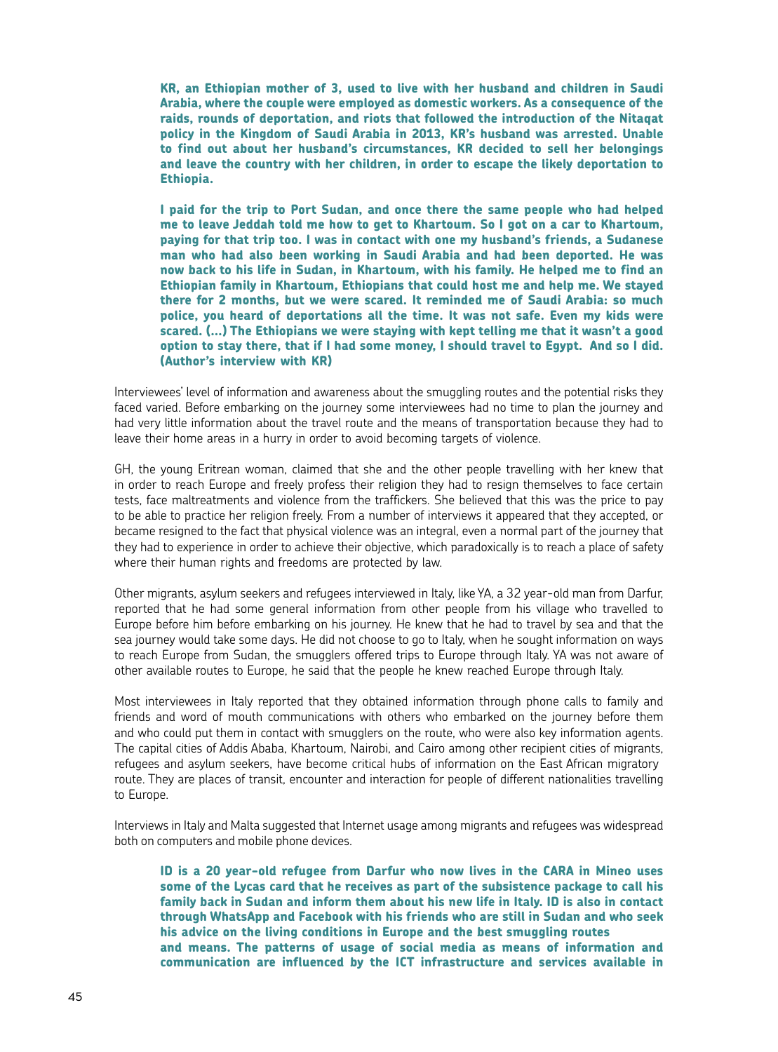**KR, an Ethiopian mother of 3, used to live with her husband and children in Saudi Arabia, where the couple were employed as domestic workers. As a consequence of the raids, rounds of deportation, and riots that followed the introduction of the Nitaqat policy in the Kingdom of Saudi Arabia in 2013, KR's husband was arrested. Unable to find out about her husband's circumstances, KR decided to sell her belongings and leave the country with her children, in order to escape the likely deportation to Ethiopia.**

**I paid for the trip to Port Sudan, and once there the same people who had helped me to leave Jeddah told me how to get to Khartoum. So I got on a car to Khartoum, paying for that trip too. I was in contact with one my husband's friends, a Sudanese man who had also been working in Saudi Arabia and had been deported. He was now back to his life in Sudan, in Khartoum, with his family. He helped me to find an Ethiopian family in Khartoum, Ethiopians that could host me and help me. We stayed there for 2 months, but we were scared. It reminded me of Saudi Arabia: so much police, you heard of deportations all the time. It was not safe. Even my kids were scared. (...) The Ethiopians we were staying with kept telling me that it wasn't a good option to stay there, that if I had some money, I should travel to Egypt. And so I did. (Author's interview with KR)**

Interviewees' level of information and awareness about the smuggling routes and the potential risks they faced varied. Before embarking on the journey some interviewees had no time to plan the journey and had very little information about the travel route and the means of transportation because they had to leave their home areas in a hurry in order to avoid becoming targets of violence.

GH, the young Eritrean woman, claimed that she and the other people travelling with her knew that in order to reach Europe and freely profess their religion they had to resign themselves to face certain tests, face maltreatments and violence from the traffickers. She believed that this was the price to pay to be able to practice her religion freely. From a number of interviews it appeared that they accepted, or became resigned to the fact that physical violence was an integral, even a normal part of the journey that they had to experience in order to achieve their objective, which paradoxically is to reach a place of safety where their human rights and freedoms are protected by law.

Other migrants, asylum seekers and refugees interviewed in Italy, like YA, a 32 year-old man from Darfur, reported that he had some general information from other people from his village who travelled to Europe before him before embarking on his journey. He knew that he had to travel by sea and that the sea journey would take some days. He did not choose to go to Italy, when he sought information on ways to reach Europe from Sudan, the smugglers offered trips to Europe through Italy. YA was not aware of other available routes to Europe, he said that the people he knew reached Europe through Italy.

Most interviewees in Italy reported that they obtained information through phone calls to family and friends and word of mouth communications with others who embarked on the journey before them and who could put them in contact with smugglers on the route, who were also key information agents. The capital cities of Addis Ababa, Khartoum, Nairobi, and Cairo among other recipient cities of migrants, refugees and asylum seekers, have become critical hubs of information on the East African migratory route. They are places of transit, encounter and interaction for people of different nationalities travelling to Europe.

Interviews in Italy and Malta suggested that Internet usage among migrants and refugees was widespread both on computers and mobile phone devices.

**ID is a 20 year-old refugee from Darfur who now lives in the CARA in Mineo uses some of the Lycas card that he receives as part of the subsistence package to call his family back in Sudan and inform them about his new life in Italy. ID is also in contact through WhatsApp and Facebook with his friends who are still in Sudan and who seek his advice on the living conditions in Europe and the best smuggling routes and means. The patterns of usage of social media as means of information and communication are influenced by the ICT infrastructure and services available in**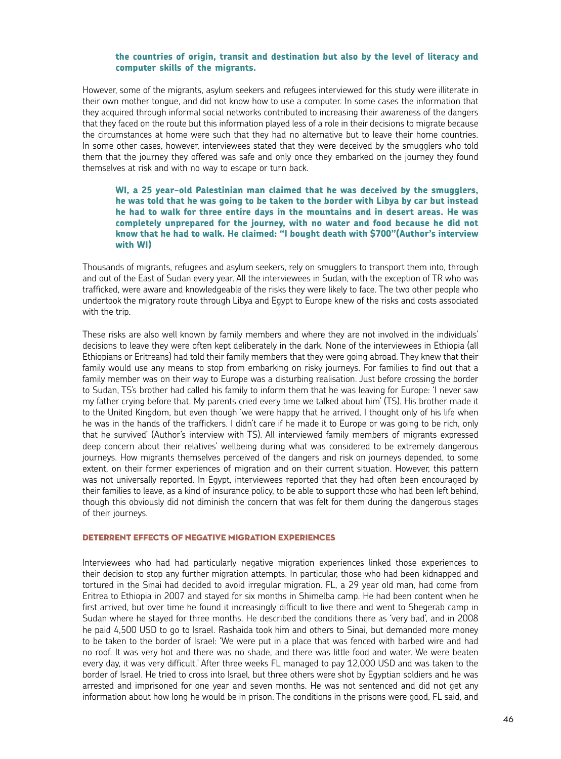**the countries of origin, transit and destination but also by the level of literacy and computer skills of the migrants.**

However, some of the migrants, asylum seekers and refugees interviewed for this study were illiterate in their own mother tongue, and did not know how to use a computer. In some cases the information that they acquired through informal social networks contributed to increasing their awareness of the dangers that they faced on the route but this information played less of a role in their decisions to migrate because the circumstances at home were such that they had no alternative but to leave their home countries. In some other cases, however, interviewees stated that they were deceived by the smugglers who told them that the journey they offered was safe and only once they embarked on the journey they found themselves at risk and with no way to escape or turn back.

**WI, a 25 year-old Palestinian man claimed that he was deceived by the smugglers, he was told that he was going to be taken to the border with Libya by car but instead he had to walk for three entire days in the mountains and in desert areas. He was completely unprepared for the journey, with no water and food because he did not know that he had to walk. He claimed: "I bought death with $700"(Author's interview with WI)**

Thousands of migrants, refugees and asylum seekers, rely on smugglers to transport them into, through and out of the East of Sudan every year. All the interviewees in Sudan, with the exception of TR who was trafficked, were aware and knowledgeable of the risks they were likely to face. The two other people who undertook the migratory route through Libya and Egypt to Europe knew of the risks and costs associated with the trip.

These risks are also well known by family members and where they are not involved in the individuals' decisions to leave they were often kept deliberately in the dark. None of the interviewees in Ethiopia (all Ethiopians or Eritreans) had told their family members that they were going abroad. They knew that their family would use any means to stop from embarking on risky journeys. For families to find out that a family member was on their way to Europe was a disturbing realisation. Just before crossing the border to Sudan, TS's brother had called his family to inform them that he was leaving for Europe: 'I never saw my father crying before that. My parents cried every time we talked about him' (TS). His brother made it to the United Kingdom, but even though 'we were happy that he arrived, I thought only of his life when he was in the hands of the traffickers. I didn't care if he made it to Europe or was going to be rich, only that he survived' (Author's interview with TS). All interviewed family members of migrants expressed deep concern about their relatives' wellbeing during what was considered to be extremely dangerous journeys. How migrants themselves perceived of the dangers and risk on journeys depended, to some extent, on their former experiences of migration and on their current situation. However, this pattern was not universally reported. In Egypt, interviewees reported that they had often been encouraged by their families to leave, as a kind of insurance policy, to be able to support those who had been left behind, though this obviously did not diminish the concern that was felt for them during the dangerous stages of their journeys.

## DETERRENT EFFECTS OF NEGATIVE MIGRATION EXPERIENCES

Interviewees who had had particularly negative migration experiences linked those experiences to their decision to stop any further migration attempts. In particular, those who had been kidnapped and tortured in the Sinai had decided to avoid irregular migration. FL, a 29 year old man, had come from Eritrea to Ethiopia in 2007 and stayed for six months in Shimelba camp. He had been content when he first arrived, but over time he found it increasingly difficult to live there and went to Shegerab camp in Sudan where he stayed for three months. He described the conditions there as 'very bad', and in 2008 he paid 4,500 USD to go to Israel. Rashaida took him and others to Sinai, but demanded more money to be taken to the border of Israel: 'We were put in a place that was fenced with barbed wire and had no roof. It was very hot and there was no shade, and there was little food and water. We were beaten every day, it was very difficult.' After three weeks FL managed to pay 12,000 USD and was taken to the border of Israel. He tried to cross into Israel, but three others were shot by Egyptian soldiers and he was arrested and imprisoned for one year and seven months. He was not sentenced and did not get any information about how long he would be in prison. The conditions in the prisons were good, FL said, and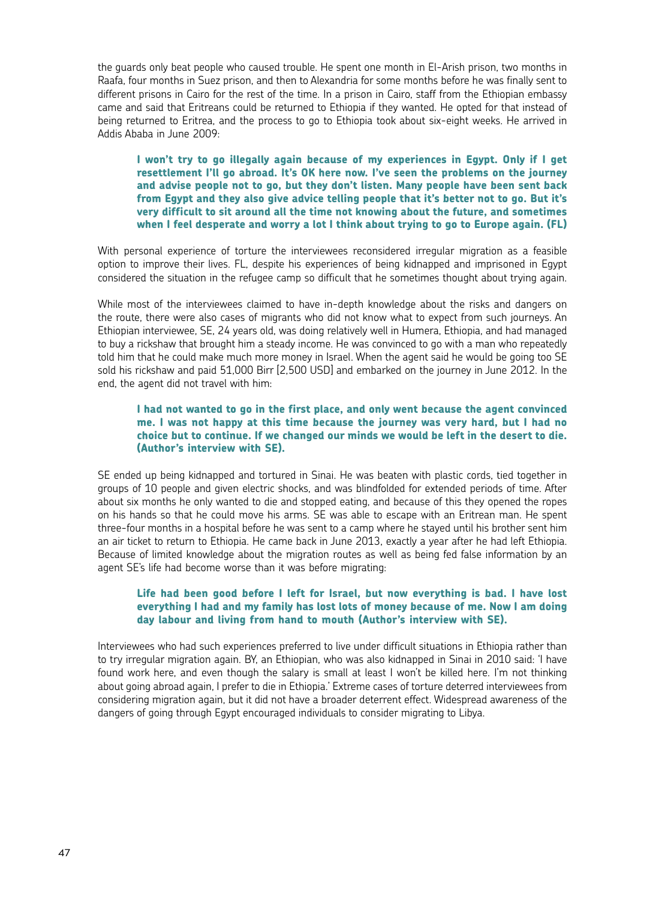the guards only beat people who caused trouble. He spent one month in El-Arish prison, two months in Raafa, four months in Suez prison, and then to Alexandria for some months before he was finally sent to different prisons in Cairo for the rest of the time. In a prison in Cairo, staff from the Ethiopian embassy came and said that Eritreans could be returned to Ethiopia if they wanted. He opted for that instead of being returned to Eritrea, and the process to go to Ethiopia took about six-eight weeks. He arrived in Addis Ababa in June 2009:

> **I won't try to go illegally again because of my experiences in Egypt. Only if I get resettlement I'll go abroad. It's OK here now. I've seen the problems on the journey and advise people not to go, but they don't listen. Many people have been sent back from Egypt and they also give advice telling people that it's better not to go. But it's very difficult to sit around all the time not knowing about the future, and sometimes when I feel desperate and worry a lot I think about trying to go to Europe again. (FL)**

With personal experience of torture the interviewees reconsidered irregular migration as a feasible option to improve their lives. FL, despite his experiences of being kidnapped and imprisoned in Egypt considered the situation in the refugee camp so difficult that he sometimes thought about trying again.

While most of the interviewees claimed to have in-depth knowledge about the risks and dangers on the route, there were also cases of migrants who did not know what to expect from such journeys. An Ethiopian interviewee, SE, 24 years old, was doing relatively well in Humera, Ethiopia, and had managed to buy a rickshaw that brought him a steady income. He was convinced to go with a man who repeatedly told him that he could make much more money in Israel. When the agent said he would be going too SE sold his rickshaw and paid 51,000 Birr [2,500 USD] and embarked on the journey in June 2012. In the end, the agent did not travel with him:

> **I had not wanted to go in the first place, and only went because the agent convinced me. I was not happy at this time because the journey was very hard, but I had no choice but to continue. If we changed our minds we would be left in the desert to die. (Author's interview with SE).**

SE ended up being kidnapped and tortured in Sinai. He was beaten with plastic cords, tied together in groups of 10 people and given electric shocks, and was blindfolded for extended periods of time. After about six months he only wanted to die and stopped eating, and because of this they opened the ropes on his hands so that he could move his arms. SE was able to escape with an Eritrean man. He spent three-four months in a hospital before he was sent to a camp where he stayed until his brother sent him an air ticket to return to Ethiopia. He came back in June 2013, exactly a year after he had left Ethiopia. Because of limited knowledge about the migration routes as well as being fed false information by an agent SE's life had become worse than it was before migrating:

> **Life had been good before I left for Israel, but now everything is bad. I have lost everything I had and my family has lost lots of money because of me. Now I am doing day labour and living from hand to mouth (Author's interview with SE).**

Interviewees who had such experiences preferred to live under difficult situations in Ethiopia rather than to try irregular migration again. BY, an Ethiopian, who was also kidnapped in Sinai in 2010 said: 'I have found work here, and even though the salary is small at least I won't be killed here. I'm not thinking about going abroad again, I prefer to die in Ethiopia.' Extreme cases of torture deterred interviewees from considering migration again, but it did not have a broader deterrent effect. Widespread awareness of the dangers of going through Egypt encouraged individuals to consider migrating to Libya.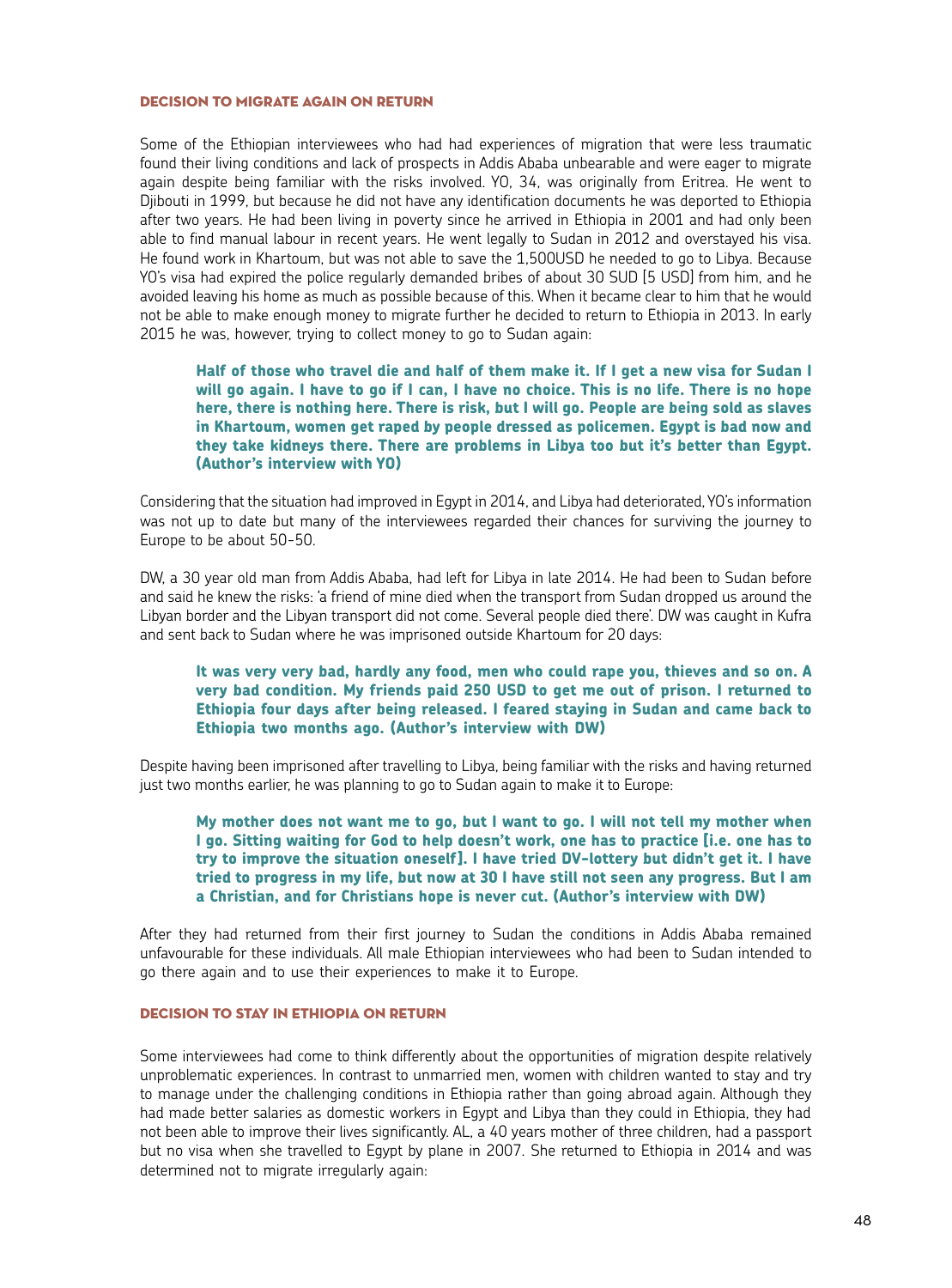### DECISION TO MIGRATE AGAIN ON RETURN

Some of the Ethiopian interviewees who had had experiences of migration that were less traumatic found their living conditions and lack of prospects in Addis Ababa unbearable and were eager to migrate again despite being familiar with the risks involved. YO, 34, was originally from Eritrea. He went to Djibouti in 1999, but because he did not have any identification documents he was deported to Ethiopia after two years. He had been living in poverty since he arrived in Ethiopia in 2001 and had only been able to find manual labour in recent years. He went legally to Sudan in 2012 and overstayed his visa. He found work in Khartoum, but was not able to save the 1,500USD he needed to go to Libya. Because YO's visa had expired the police regularly demanded bribes of about 30 SUD [5 USD] from him, and he avoided leaving his home as much as possible because of this. When it became clear to him that he would not be able to make enough money to migrate further he decided to return to Ethiopia in 2013. In early 2015 he was, however, trying to collect money to go to Sudan again:

> **Half of those who travel die and half of them make it. If I get a new visa for Sudan I will go again. I have to go if I can, I have no choice. This is no life. There is no hope here, there is nothing here. There is risk, but I will go. People are being sold as slaves in Khartoum, women get raped by people dressed as policemen. Egypt is bad now and they take kidneys there. There are problems in Libya too but it's better than Egypt. (Author's interview with YO)**

Considering that the situation had improved in Egypt in 2014, and Libya had deteriorated, YO's information was not up to date but many of the interviewees regarded their chances for surviving the journey to Europe to be about 50-50.

DW, a 30 year old man from Addis Ababa, had left for Libya in late 2014. He had been to Sudan before and said he knew the risks: 'a friend of mine died when the transport from Sudan dropped us around the Libyan border and the Libyan transport did not come. Several people died there'. DW was caught in Kufra and sent back to Sudan where he was imprisoned outside Khartoum for 20 days:

> **It was very very bad, hardly any food, men who could rape you, thieves and so on. A very bad condition. My friends paid 250 USD to get me out of prison. I returned to Ethiopia four days after being released. I feared staying in Sudan and came back to Ethiopia two months ago. (Author's interview with DW)**

Despite having been imprisoned after travelling to Libya, being familiar with the risks and having returned just two months earlier, he was planning to go to Sudan again to make it to Europe:

> **My mother does not want me to go, but I want to go. I will not tell my mother when I go. Sitting waiting for God to help doesn't work, one has to practice [i.e. one has to try to improve the situation oneself]. I have tried DV-lottery but didn't get it. I have tried to progress in my life, but now at 30 I have still not seen any progress. But I am a Christian, and for Christians hope is never cut. (Author's interview with DW)**

After they had returned from their first journey to Sudan the conditions in Addis Ababa remained unfavourable for these individuals. All male Ethiopian interviewees who had been to Sudan intended to go there again and to use their experiences to make it to Europe.

### DECISION TO STAY IN ETHIOPIA ON RETURN

Some interviewees had come to think differently about the opportunities of migration despite relatively unproblematic experiences. In contrast to unmarried men, women with children wanted to stay and try to manage under the challenging conditions in Ethiopia rather than going abroad again. Although they had made better salaries as domestic workers in Egypt and Libya than they could in Ethiopia, they had not been able to improve their lives significantly. AL, a 40 years mother of three children, had a passport but no visa when she travelled to Egypt by plane in 2007. She returned to Ethiopia in 2014 and was determined not to migrate irregularly again: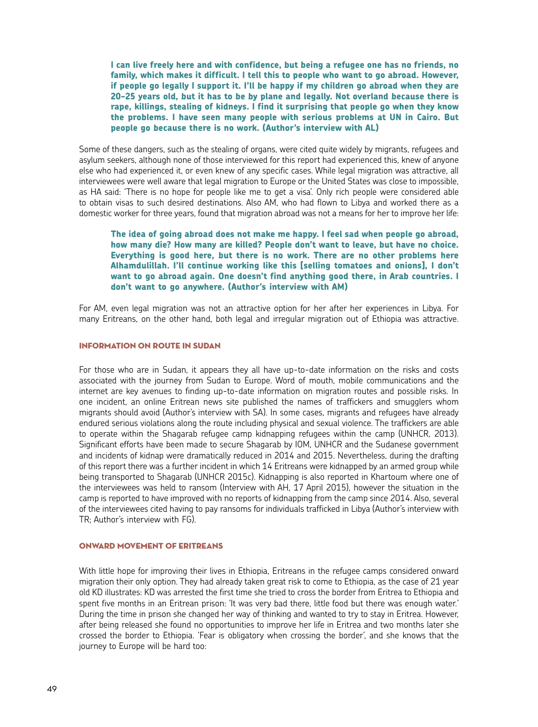> **I can live freely here and with confidence, but being a refugee one has no friends, no family, which makes it difficult. I tell this to people who want to go abroad. However, if people go legally I support it. I'll be happy if my children go abroad when they are 20-25 years old, but it has to be by plane and legally. Not overland because there is rape, killings, stealing of kidneys. I find it surprising that people go when they know the problems. I have seen many people with serious problems at UN in Cairo. But people go because there is no work. (Author's interview with AL)**

Some of these dangers, such as the stealing of organs, were cited quite widely by migrants, refugees and asylum seekers, although none of those interviewed for this report had experienced this, knew of anyone else who had experienced it, or even knew of any specific cases. While legal migration was attractive, all interviewees were well aware that legal migration to Europe or the United States was close to impossible, as HA said: 'There is no hope for people like me to get a visa'. Only rich people were considered able to obtain visas to such desired destinations. Also AM, who had flown to Libya and worked there as a domestic worker for three years, found that migration abroad was not a means for her to improve her life:

> **The idea of going abroad does not make me happy. I feel sad when people go abroad, how many die? How many are killed? People don't want to leave, but have no choice. Everything is good here, but there is no work. There are no other problems here Alhamdulillah. I'll continue working like this [selling tomatoes and onions], I don't want to go abroad again. One doesn't find anything good there, in Arab countries. I don't want to go anywhere. (Author's interview with AM)**

For AM, even legal migration was not an attractive option for her after her experiences in Libya. For many Eritreans, on the other hand, both legal and irregular migration out of Ethiopia was attractive.

### INFORMATION ON ROUTE IN SUDAN

For those who are in Sudan, it appears they all have up-to-date information on the risks and costs associated with the journey from Sudan to Europe. Word of mouth, mobile communications and the internet are key avenues to finding up-to-date information on migration routes and possible risks. In one incident, an online Eritrean news site published the names of traffickers and smugglers whom migrants should avoid (Author's interview with SA). In some cases, migrants and refugees have already endured serious violations along the route including physical and sexual violence. The traffickers are able to operate within the Shagarab refugee camp kidnapping refugees within the camp (UNHCR, 2013). Significant efforts have been made to secure Shagarab by IOM, UNHCR and the Sudanese government and incidents of kidnap were dramatically reduced in 2014 and 2015. Nevertheless, during the drafting of this report there was a further incident in which 14 Eritreans were kidnapped by an armed group while being transported to Shagarab (UNHCR 2015c). Kidnapping is also reported in Khartoum where one of the interviewees was held to ransom (Interview with AH, 17 April 2015), however the situation in the camp is reported to have improved with no reports of kidnapping from the camp since 2014. Also, several of the interviewees cited having to pay ransoms for individuals trafficked in Libya (Author's interview with TR; Author's interview with FG).

### ONWARD MOVEMENT OF ERITREANS

With little hope for improving their lives in Ethiopia, Eritreans in the refugee camps considered onward migration their only option. They had already taken great risk to come to Ethiopia, as the case of 21 year old KD illustrates: KD was arrested the first time she tried to cross the border from Eritrea to Ethiopia and spent five months in an Eritrean prison: 'It was very bad there, little food but there was enough water.' During the time in prison she changed her way of thinking and wanted to try to stay in Eritrea. However, after being released she found no opportunities to improve her life in Eritrea and two months later she crossed the border to Ethiopia. 'Fear is obligatory when crossing the border', and she knows that the journey to Europe will be hard too: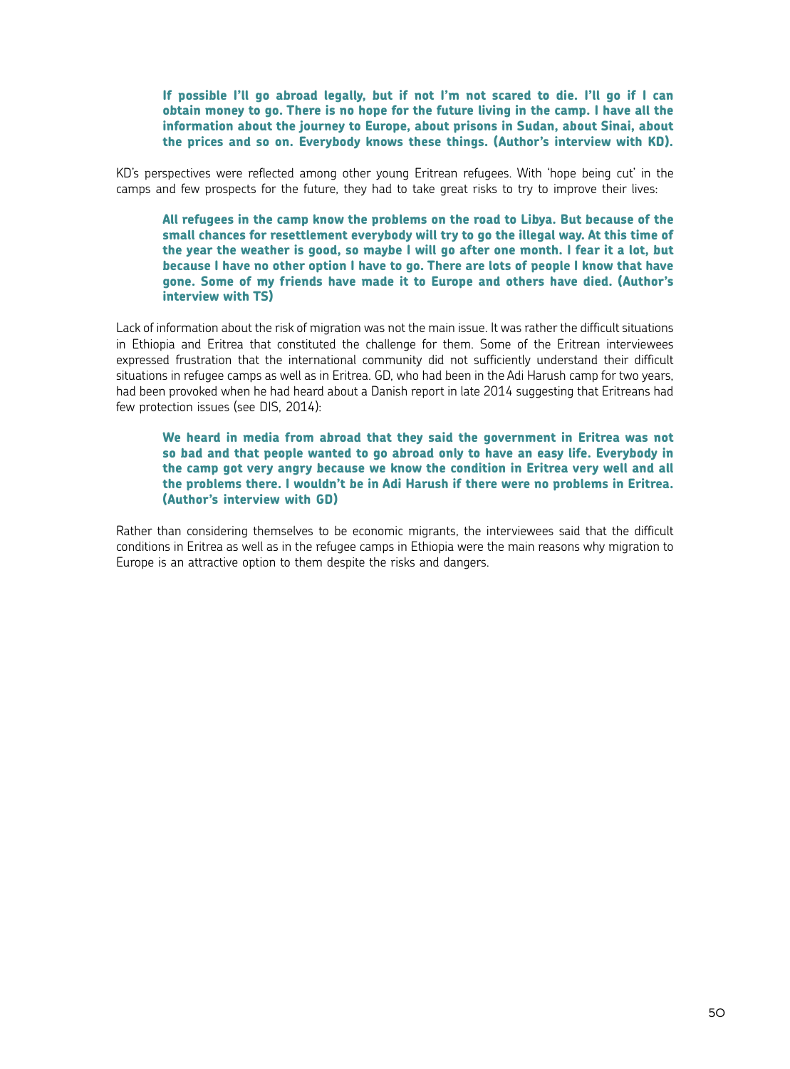> **If possible I'll go abroad legally, but if not I'm not scared to die. I'll go if I can obtain money to go. There is no hope for the future living in the camp. I have all the information about the journey to Europe, about prisons in Sudan, about Sinai, about the prices and so on. Everybody knows these things. (Author's interview with KD).**

KD's perspectives were reflected among other young Eritrean refugees. With 'hope being cut' in the camps and few prospects for the future, they had to take great risks to try to improve their lives:

> **All refugees in the camp know the problems on the road to Libya. But because of the small chances for resettlement everybody will try to go the illegal way. At this time of the year the weather is good, so maybe I will go after one month. I fear it a lot, but because I have no other option I have to go. There are lots of people I know that have gone. Some of my friends have made it to Europe and others have died. (Author's interview with TS)**

Lack of information about the risk of migration was not the main issue. It was rather the difficult situations in Ethiopia and Eritrea that constituted the challenge for them. Some of the Eritrean interviewees expressed frustration that the international community did not sufficiently understand their difficult situations in refugee camps as well as in Eritrea. GD, who had been in the Adi Harush camp for two years, had been provoked when he had heard about a Danish report in late 2014 suggesting that Eritreans had few protection issues (see DIS, 2014):

> **We heard in media from abroad that they said the government in Eritrea was not so bad and that people wanted to go abroad only to have an easy life. Everybody in the camp got very angry because we know the condition in Eritrea very well and all the problems there. I wouldn't be in Adi Harush if there were no problems in Eritrea. (Author's interview with GD)**

Rather than considering themselves to be economic migrants, the interviewees said that the difficult conditions in Eritrea as well as in the refugee camps in Ethiopia were the main reasons why migration to Europe is an attractive option to them despite the risks and dangers.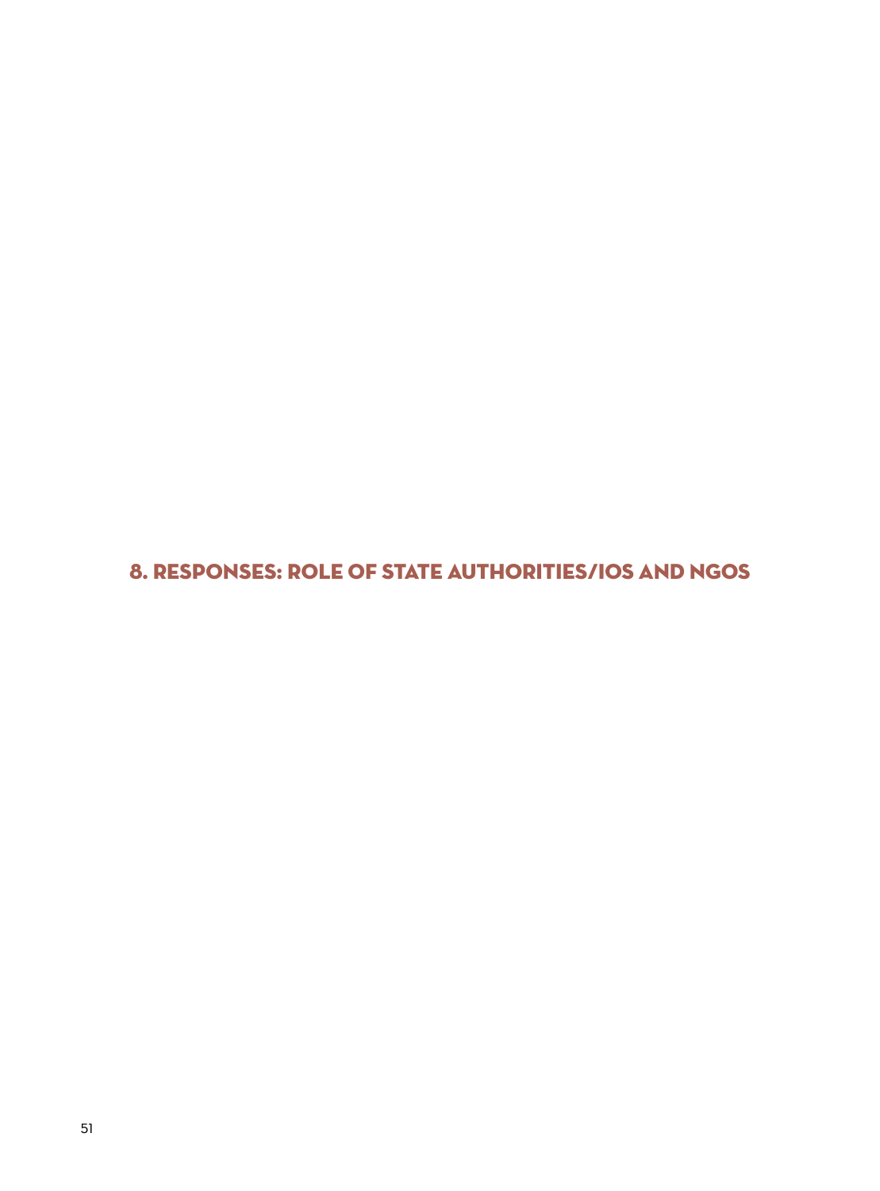# 8. RESPONSES: ROLE OF STATE AUTHORITIES/IOS AND NGOS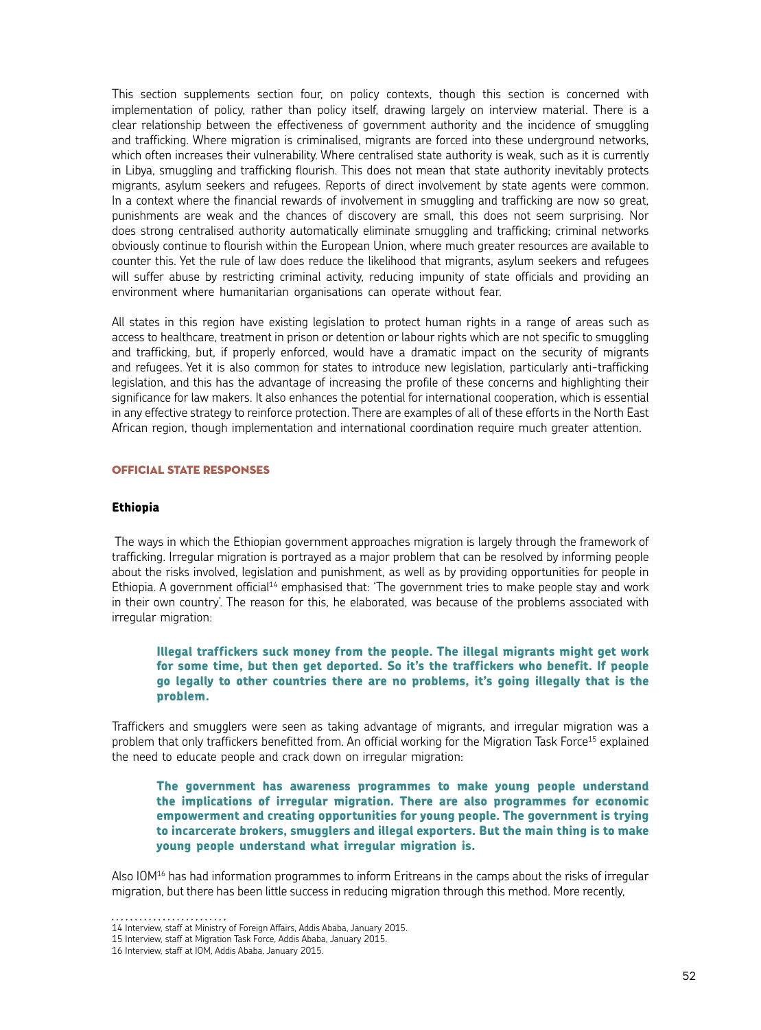This section supplements section four, on policy contexts, though this section is concerned with implementation of policy, rather than policy itself, drawing largely on interview material. There is a clear relationship between the effectiveness of government authority and the incidence of smuggling and trafficking. Where migration is criminalised, migrants are forced into these underground networks, which often increases their vulnerability. Where centralised state authority is weak, such as it is currently in Libya, smuggling and trafficking flourish. This does not mean that state authority inevitably protects migrants, asylum seekers and refugees. Reports of direct involvement by state agents were common. In a context where the financial rewards of involvement in smuggling and trafficking are now so great, punishments are weak and the chances of discovery are small, this does not seem surprising. Nor does strong centralised authority automatically eliminate smuggling and trafficking; criminal networks obviously continue to flourish within the European Union, where much greater resources are available to counter this. Yet the rule of law does reduce the likelihood that migrants, asylum seekers and refugees will suffer abuse by restricting criminal activity, reducing impunity of state officials and providing an environment where humanitarian organisations can operate without fear.

All states in this region have existing legislation to protect human rights in a range of areas such as access to healthcare, treatment in prison or detention or labour rights which are not specific to smuggling and trafficking, but, if properly enforced, would have a dramatic impact on the security of migrants and refugees. Yet it is also common for states to introduce new legislation, particularly anti-trafficking legislation, and this has the advantage of increasing the profile of these concerns and highlighting their significance for law makers. It also enhances the potential for international cooperation, which is essential in any effective strategy to reinforce protection. There are examples of all of these efforts in the North East African region, though implementation and international coordination require much greater attention.

## OFFICIAL STATE RESPONSES

### Ethiopia

The ways in which the Ethiopian government approaches migration is largely through the framework of trafficking. Irregular migration is portrayed as a major problem that can be resolved by informing people about the risks involved, legislation and punishment, as well as by providing opportunities for people in Ethiopia. A government official[14] emphasised that: 'The government tries to make people stay and work in their own country'. The reason for this, he elaborated, was because of the problems associated with irregular migration:

> **Illegal traffickers suck money from the people. The illegal migrants might get work for some time, but then get deported. So it's the traffickers who benefit. If people go legally to other countries there are no problems, it's going illegally that is the problem.**

Traffickers and smugglers were seen as taking advantage of migrants, and irregular migration was a problem that only traffickers benefitted from. An official working for the Migration Task Force[15] explained the need to educate people and crack down on irregular migration:

> **The government has awareness programmes to make young people understand the implications of irregular migration. There are also programmes for economic empowerment and creating opportunities for young people. The government is trying to incarcerate brokers, smugglers and illegal exporters. But the main thing is to make young people understand what irregular migration is.**

Also IOM[16] has had information programmes to inform Eritreans in the camps about the risks of irregular migration, but there has been little success in reducing migration through this method. More recently,

14 Interview, staff at Ministry of Foreign Affairs, Addis Ababa, January 2015.

15 Interview, staff at Migration Task Force, Addis Ababa, January 2015.

16 Interview, staff at IOM, Addis Ababa, January 2015.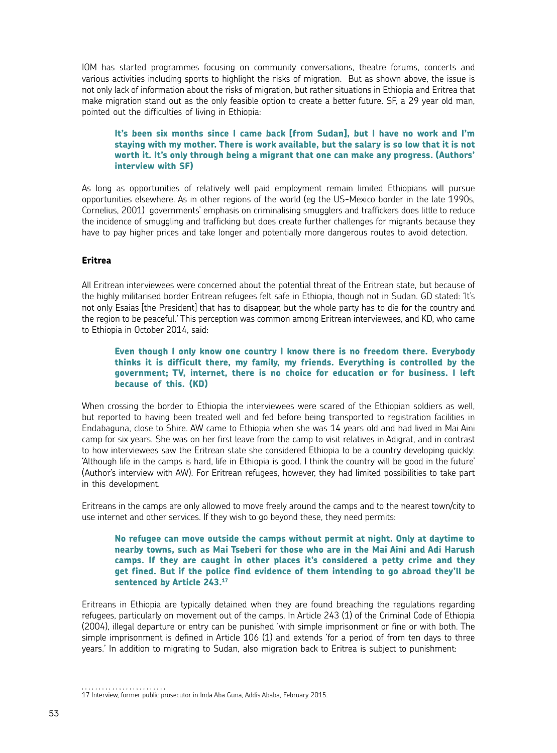IOM has started programmes focusing on community conversations, theatre forums, concerts and various activities including sports to highlight the risks of migration. But as shown above, the issue is not only lack of information about the risks of migration, but rather situations in Ethiopia and Eritrea that make migration stand out as the only feasible option to create a better future. SF, a 29 year old man, pointed out the difficulties of living in Ethiopia:

> **It's been six months since I came back [from Sudan], but I have no work and I'm staying with my mother. There is work available, but the salary is so low that it is not worth it. It's only through being a migrant that one can make any progress. (Authors' interview with SF)**

As long as opportunities of relatively well paid employment remain limited Ethiopians will pursue opportunities elsewhere. As in other regions of the world (eg the US-Mexico border in the late 1990s, Cornelius, 2001) governments' emphasis on criminalising smugglers and traffickers does little to reduce the incidence of smuggling and trafficking but does create further challenges for migrants because they have to pay higher prices and take longer and potentially more dangerous routes to avoid detection.

### Eritrea

All Eritrean interviewees were concerned about the potential threat of the Eritrean state, but because of the highly militarised border Eritrean refugees felt safe in Ethiopia, though not in Sudan. GD stated: 'It's not only Esaias [the President] that has to disappear, but the whole party has to die for the country and the region to be peaceful.' This perception was common among Eritrean interviewees, and KD, who came to Ethiopia in October 2014, said:

> **Even though I only know one country I know there is no freedom there. Everybody thinks it is difficult there, my family, my friends. Everything is controlled by the government; TV, internet, there is no choice for education or for business. I left because of this. (KD)**

When crossing the border to Ethiopia the interviewees were scared of the Ethiopian soldiers as well, but reported to having been treated well and fed before being transported to registration facilities in Endabaguna, close to Shire. AW came to Ethiopia when she was 14 years old and had lived in Mai Aini camp for six years. She was on her first leave from the camp to visit relatives in Adigrat, and in contrast to how interviewees saw the Eritrean state she considered Ethiopia to be a country developing quickly: 'Although life in the camps is hard, life in Ethiopia is good. I think the country will be good in the future' (Author's interview with AW). For Eritrean refugees, however, they had limited possibilities to take part in this development.

Eritreans in the camps are only allowed to move freely around the camps and to the nearest town/city to use internet and other services. If they wish to go beyond these, they need permits:

> **No refugee can move outside the camps without permit at night. Only at daytime to nearby towns, such as Mai Tseberi for those who are in the Mai Aini and Adi Harush camps. If they are caught in other places it's considered a petty crime and they get fined. But if the police find evidence of them intending to go abroad they'll be sentenced by Article 243.[17]**

Eritreans in Ethiopia are typically detained when they are found breaching the regulations regarding refugees, particularly on movement out of the camps. In Article 243 (1) of the Criminal Code of Ethiopia (2004), illegal departure or entry can be punished 'with simple imprisonment or fine or with both. The simple imprisonment is defined in Article 106 (1) and extends 'for a period of from ten days to three years.' In addition to migrating to Sudan, also migration back to Eritrea is subject to punishment:

---

17 Interview, former public prosecutor in Inda Aba Guna, Addis Ababa, February 2015.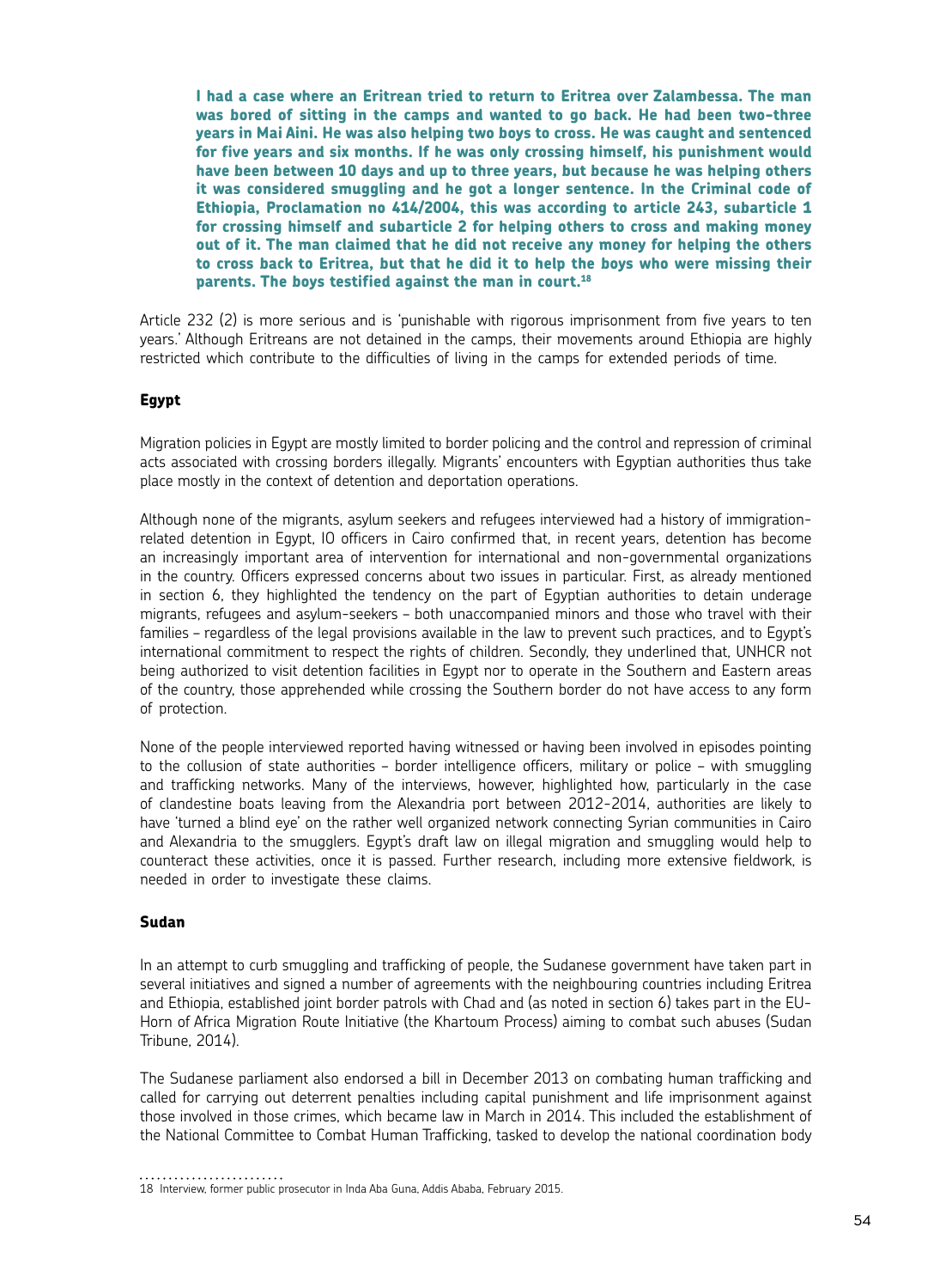**I had a case where an Eritrean tried to return to Eritrea over Zalambessa. The man was bored of sitting in the camps and wanted to go back. He had been two-three years in Mai Aini. He was also helping two boys to cross. He was caught and sentenced for five years and six months. If he was only crossing himself, his punishment would have been between 10 days and up to three years, but because he was helping others it was considered smuggling and he got a longer sentence. In the Criminal code of Ethiopia, Proclamation no 414/2004, this was according to article 243, subarticle 1 for crossing himself and subarticle 2 for helping others to cross and making money out of it. The man claimed that he did not receive any money for helping the others to cross back to Eritrea, but that he did it to help the boys who were missing their parents. The boys testified against the man in court.**[18]

Article 232 (2) is more serious and is 'punishable with rigorous imprisonment from five years to ten years.' Although Eritreans are not detained in the camps, their movements around Ethiopia are highly restricted which contribute to the difficulties of living in the camps for extended periods of time.

### Egypt

Migration policies in Egypt are mostly limited to border policing and the control and repression of criminal acts associated with crossing borders illegally. Migrants' encounters with Egyptian authorities thus take place mostly in the context of detention and deportation operations.

Although none of the migrants, asylum seekers and refugees interviewed had a history of immigration-related detention in Egypt, IO officers in Cairo confirmed that, in recent years, detention has become an increasingly important area of intervention for international and non-governmental organizations in the country. Officers expressed concerns about two issues in particular. First, as already mentioned in section 6, they highlighted the tendency on the part of Egyptian authorities to detain underage migrants, refugees and asylum-seekers – both unaccompanied minors and those who travel with their families – regardless of the legal provisions available in the law to prevent such practices, and to Egypt's international commitment to respect the rights of children. Secondly, they underlined that, UNHCR not being authorized to visit detention facilities in Egypt nor to operate in the Southern and Eastern areas of the country, those apprehended while crossing the Southern border do not have access to any form of protection.

None of the people interviewed reported having witnessed or having been involved in episodes pointing to the collusion of state authorities – border intelligence officers, military or police – with smuggling and trafficking networks. Many of the interviews, however, highlighted how, particularly in the case of clandestine boats leaving from the Alexandria port between 2012-2014, authorities are likely to have 'turned a blind eye' on the rather well organized network connecting Syrian communities in Cairo and Alexandria to the smugglers. Egypt's draft law on illegal migration and smuggling would help to counteract these activities, once it is passed. Further research, including more extensive fieldwork, is needed in order to investigate these claims.

### Sudan

In an attempt to curb smuggling and trafficking of people, the Sudanese government have taken part in several initiatives and signed a number of agreements with the neighbouring countries including Eritrea and Ethiopia, established joint border patrols with Chad and (as noted in section 6) takes part in the EU-Horn of Africa Migration Route Initiative (the Khartoum Process) aiming to combat such abuses (Sudan Tribune, 2014).

The Sudanese parliament also endorsed a bill in December 2013 on combating human trafficking and called for carrying out deterrent penalties including capital punishment and life imprisonment against those involved in those crimes, which became law in March in 2014. This included the establishment of the National Committee to Combat Human Trafficking, tasked to develop the national coordination body

---

18 Interview, former public prosecutor in Inda Aba Guna, Addis Ababa, February 2015.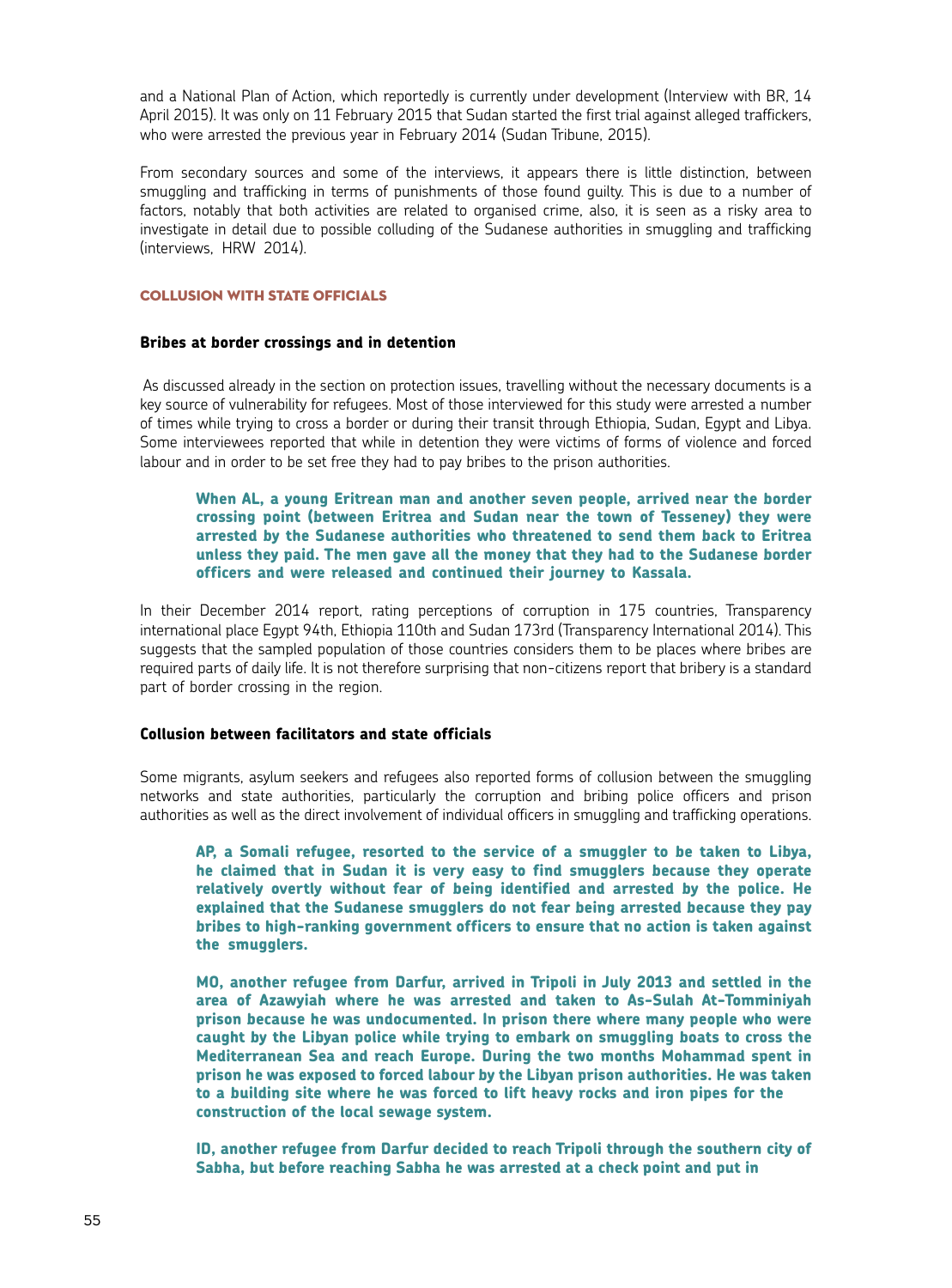and a National Plan of Action, which reportedly is currently under development (Interview with BR, 14 April 2015). It was only on 11 February 2015 that Sudan started the first trial against alleged traffickers, who were arrested the previous year in February 2014 (Sudan Tribune, 2015).

From secondary sources and some of the interviews, it appears there is little distinction, between smuggling and trafficking in terms of punishments of those found guilty. This is due to a number of factors, notably that both activities are related to organised crime, also, it is seen as a risky area to investigate in detail due to possible colluding of the Sudanese authorities in smuggling and trafficking (interviews, HRW 2014).

## COLLUSION WITH STATE OFFICIALS

### Bribes at border crossings and in detention

As discussed already in the section on protection issues, travelling without the necessary documents is a key source of vulnerability for refugees. Most of those interviewed for this study were arrested a number of times while trying to cross a border or during their transit through Ethiopia, Sudan, Egypt and Libya. Some interviewees reported that while in detention they were victims of forms of violence and forced labour and in order to be set free they had to pay bribes to the prison authorities.

> **When AL, a young Eritrean man and another seven people, arrived near the border crossing point (between Eritrea and Sudan near the town of Tesseney) they were arrested by the Sudanese authorities who threatened to send them back to Eritrea unless they paid. The men gave all the money that they had to the Sudanese border officers and were released and continued their journey to Kassala.**

In their December 2014 report, rating perceptions of corruption in 175 countries, Transparency international place Egypt 94th, Ethiopia 110th and Sudan 173rd (Transparency International 2014). This suggests that the sampled population of those countries considers them to be places where bribes are required parts of daily life. It is not therefore surprising that non-citizens report that bribery is a standard part of border crossing in the region.

### Collusion between facilitators and state officials

Some migrants, asylum seekers and refugees also reported forms of collusion between the smuggling networks and state authorities, particularly the corruption and bribing police officers and prison authorities as well as the direct involvement of individual officers in smuggling and trafficking operations.

> **AP, a Somali refugee, resorted to the service of a smuggler to be taken to Libya, he claimed that in Sudan it is very easy to find smugglers because they operate relatively overtly without fear of being identified and arrested by the police. He explained that the Sudanese smugglers do not fear being arrested because they pay bribes to high-ranking government officers to ensure that no action is taken against the smugglers.**

> **MO, another refugee from Darfur, arrived in Tripoli in July 2013 and settled in the area of Azawyiah where he was arrested and taken to As-Sulah At-Tomminiyah prison because he was undocumented. In prison there where many people who were caught by the Libyan police while trying to embark on smuggling boats to cross the Mediterranean Sea and reach Europe. During the two months Mohammad spent in prison he was exposed to forced labour by the Libyan prison authorities. He was taken to a building site where he was forced to lift heavy rocks and iron pipes for the construction of the local sewage system.**

> **ID, another refugee from Darfur decided to reach Tripoli through the southern city of Sabha, but before reaching Sabha he was arrested at a check point and put in**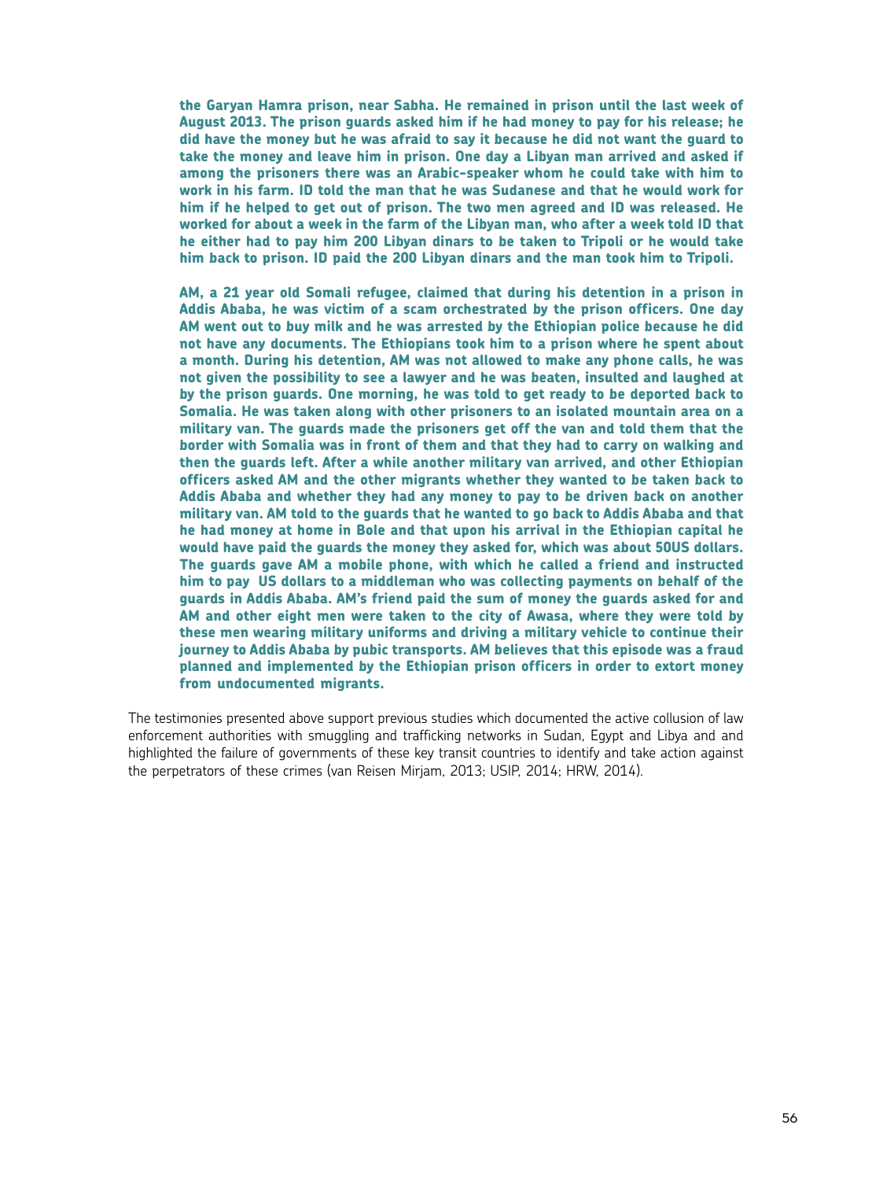**the Garyan Hamra prison, near Sabha. He remained in prison until the last week of August 2013. The prison guards asked him if he had money to pay for his release; he did have the money but he was afraid to say it because he did not want the guard to take the money and leave him in prison. One day a Libyan man arrived and asked if among the prisoners there was an Arabic-speaker whom he could take with him to work in his farm. ID told the man that he was Sudanese and that he would work for him if he helped to get out of prison. The two men agreed and ID was released. He worked for about a week in the farm of the Libyan man, who after a week told ID that he either had to pay him 200 Libyan dinars to be taken to Tripoli or he would take him back to prison. ID paid the 200 Libyan dinars and the man took him to Tripoli.**

**AM, a 21 year old Somali refugee, claimed that during his detention in a prison in Addis Ababa, he was victim of a scam orchestrated by the prison officers. One day AM went out to buy milk and he was arrested by the Ethiopian police because he did not have any documents. The Ethiopians took him to a prison where he spent about a month. During his detention, AM was not allowed to make any phone calls, he was not given the possibility to see a lawyer and he was beaten, insulted and laughed at by the prison guards. One morning, he was told to get ready to be deported back to Somalia. He was taken along with other prisoners to an isolated mountain area on a military van. The guards made the prisoners get off the van and told them that the border with Somalia was in front of them and that they had to carry on walking and then the guards left. After a while another military van arrived, and other Ethiopian officers asked AM and the other migrants whether they wanted to be taken back to Addis Ababa and whether they had any money to pay to be driven back on another military van. AM told to the guards that he wanted to go back to Addis Ababa and that he had money at home in Bole and that upon his arrival in the Ethiopian capital he would have paid the guards the money they asked for, which was about 50US dollars. The guards gave AM a mobile phone, with which he called a friend and instructed him to pay US dollars to a middleman who was collecting payments on behalf of the guards in Addis Ababa. AM's friend paid the sum of money the guards asked for and AM and other eight men were taken to the city of Awasa, where they were told by these men wearing military uniforms and driving a military vehicle to continue their journey to Addis Ababa by pubic transports. AM believes that this episode was a fraud planned and implemented by the Ethiopian prison officers in order to extort money from undocumented migrants.**

The testimonies presented above support previous studies which documented the active collusion of law enforcement authorities with smuggling and trafficking networks in Sudan, Egypt and Libya and and highlighted the failure of governments of these key transit countries to identify and take action against the perpetrators of these crimes (van Reisen Mirjam, 2013; USIP, 2014; HRW, 2014).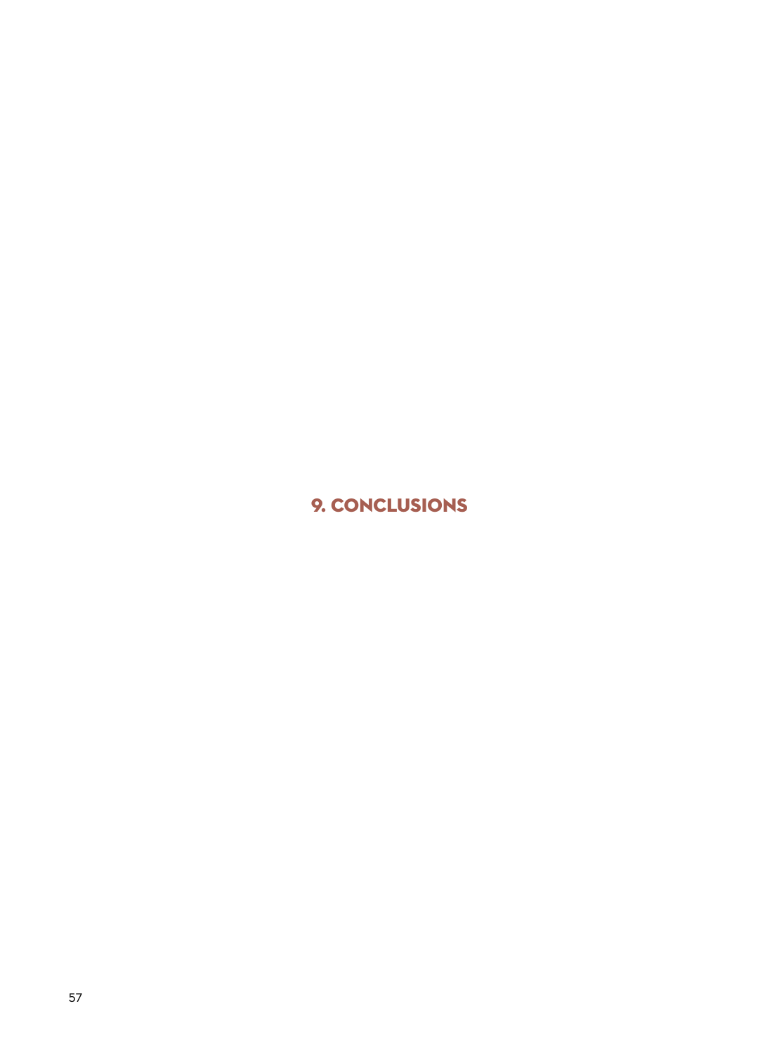# 9. CONCLUSIONS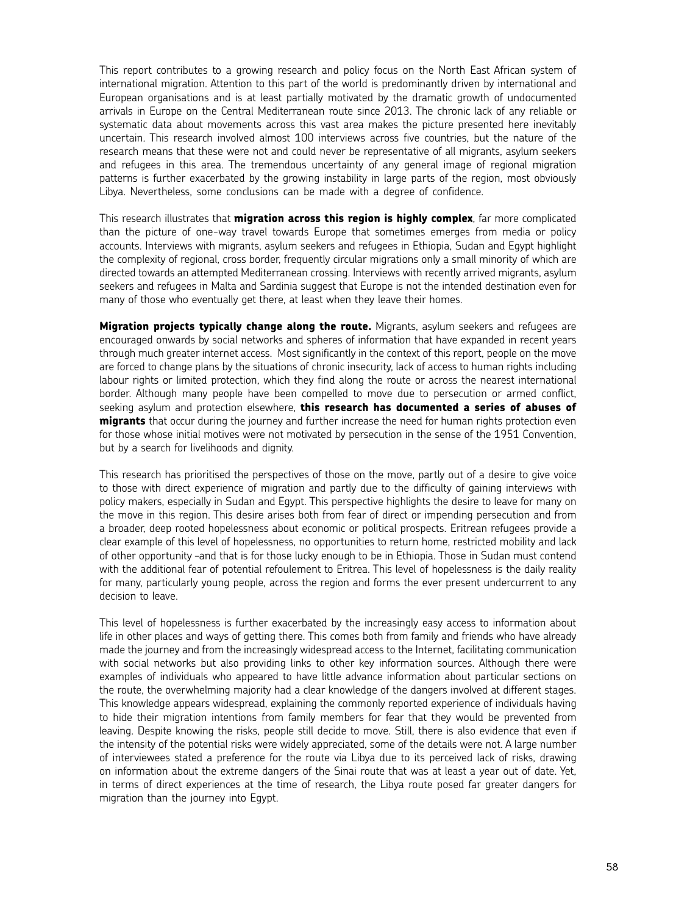This report contributes to a growing research and policy focus on the North East African system of international migration. Attention to this part of the world is predominantly driven by international and European organisations and is at least partially motivated by the dramatic growth of undocumented arrivals in Europe on the Central Mediterranean route since 2013. The chronic lack of any reliable or systematic data about movements across this vast area makes the picture presented here inevitably uncertain. This research involved almost 100 interviews across five countries, but the nature of the research means that these were not and could never be representative of all migrants, asylum seekers and refugees in this area. The tremendous uncertainty of any general image of regional migration patterns is further exacerbated by the growing instability in large parts of the region, most obviously Libya. Nevertheless, some conclusions can be made with a degree of confidence.

This research illustrates that **migration across this region is highly complex**, far more complicated than the picture of one-way travel towards Europe that sometimes emerges from media or policy accounts. Interviews with migrants, asylum seekers and refugees in Ethiopia, Sudan and Egypt highlight the complexity of regional, cross border, frequently circular migrations only a small minority of which are directed towards an attempted Mediterranean crossing. Interviews with recently arrived migrants, asylum seekers and refugees in Malta and Sardinia suggest that Europe is not the intended destination even for many of those who eventually get there, at least when they leave their homes.

**Migration projects typically change along the route.** Migrants, asylum seekers and refugees are encouraged onwards by social networks and spheres of information that have expanded in recent years through much greater internet access. Most significantly in the context of this report, people on the move are forced to change plans by the situations of chronic insecurity, lack of access to human rights including labour rights or limited protection, which they find along the route or across the nearest international border. Although many people have been compelled to move due to persecution or armed conflict, seeking asylum and protection elsewhere, **this research has documented a series of abuses of migrants** that occur during the journey and further increase the need for human rights protection even for those whose initial motives were not motivated by persecution in the sense of the 1951 Convention, but by a search for livelihoods and dignity.

This research has prioritised the perspectives of those on the move, partly out of a desire to give voice to those with direct experience of migration and partly due to the difficulty of gaining interviews with policy makers, especially in Sudan and Egypt. This perspective highlights the desire to leave for many on the move in this region. This desire arises both from fear of direct or impending persecution and from a broader, deep rooted hopelessness about economic or political prospects. Eritrean refugees provide a clear example of this level of hopelessness, no opportunities to return home, restricted mobility and lack of other opportunity –and that is for those lucky enough to be in Ethiopia. Those in Sudan must contend with the additional fear of potential refoulement to Eritrea. This level of hopelessness is the daily reality for many, particularly young people, across the region and forms the ever present undercurrent to any decision to leave.

This level of hopelessness is further exacerbated by the increasingly easy access to information about life in other places and ways of getting there. This comes both from family and friends who have already made the journey and from the increasingly widespread access to the Internet, facilitating communication with social networks but also providing links to other key information sources. Although there were examples of individuals who appeared to have little advance information about particular sections on the route, the overwhelming majority had a clear knowledge of the dangers involved at different stages. This knowledge appears widespread, explaining the commonly reported experience of individuals having to hide their migration intentions from family members for fear that they would be prevented from leaving. Despite knowing the risks, people still decide to move. Still, there is also evidence that even if the intensity of the potential risks were widely appreciated, some of the details were not. A large number of interviewees stated a preference for the route via Libya due to its perceived lack of risks, drawing on information about the extreme dangers of the Sinai route that was at least a year out of date. Yet, in terms of direct experiences at the time of research, the Libya route posed far greater dangers for migration than the journey into Egypt.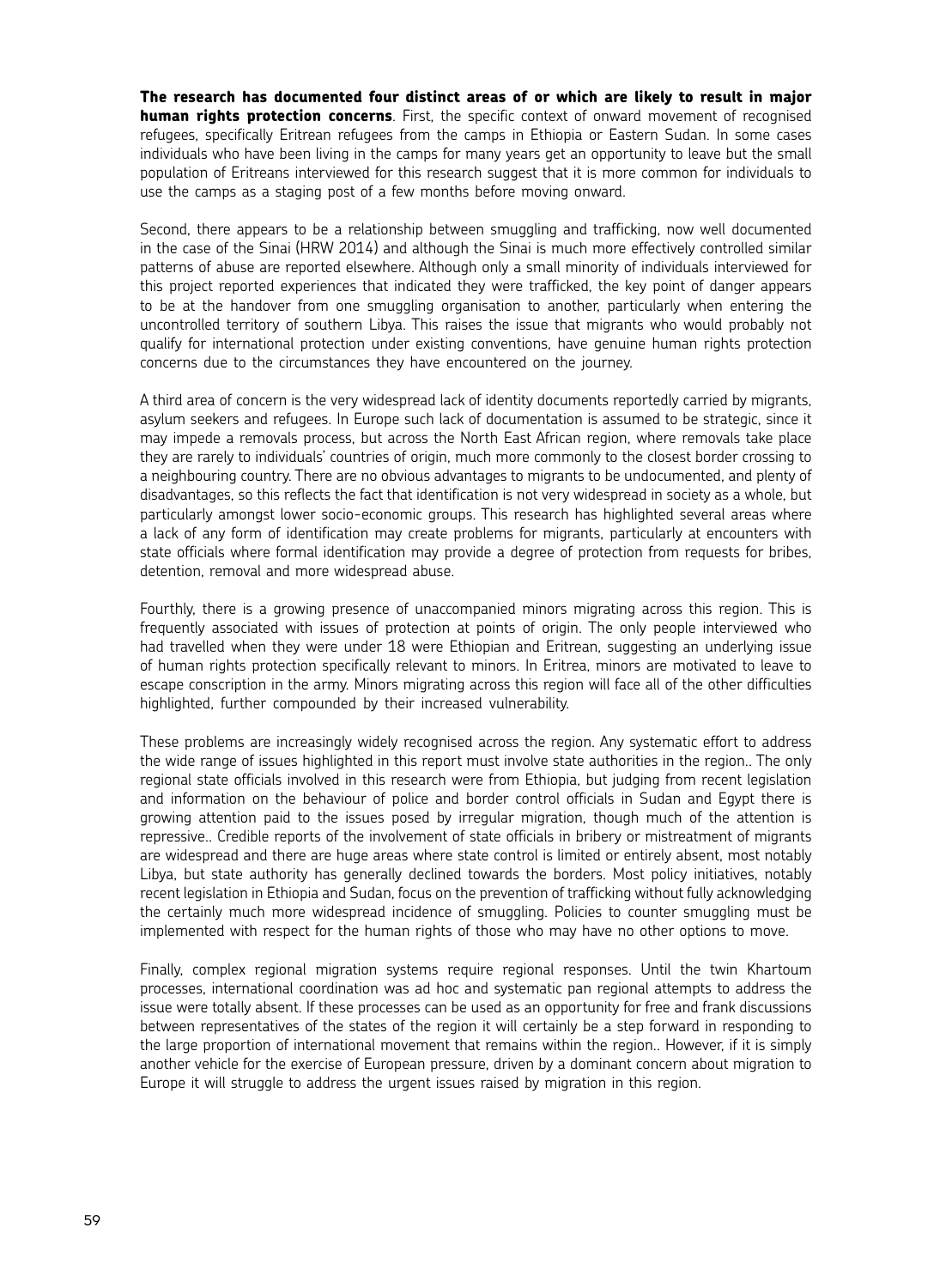**The research has documented four distinct areas of or which are likely to result in major human rights protection concerns**. First, the specific context of onward movement of recognised refugees, specifically Eritrean refugees from the camps in Ethiopia or Eastern Sudan. In some cases individuals who have been living in the camps for many years get an opportunity to leave but the small population of Eritreans interviewed for this research suggest that it is more common for individuals to use the camps as a staging post of a few months before moving onward.

Second, there appears to be a relationship between smuggling and trafficking, now well documented in the case of the Sinai (HRW 2014) and although the Sinai is much more effectively controlled similar patterns of abuse are reported elsewhere. Although only a small minority of individuals interviewed for this project reported experiences that indicated they were trafficked, the key point of danger appears to be at the handover from one smuggling organisation to another, particularly when entering the uncontrolled territory of southern Libya. This raises the issue that migrants who would probably not qualify for international protection under existing conventions, have genuine human rights protection concerns due to the circumstances they have encountered on the journey.

A third area of concern is the very widespread lack of identity documents reportedly carried by migrants, asylum seekers and refugees. In Europe such lack of documentation is assumed to be strategic, since it may impede a removals process, but across the North East African region, where removals take place they are rarely to individuals' countries of origin, much more commonly to the closest border crossing to a neighbouring country. There are no obvious advantages to migrants to be undocumented, and plenty of disadvantages, so this reflects the fact that identification is not very widespread in society as a whole, but particularly amongst lower socio-economic groups. This research has highlighted several areas where a lack of any form of identification may create problems for migrants, particularly at encounters with state officials where formal identification may provide a degree of protection from requests for bribes, detention, removal and more widespread abuse.

Fourthly, there is a growing presence of unaccompanied minors migrating across this region. This is frequently associated with issues of protection at points of origin. The only people interviewed who had travelled when they were under 18 were Ethiopian and Eritrean, suggesting an underlying issue of human rights protection specifically relevant to minors. In Eritrea, minors are motivated to leave to escape conscription in the army. Minors migrating across this region will face all of the other difficulties highlighted, further compounded by their increased vulnerability.

These problems are increasingly widely recognised across the region. Any systematic effort to address the wide range of issues highlighted in this report must involve state authorities in the region.. The only regional state officials involved in this research were from Ethiopia, but judging from recent legislation and information on the behaviour of police and border control officials in Sudan and Egypt there is growing attention paid to the issues posed by irregular migration, though much of the attention is repressive.. Credible reports of the involvement of state officials in bribery or mistreatment of migrants are widespread and there are huge areas where state control is limited or entirely absent, most notably Libya, but state authority has generally declined towards the borders. Most policy initiatives, notably recent legislation in Ethiopia and Sudan, focus on the prevention of trafficking without fully acknowledging the certainly much more widespread incidence of smuggling. Policies to counter smuggling must be implemented with respect for the human rights of those who may have no other options to move.

Finally, complex regional migration systems require regional responses. Until the twin Khartoum processes, international coordination was ad hoc and systematic pan regional attempts to address the issue were totally absent. If these processes can be used as an opportunity for free and frank discussions between representatives of the states of the region it will certainly be a step forward in responding to the large proportion of international movement that remains within the region.. However, if it is simply another vehicle for the exercise of European pressure, driven by a dominant concern about migration to Europe it will struggle to address the urgent issues raised by migration in this region.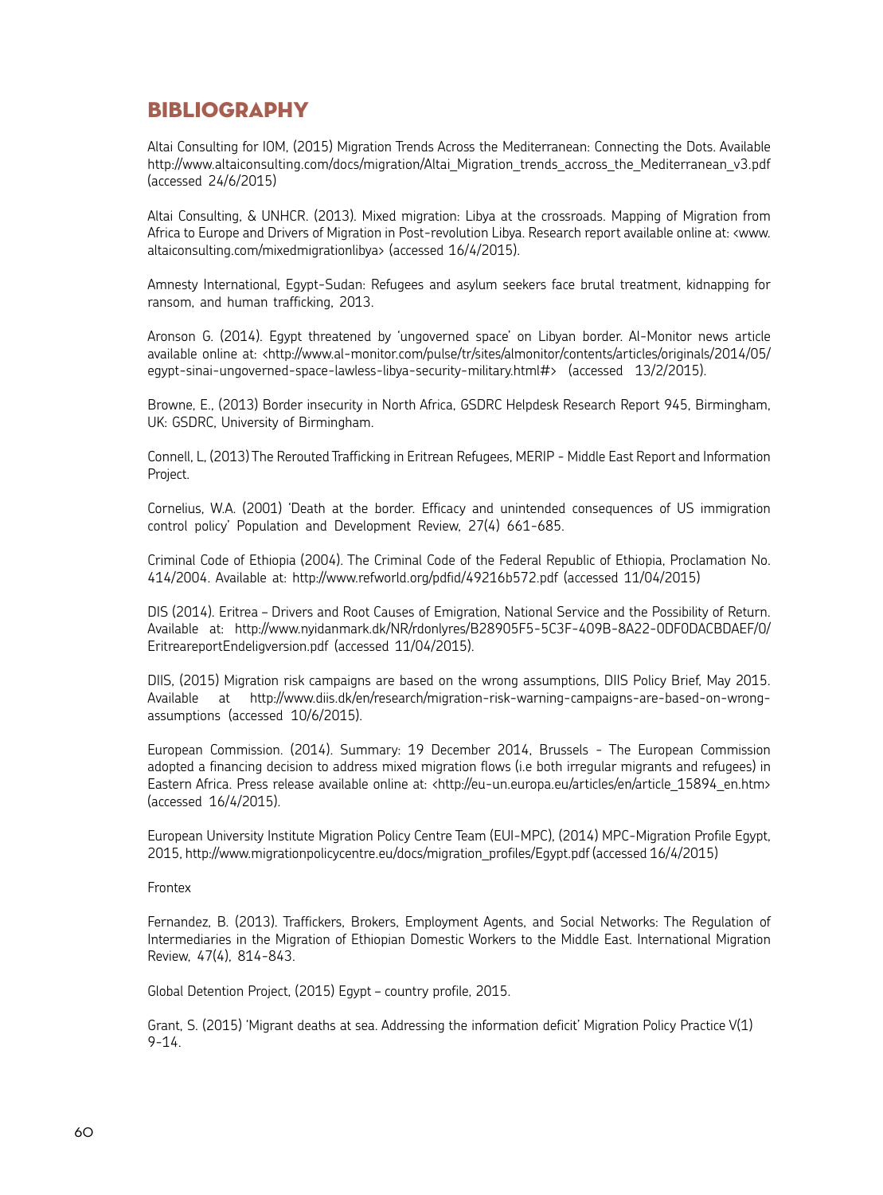# BIBLIOGRAPHY

Altai Consulting for IOM, (2015) Migration Trends Across the Mediterranean: Connecting the Dots. Available http://www.altaiconsulting.com/docs/migration/Altai_Migration_trends_accross_the_Mediterranean_v3.pdf (accessed 24/6/2015)

Altai Consulting, & UNHCR. (2013). Mixed migration: Libya at the crossroads. Mapping of Migration from Africa to Europe and Drivers of Migration in Post-revolution Libya. Research report available online at: <www.altaiconsulting.com/mixedmigrationlibya> (accessed 16/4/2015).

Amnesty International, Egypt-Sudan: Refugees and asylum seekers face brutal treatment, kidnapping for ransom, and human trafficking, 2013.

Aronson G. (2014). Egypt threatened by 'ungoverned space' on Libyan border. Al-Monitor news article available online at: <http://www.al-monitor.com/pulse/tr/sites/almonitor/contents/articles/originals/2014/05/egypt-sinai-ungoverned-space-lawless-libya-security-military.html#> (accessed 13/2/2015).

Browne, E., (2013) Border insecurity in North Africa, GSDRC Helpdesk Research Report 945, Birmingham, UK: GSDRC, University of Birmingham.

Connell, L, (2013) The Rerouted Trafficking in Eritrean Refugees, MERIP - Middle East Report and Information Project.

Cornelius, W.A. (2001) 'Death at the border. Efficacy and unintended consequences of US immigration control policy' Population and Development Review, 27(4) 661-685.

Criminal Code of Ethiopia (2004). The Criminal Code of the Federal Republic of Ethiopia, Proclamation No. 414/2004. Available at: http://www.refworld.org/pdfid/49216b572.pdf (accessed 11/04/2015)

DIS (2014). Eritrea – Drivers and Root Causes of Emigration, National Service and the Possibility of Return. Available at: http://www.nyidanmark.dk/NR/rdonlyres/B28905F5-5C3F-409B-8A22-0DF0DACBDAEF/0/EritreareportEndeligversion.pdf (accessed 11/04/2015).

DIIS, (2015) Migration risk campaigns are based on the wrong assumptions, DIIS Policy Brief, May 2015. Available at http://www.diis.dk/en/research/migration-risk-warning-campaigns-are-based-on-wrong-assumptions (accessed 10/6/2015).

European Commission. (2014). Summary: 19 December 2014, Brussels - The European Commission adopted a financing decision to address mixed migration flows (i.e both irregular migrants and refugees) in Eastern Africa. Press release available online at: <http://eu-un.europa.eu/articles/en/article_15894_en.htm> (accessed 16/4/2015).

European University Institute Migration Policy Centre Team (EUI-MPC), (2014) MPC-Migration Profile Egypt, 2015, http://www.migrationpolicycentre.eu/docs/migration_profiles/Egypt.pdf (accessed 16/4/2015)

Frontex

Fernandez, B. (2013). Traffickers, Brokers, Employment Agents, and Social Networks: The Regulation of Intermediaries in the Migration of Ethiopian Domestic Workers to the Middle East. International Migration Review, 47(4), 814-843.

Global Detention Project, (2015) Egypt – country profile, 2015.

Grant, S. (2015) 'Migrant deaths at sea. Addressing the information deficit' Migration Policy Practice V(1) 9-14.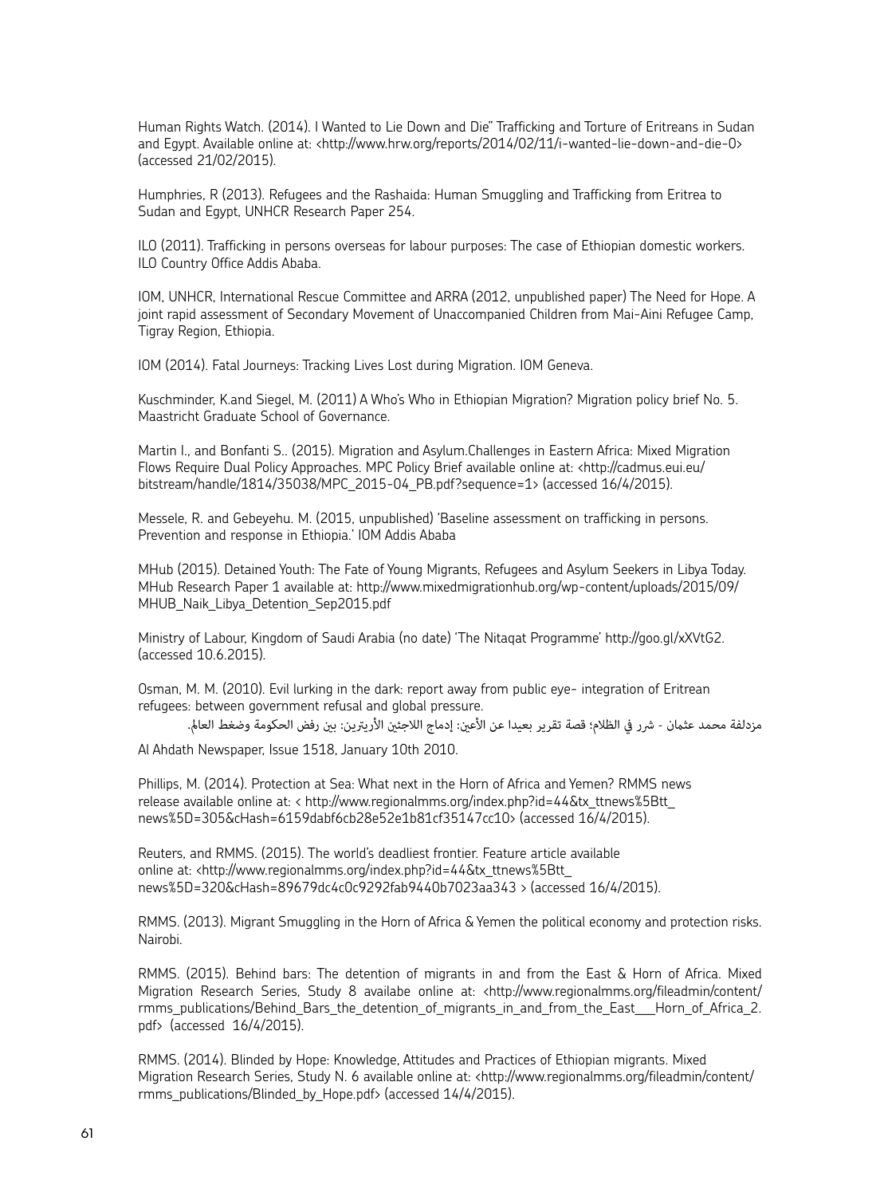Human Rights Watch. (2014). I Wanted to Lie Down and Die" Trafficking and Torture of Eritreans in Sudan and Egypt. Available online at: <http://www.hrw.org/reports/2014/02/11/i-wanted-lie-down-and-die-0> (accessed 21/02/2015).

Humphries, R (2013). Refugees and the Rashaida: Human Smuggling and Trafficking from Eritrea to Sudan and Egypt, UNHCR Research Paper 254.

ILO (2011). Trafficking in persons overseas for labour purposes: The case of Ethiopian domestic workers. ILO Country Office Addis Ababa.

IOM, UNHCR, International Rescue Committee and ARRA (2012, unpublished paper) The Need for Hope. A joint rapid assessment of Secondary Movement of Unaccompanied Children from Mai-Aini Refugee Camp, Tigray Region, Ethiopia.

IOM (2014). Fatal Journeys: Tracking Lives Lost during Migration. IOM Geneva.

Kuschminder, K.and Siegel, M. (2011) A Who's Who in Ethiopian Migration? Migration policy brief No. 5. Maastricht Graduate School of Governance.

Martin I., and Bonfanti S.. (2015). Migration and Asylum.Challenges in Eastern Africa: Mixed Migration Flows Require Dual Policy Approaches. MPC Policy Brief available online at: <http://cadmus.eui.eu/bitstream/handle/1814/35038/MPC_2015-04_PB.pdf?sequence=1> (accessed 16/4/2015).

Messele, R. and Gebeyehu. M. (2015, unpublished) 'Baseline assessment on trafficking in persons. Prevention and response in Ethiopia.' IOM Addis Ababa

MHub (2015). Detained Youth: The Fate of Young Migrants, Refugees and Asylum Seekers in Libya Today. MHub Research Paper 1 available at: http://www.mixedmigrationhub.org/wp-content/uploads/2015/09/MHUB_Naik_Libya_Detention_Sep2015.pdf

Ministry of Labour, Kingdom of Saudi Arabia (no date) 'The Nitaqat Programme' http://goo.gl/xXVtG2. (accessed 10.6.2015).

Osman, M. M. (2010). Evil lurking in the dark: report away from public eye- integration of Eritrean refugees: between government refusal and global pressure.
مزدلفة محمد عثمان - شرر في الظلام؛ قصة تقرير بعيدا عن الأعين: إدماج اللاجئين الأريتريين: بين رفض الحكومة وضغط العالم.

Al Ahdath Newspaper, Issue 1518, January 10th 2010.

Phillips, M. (2014). Protection at Sea: What next in the Horn of Africa and Yemen? RMMS news release available online at: < http://www.regionalmms.org/index.php?id=44&tx_ttnews%5Btt_news%5D=305&cHash=6159dabf6cb28e52e1b81cf35147cc10> (accessed 16/4/2015).

Reuters, and RMMS. (2015). The world's deadliest frontier. Feature article available online at: <http://www.regionalmms.org/index.php?id=44&tx_ttnews%5Btt_news%5D=320&cHash=89679dc4c0c9292fab9440b7023aa343 > (accessed 16/4/2015).

RMMS. (2013). Migrant Smuggling in the Horn of Africa & Yemen the political economy and protection risks. Nairobi.

RMMS. (2015). Behind bars: The detention of migrants in and from the East & Horn of Africa. Mixed Migration Research Series, Study 8 availabe online at: <http://www.regionalmms.org/fileadmin/content/rmms_publications/Behind_Bars_the_detention_of_migrants_in_and_from_the_East___Horn_of_Africa_2.pdf> (accessed 16/4/2015).

RMMS. (2014). Blinded by Hope: Knowledge, Attitudes and Practices of Ethiopian migrants. Mixed Migration Research Series, Study N. 6 available online at: <http://www.regionalmms.org/fileadmin/content/rmms_publications/Blinded_by_Hope.pdf> (accessed 14/4/2015).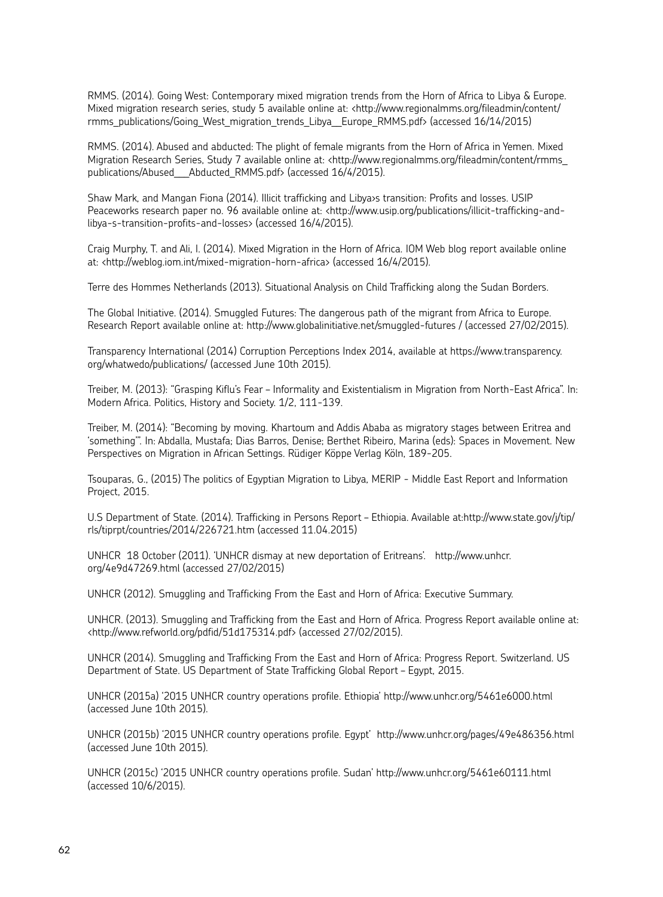RMMS. (2014). Going West: Contemporary mixed migration trends from the Horn of Africa to Libya & Europe. Mixed migration research series, study 5 available online at: <http://www.regionalmms.org/fileadmin/content/rmms_publications/Going_West_migration_trends_Libya__Europe_RMMS.pdf> (accessed 16/14/2015)

RMMS. (2014). Abused and abducted: The plight of female migrants from the Horn of Africa in Yemen. Mixed Migration Research Series, Study 7 available online at: <http://www.regionalmms.org/fileadmin/content/rmms_publications/Abused___Abducted_RMMS.pdf> (accessed 16/4/2015).

Shaw Mark, and Mangan Fiona (2014). Illicit trafficking and Libya›s transition: Profits and losses. USIP Peaceworks research paper no. 96 available online at: <http://www.usip.org/publications/illicit-trafficking-and-libya-s-transition-profits-and-losses> (accessed 16/4/2015).

Craig Murphy, T. and Ali, I. (2014). Mixed Migration in the Horn of Africa. IOM Web blog report available online at: <http://weblog.iom.int/mixed-migration-horn-africa> (accessed 16/4/2015).

Terre des Hommes Netherlands (2013). Situational Analysis on Child Trafficking along the Sudan Borders.

The Global Initiative. (2014). Smuggled Futures: The dangerous path of the migrant from Africa to Europe. Research Report available online at: http://www.globalinitiative.net/smuggled-futures / (accessed 27/02/2015).

Transparency International (2014) Corruption Perceptions Index 2014, available at https://www.transparency.org/whatwedo/publications/ (accessed June 10th 2015).

Treiber, M. (2013): "Grasping Kiflu's Fear – Informality and Existentialism in Migration from North-East Africa". In: Modern Africa. Politics, History and Society. 1/2, 111-139.

Treiber, M. (2014): "Becoming by moving. Khartoum and Addis Ababa as migratory stages between Eritrea and 'something'". In: Abdalla, Mustafa; Dias Barros, Denise; Berthet Ribeiro, Marina (eds): Spaces in Movement. New Perspectives on Migration in African Settings. Rüdiger Köppe Verlag Köln, 189-205.

Tsouparas, G., (2015) The politics of Egyptian Migration to Libya, MERIP - Middle East Report and Information Project, 2015.

U.S Department of State. (2014). Trafficking in Persons Report – Ethiopia. Available at:http://www.state.gov/j/tip/rls/tiprpt/countries/2014/226721.htm (accessed 11.04.2015)

UNHCR 18 October (2011). 'UNHCR dismay at new deportation of Eritreans'. http://www.unhcr.org/4e9d47269.html (accessed 27/02/2015)

UNHCR (2012). Smuggling and Trafficking From the East and Horn of Africa: Executive Summary.

UNHCR. (2013). Smuggling and Trafficking from the East and Horn of Africa. Progress Report available online at: <http://www.refworld.org/pdfid/51d175314.pdf> (accessed 27/02/2015).

UNHCR (2014). Smuggling and Trafficking From the East and Horn of Africa: Progress Report. Switzerland. US Department of State. US Department of State Trafficking Global Report – Egypt, 2015.

UNHCR (2015a) '2015 UNHCR country operations profile. Ethiopia' http://www.unhcr.org/5461e6000.html (accessed June 10th 2015).

UNHCR (2015b) '2015 UNHCR country operations profile. Egypt' http://www.unhcr.org/pages/49e486356.html (accessed June 10th 2015).

UNHCR (2015c) '2015 UNHCR country operations profile. Sudan' http://www.unhcr.org/5461e60111.html (accessed 10/6/2015).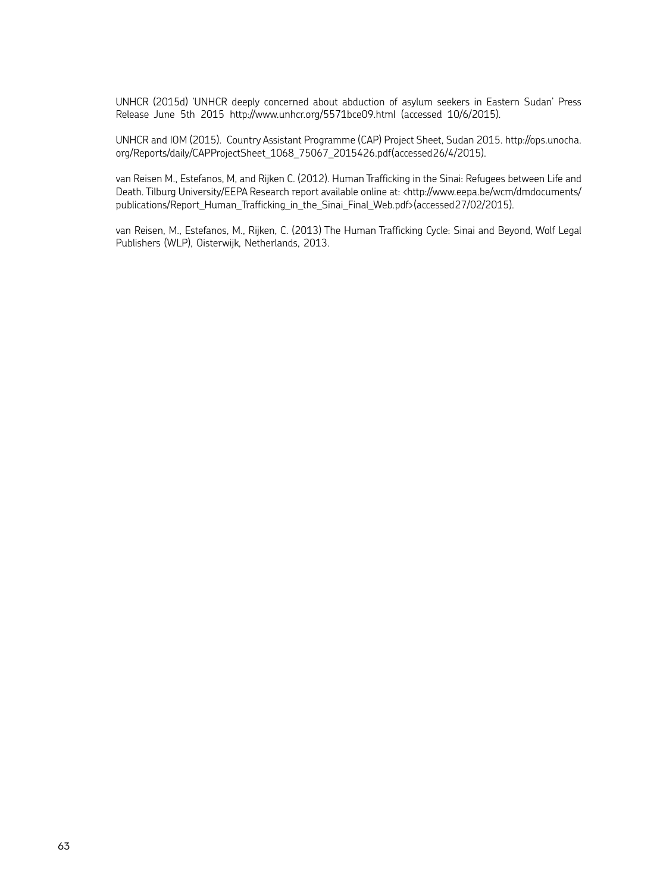UNHCR (2015d) 'UNHCR deeply concerned about abduction of asylum seekers in Eastern Sudan' Press Release June 5th 2015 http://www.unhcr.org/5571bce09.html (accessed 10/6/2015).

UNHCR and IOM (2015). Country Assistant Programme (CAP) Project Sheet, Sudan 2015. http://ops.unocha.org/Reports/daily/CAPProjectSheet_1068_75067_2015426.pdf(accessed26/4/2015).

van Reisen M., Estefanos, M, and Rijken C. (2012). Human Trafficking in the Sinai: Refugees between Life and Death. Tilburg University/EEPA Research report available online at: <http://www.eepa.be/wcm/dmdocuments/publications/Report_Human_Trafficking_in_the_Sinai_Final_Web.pdf>(accessed27/02/2015).

van Reisen, M., Estefanos, M., Rijken, C. (2013) The Human Trafficking Cycle: Sinai and Beyond, Wolf Legal Publishers (WLP), Oisterwijk, Netherlands, 2013.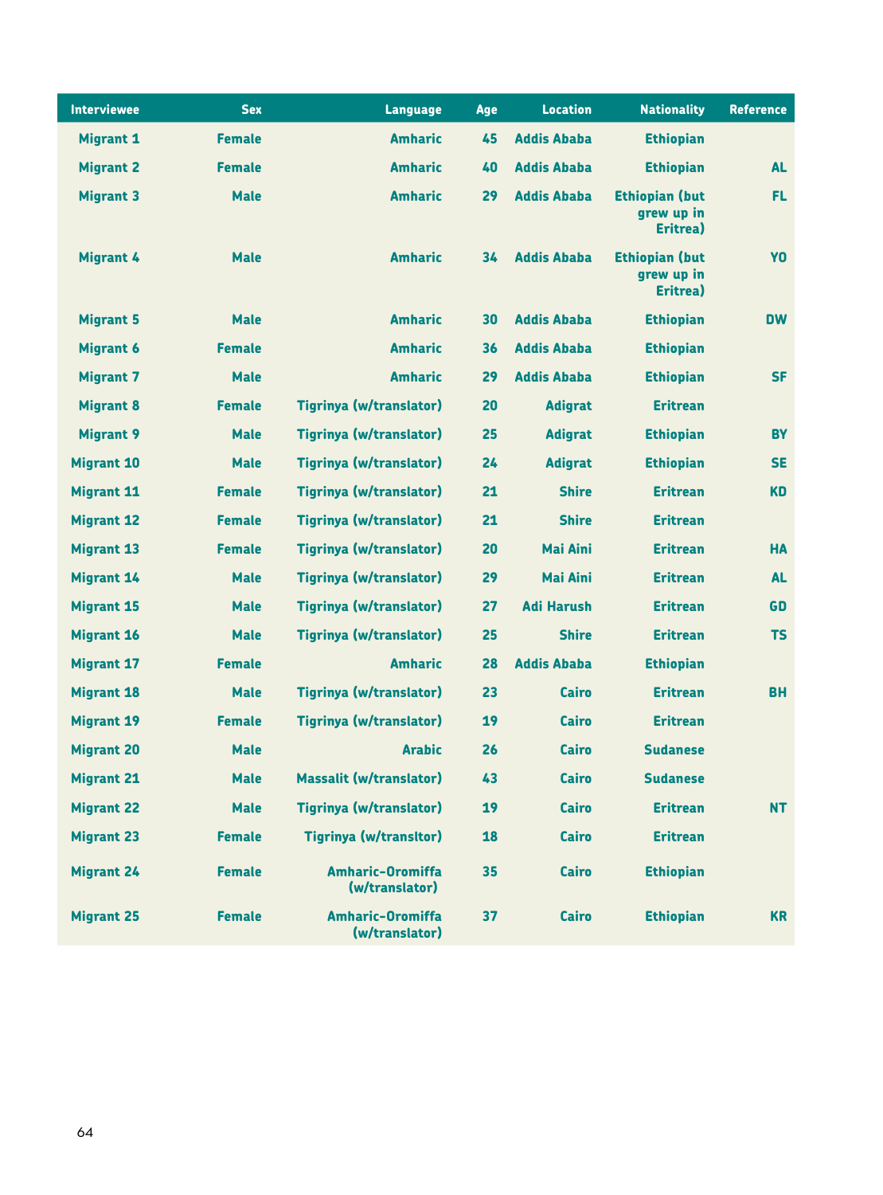| Interviewee | Sex | Language | Age | Location | Nationality | Reference |
|---|---|---|---|---|---|---|
| Migrant 1 | Female | Amharic | 45 | Addis Ababa | Ethiopian | |
| Migrant 2 | Female | Amharic | 40 | Addis Ababa | Ethiopian | AL |
| Migrant 3 | Male | Amharic | 29 | Addis Ababa | Ethiopian (but grew up in Eritrea) | FL |
| Migrant 4 | Male | Amharic | 34 | Addis Ababa | Ethiopian (but grew up in Eritrea) | YO |
| Migrant 5 | Male | Amharic | 30 | Addis Ababa | Ethiopian | DW |
| Migrant 6 | Female | Amharic | 36 | Addis Ababa | Ethiopian | |
| Migrant 7 | Male | Amharic | 29 | Addis Ababa | Ethiopian | SF |
| Migrant 8 | Female | Tigrinya (w/translator) | 20 | Adigrat | Eritrean | |
| Migrant 9 | Male | Tigrinya (w/translator) | 25 | Adigrat | Ethiopian | BY |
| Migrant 10 | Male | Tigrinya (w/translator) | 24 | Adigrat | Ethiopian | SE |
| Migrant 11 | Female | Tigrinya (w/translator) | 21 | Shire | Eritrean | KD |
| Migrant 12 | Female | Tigrinya (w/translator) | 21 | Shire | Eritrean | |
| Migrant 13 | Female | Tigrinya (w/translator) | 20 | Mai Aini | Eritrean | HA |
| Migrant 14 | Male | Tigrinya (w/translator) | 29 | Mai Aini | Eritrean | AL |
| Migrant 15 | Male | Tigrinya (w/translator) | 27 | Adi Harush | Eritrean | GD |
| Migrant 16 | Male | Tigrinya (w/translator) | 25 | Shire | Eritrean | TS |
| Migrant 17 | Female | Amharic | 28 | Addis Ababa | Ethiopian | |
| Migrant 18 | Male | Tigrinya (w/translator) | 23 | Cairo | Eritrean | BH |
| Migrant 19 | Female | Tigrinya (w/translator) | 19 | Cairo | Eritrean | |
| Migrant 20 | Male | Arabic | 26 | Cairo | Sudanese | |
| Migrant 21 | Male | Massalit (w/translator) | 43 | Cairo | Sudanese | |
| Migrant 22 | Male | Tigrinya (w/translator) | 19 | Cairo | Eritrean | NT |
| Migrant 23 | Female | Tigrinya (w/translItor) | 18 | Cairo | Eritrean | |
| Migrant 24 | Female | Amharic-Oromiffa (w/translator) | 35 | Cairo | Ethiopian | |
| Migrant 25 | Female | Amharic-Oromiffa (w/translator) | 37 | Cairo | Ethiopian | KR |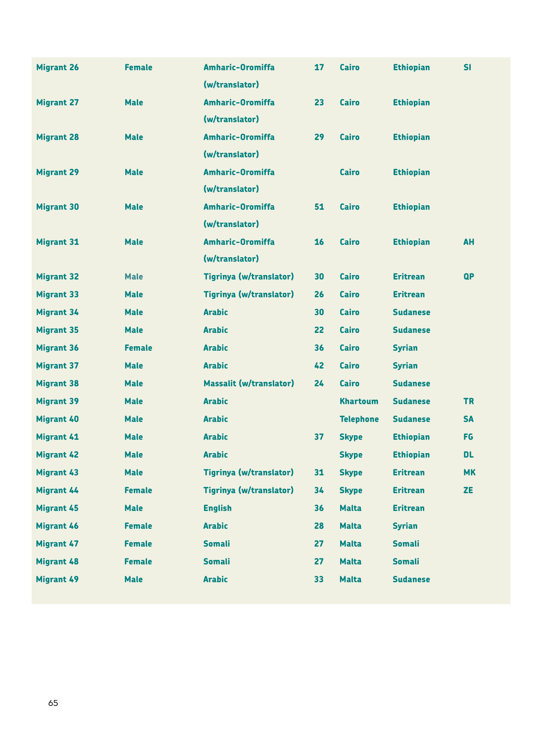| | | | | | | |
|---|---|---|---|---|---|---|
| Migrant 26 | Female | Amharic-Oromiffa (w/translator) | 17 | Cairo | Ethiopian | SI |
| Migrant 27 | Male | Amharic-Oromiffa (w/translator) | 23 | Cairo | Ethiopian | |
| Migrant 28 | Male | Amharic-Oromiffa (w/translator) | 29 | Cairo | Ethiopian | |
| Migrant 29 | Male | Amharic-Oromiffa (w/translator) | | Cairo | Ethiopian | |
| Migrant 30 | Male | Amharic-Oromiffa (w/translator) | 51 | Cairo | Ethiopian | |
| Migrant 31 | Male | Amharic-Oromiffa (w/translator) | 16 | Cairo | Ethiopian | AH |
| Migrant 32 | Male | Tigrinya (w/translator) | 30 | Cairo | Eritrean | QP |
| Migrant 33 | Male | Tigrinya (w/translator) | 26 | Cairo | Eritrean | |
| Migrant 34 | Male | Arabic | 30 | Cairo | Sudanese | |
| Migrant 35 | Male | Arabic | 22 | Cairo | Sudanese | |
| Migrant 36 | Female | Arabic | 36 | Cairo | Syrian | |
| Migrant 37 | Male | Arabic | 42 | Cairo | Syrian | |
| Migrant 38 | Male | Massalit (w/translator) | 24 | Cairo | Sudanese | |
| Migrant 39 | Male | Arabic | | Khartoum | Sudanese | TR |
| Migrant 40 | Male | Arabic | | Telephone | Sudanese | SA |
| Migrant 41 | Male | Arabic | 37 | Skype | Ethiopian | FG |
| Migrant 42 | Male | Arabic | | Skype | Ethiopian | DL |
| Migrant 43 | Male | Tigrinya (w/translator) | 31 | Skype | Eritrean | MK |
| Migrant 44 | Female | Tigrinya (w/translator) | 34 | Skype | Eritrean | ZE |
| Migrant 45 | Male | English | 36 | Malta | Eritrean | |
| Migrant 46 | Female | Arabic | 28 | Malta | Syrian | |
| Migrant 47 | Female | Somali | 27 | Malta | Somali | |
| Migrant 48 | Female | Somali | 27 | Malta | Somali | |
| Migrant 49 | Male | Arabic | 33 | Malta | Sudanese | |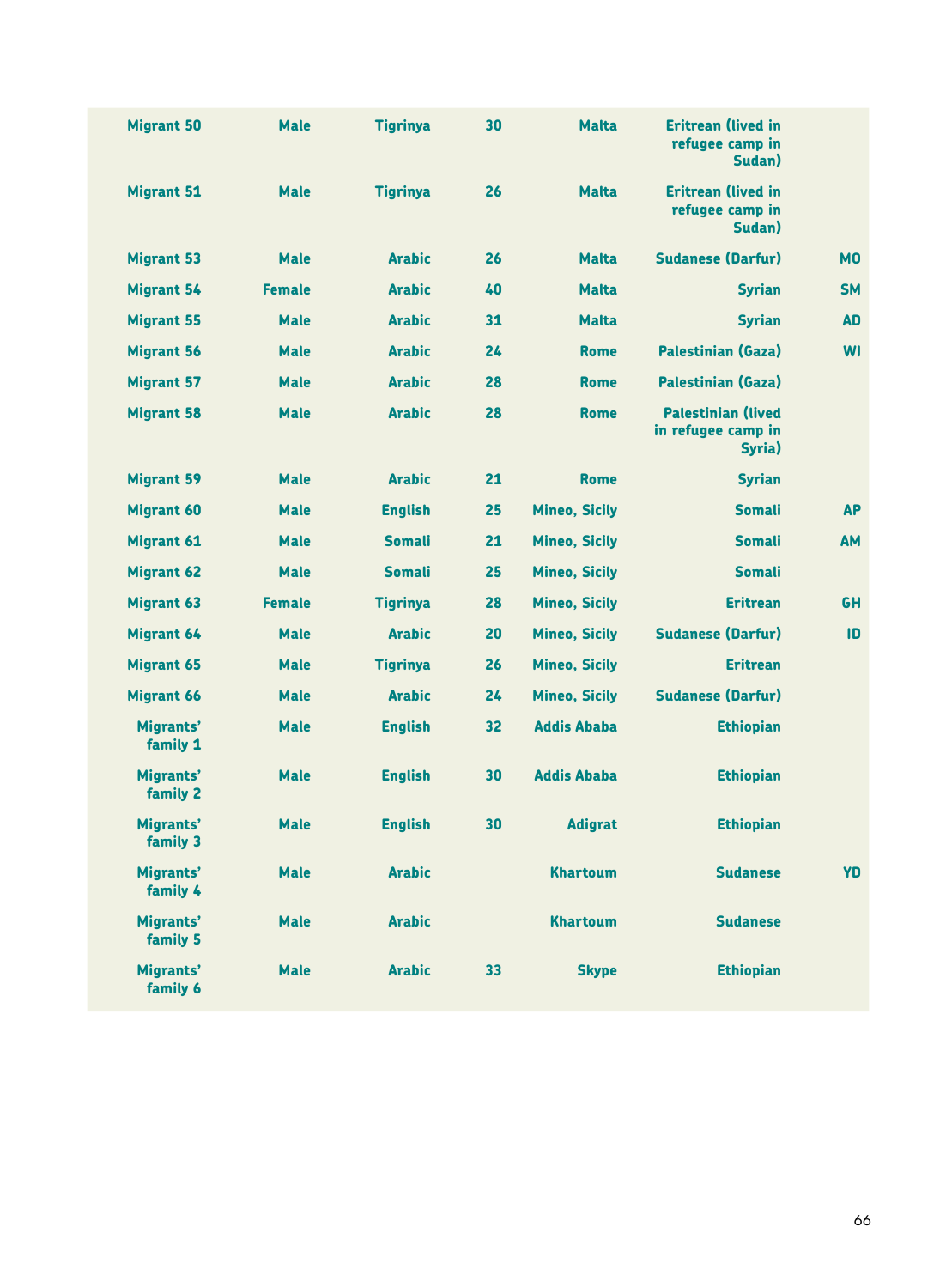| | | | | | | |
|---|---|---|---|---|---|---|
| Migrant 50 | Male | Tigrinya | 30 | Malta | Eritrean (lived in refugee camp in Sudan) | |
| Migrant 51 | Male | Tigrinya | 26 | Malta | Eritrean (lived in refugee camp in Sudan) | |
| Migrant 53 | Male | Arabic | 26 | Malta | Sudanese (Darfur) | MO |
| Migrant 54 | Female | Arabic | 40 | Malta | Syrian | SM |
| Migrant 55 | Male | Arabic | 31 | Malta | Syrian | AD |
| Migrant 56 | Male | Arabic | 24 | Rome | Palestinian (Gaza) | WI |
| Migrant 57 | Male | Arabic | 28 | Rome | Palestinian (Gaza) | |
| Migrant 58 | Male | Arabic | 28 | Rome | Palestinian (lived in refugee camp in Syria) | |
| Migrant 59 | Male | Arabic | 21 | Rome | Syrian | |
| Migrant 60 | Male | English | 25 | Mineo, Sicily | Somali | AP |
| Migrant 61 | Male | Somali | 21 | Mineo, Sicily | Somali | AM |
| Migrant 62 | Male | Somali | 25 | Mineo, Sicily | Somali | |
| Migrant 63 | Female | Tigrinya | 28 | Mineo, Sicily | Eritrean | GH |
| Migrant 64 | Male | Arabic | 20 | Mineo, Sicily | Sudanese (Darfur) | ID |
| Migrant 65 | Male | Tigrinya | 26 | Mineo, Sicily | Eritrean | |
| Migrant 66 | Male | Arabic | 24 | Mineo, Sicily | Sudanese (Darfur) | |
| Migrants' family 1 | Male | English | 32 | Addis Ababa | Ethiopian | |
| Migrants' family 2 | Male | English | 30 | Addis Ababa | Ethiopian | |
| Migrants' family 3 | Male | English | 30 | Adigrat | Ethiopian | |
| Migrants' family 4 | Male | Arabic | | Khartoum | Sudanese | YD |
| Migrants' family 5 | Male | Arabic | | Khartoum | Sudanese | |
| Migrants' family 6 | Male | Arabic | 33 | Skype | Ethiopian | |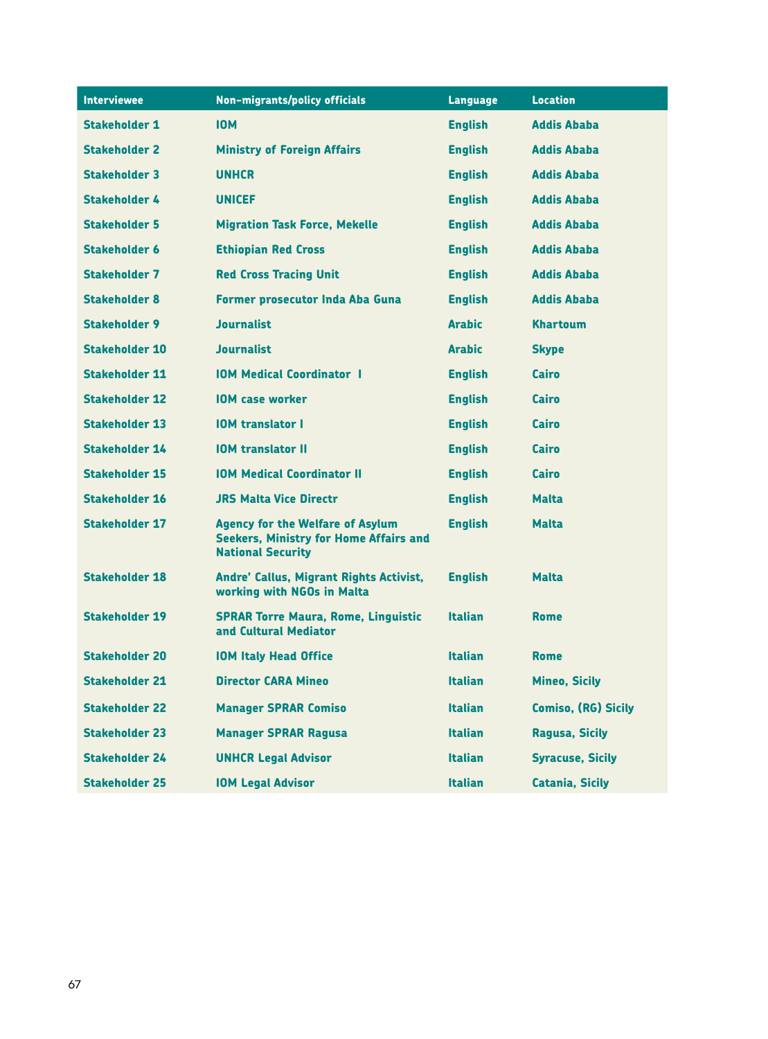| Interviewee | Non-migrants/policy officials | Language | Location |
|---|---|---|---|
| Stakeholder 1 | IOM | English | Addis Ababa |
| Stakeholder 2 | Ministry of Foreign Affairs | English | Addis Ababa |
| Stakeholder 3 | UNHCR | English | Addis Ababa |
| Stakeholder 4 | UNICEF | English | Addis Ababa |
| Stakeholder 5 | Migration Task Force, Mekelle | English | Addis Ababa |
| Stakeholder 6 | Ethiopian Red Cross | English | Addis Ababa |
| Stakeholder 7 | Red Cross Tracing Unit | English | Addis Ababa |
| Stakeholder 8 | Former prosecutor Inda Aba Guna | English | Addis Ababa |
| Stakeholder 9 | Journalist | Arabic | Khartoum |
| Stakeholder 10 | Journalist | Arabic | Skype |
| Stakeholder 11 | IOM Medical Coordinator I | English | Cairo |
| Stakeholder 12 | IOM case worker | English | Cairo |
| Stakeholder 13 | IOM translator I | English | Cairo |
| Stakeholder 14 | IOM translator II | English | Cairo |
| Stakeholder 15 | IOM Medical Coordinator II | English | Cairo |
| Stakeholder 16 | JRS Malta Vice Directr | English | Malta |
| Stakeholder 17 | Agency for the Welfare of Asylum Seekers, Ministry for Home Affairs and National Security | English | Malta |
| Stakeholder 18 | Andre' Callus, Migrant Rights Activist, working with NGOs in Malta | English | Malta |
| Stakeholder 19 | SPRAR Torre Maura, Rome, Linguistic and Cultural Mediator | Italian | Rome |
| Stakeholder 20 | IOM Italy Head Office | Italian | Rome |
| Stakeholder 21 | Director CARA Mineo | Italian | Mineo, Sicily |
| Stakeholder 22 | Manager SPRAR Comiso | Italian | Comiso, (RG) Sicily |
| Stakeholder 23 | Manager SPRAR Ragusa | Italian | Ragusa, Sicily |
| Stakeholder 24 | UNHCR Legal Advisor | Italian | Syracuse, Sicily |
| Stakeholder 25 | IOM Legal Advisor | Italian | Catania, Sicily |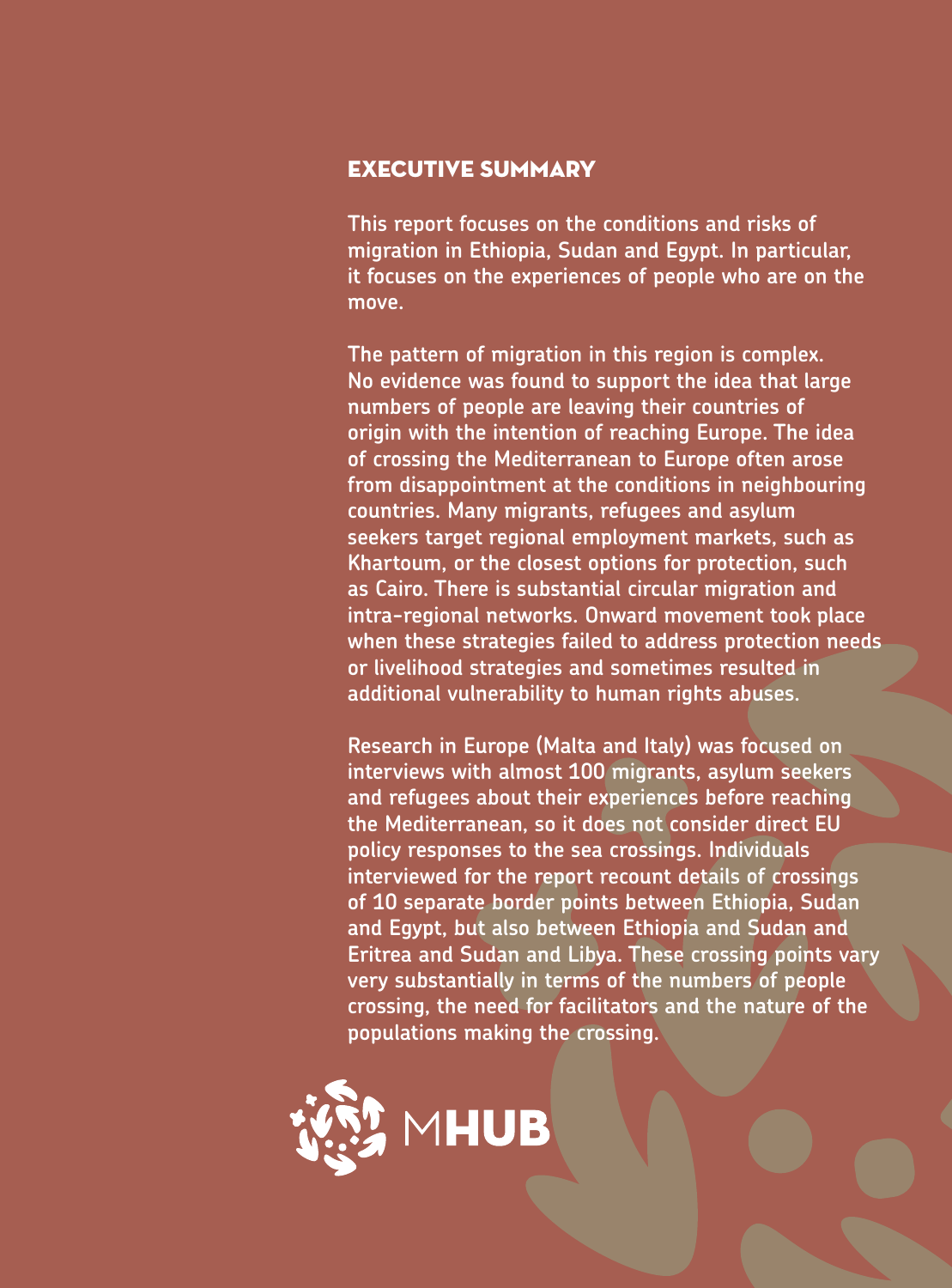## EXECUTIVE SUMMARY

This report focuses on the conditions and risks of migration in Ethiopia, Sudan and Egypt. In particular, it focuses on the experiences of people who are on the move.

The pattern of migration in this region is complex. No evidence was found to support the idea that large numbers of people are leaving their countries of origin with the intention of reaching Europe. The idea of crossing the Mediterranean to Europe often arose from disappointment at the conditions in neighbouring countries. Many migrants, refugees and asylum seekers target regional employment markets, such as Khartoum, or the closest options for protection, such as Cairo. There is substantial circular migration and intra-regional networks. Onward movement took place when these strategies failed to address protection needs or livelihood strategies and sometimes resulted in additional vulnerability to human rights abuses.

Research in Europe (Malta and Italy) was focused on interviews with almost 100 migrants, asylum seekers and refugees about their experiences before reaching the Mediterranean, so it does not consider direct EU policy responses to the sea crossings. Individuals interviewed for the report recount details of crossings of 10 separate border points between Ethiopia, Sudan and Egypt, but also between Ethiopia and Sudan and Eritrea and Sudan and Libya. These crossing points vary very substantially in terms of the numbers of people crossing, the need for facilitators and the nature of the populations making the crossing.

MHUB